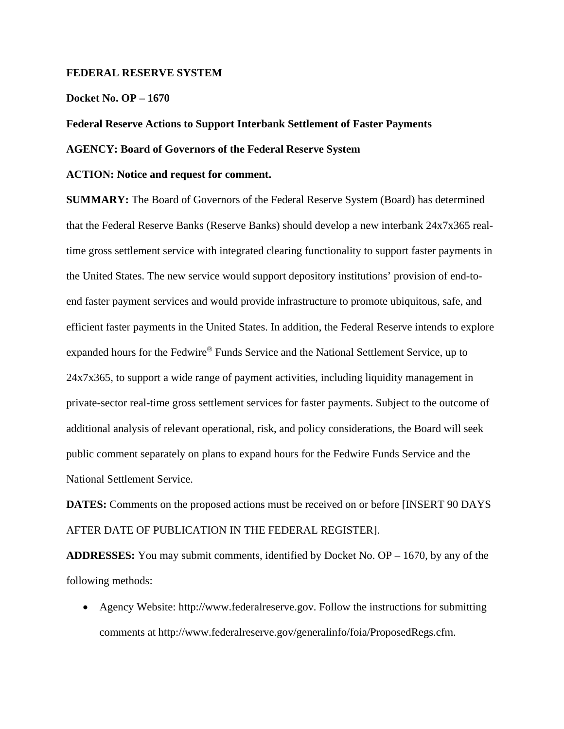**FEDERAL RESERVE SYSTEM**

**Docket No. OP – 1670**

**Federal Reserve Actions to Support Interbank Settlement of Faster Payments**

**AGENCY: Board of Governors of the Federal Reserve System**

**ACTION: Notice and request for comment.**

**SUMMARY:** The Board of Governors of the Federal Reserve System (Board) has determined that the Federal Reserve Banks (Reserve Banks) should develop a new interbank 24x7x365 real-time gross settlement service with integrated clearing functionality to support faster payments in the United States. The new service would support depository institutions' provision of end-to-end faster payment services and would provide infrastructure to promote ubiquitous, safe, and efficient faster payments in the United States. In addition, the Federal Reserve intends to explore expanded hours for the Fedwire® Funds Service and the National Settlement Service, up to 24x7x365, to support a wide range of payment activities, including liquidity management in private-sector real-time gross settlement services for faster payments. Subject to the outcome of additional analysis of relevant operational, risk, and policy considerations, the Board will seek public comment separately on plans to expand hours for the Fedwire Funds Service and the National Settlement Service.

**DATES:** Comments on the proposed actions must be received on or before [INSERT 90 DAYS AFTER DATE OF PUBLICATION IN THE FEDERAL REGISTER].

**ADDRESSES:** You may submit comments, identified by Docket No. OP – 1670, by any of the following methods:

- Agency Website: http://www.federalreserve.gov. Follow the instructions for submitting comments at http://www.federalreserve.gov/generalinfo/foia/ProposedRegs.cfm.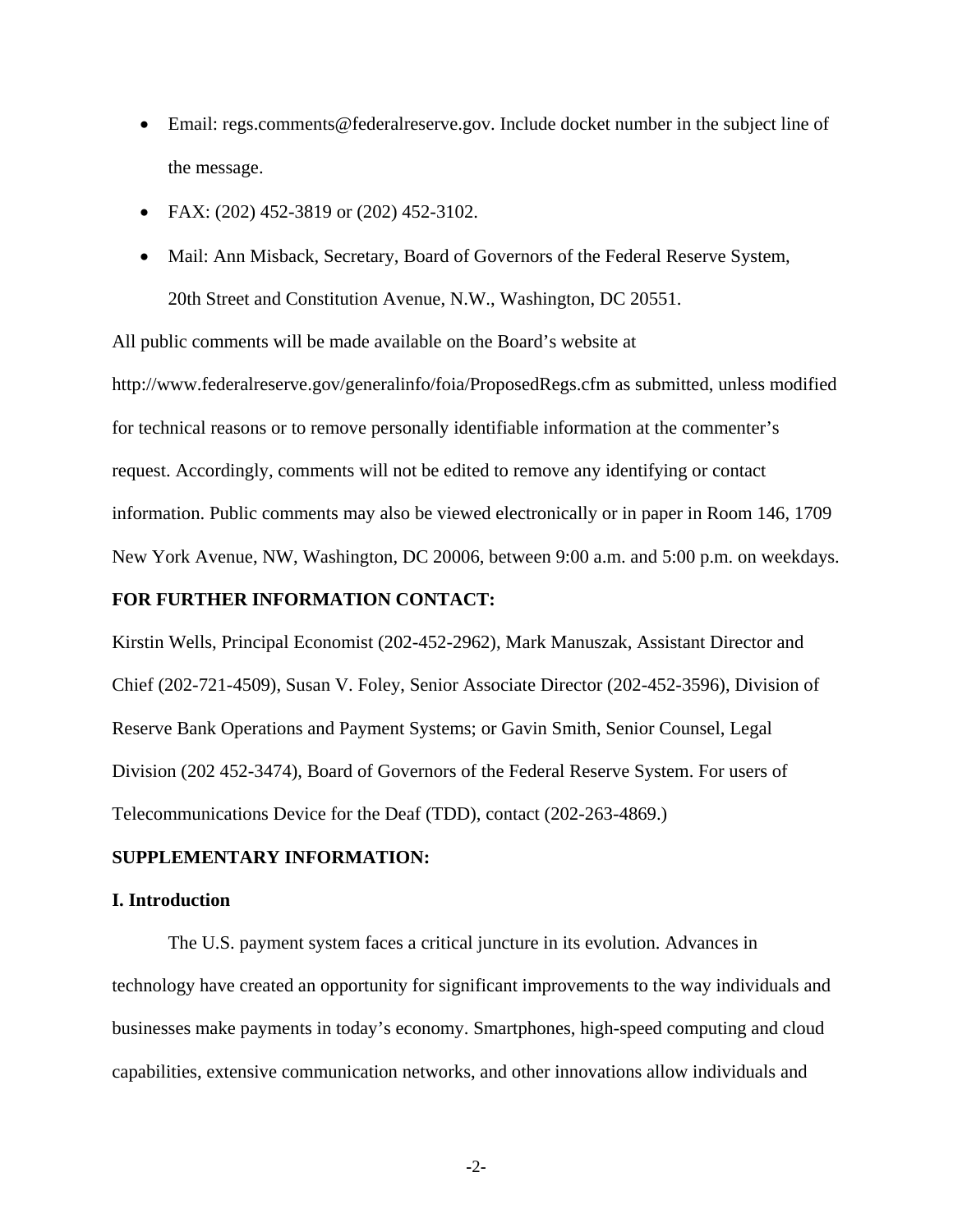- Email: regs.comments@federalreserve.gov. Include docket number in the subject line of the message.
- FAX: (202) 452-3819 or (202) 452-3102.
- Mail: Ann Misback, Secretary, Board of Governors of the Federal Reserve System, 20th Street and Constitution Avenue, N.W., Washington, DC 20551.

All public comments will be made available on the Board's website at http://www.federalreserve.gov/generalinfo/foia/ProposedRegs.cfm as submitted, unless modified for technical reasons or to remove personally identifiable information at the commenter's request. Accordingly, comments will not be edited to remove any identifying or contact information. Public comments may also be viewed electronically or in paper in Room 146, 1709 New York Avenue, NW, Washington, DC 20006, between 9:00 a.m. and 5:00 p.m. on weekdays.

**FOR FURTHER INFORMATION CONTACT:**

Kirstin Wells, Principal Economist (202-452-2962), Mark Manuszak, Assistant Director and Chief (202-721-4509), Susan V. Foley, Senior Associate Director (202-452-3596), Division of Reserve Bank Operations and Payment Systems; or Gavin Smith, Senior Counsel, Legal Division (202 452-3474), Board of Governors of the Federal Reserve System. For users of Telecommunications Device for the Deaf (TDD), contact (202-263-4869.)

**SUPPLEMENTARY INFORMATION:**

**I. Introduction**

The U.S. payment system faces a critical juncture in its evolution. Advances in technology have created an opportunity for significant improvements to the way individuals and businesses make payments in today's economy. Smartphones, high-speed computing and cloud capabilities, extensive communication networks, and other innovations allow individuals and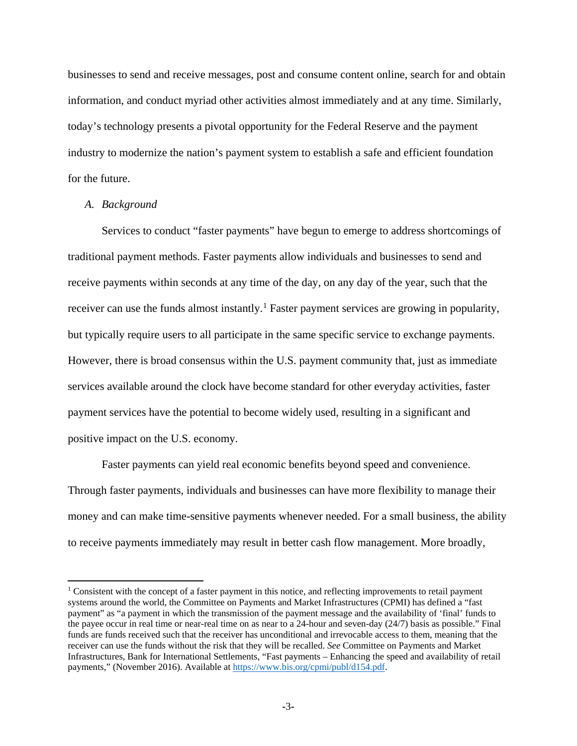businesses to send and receive messages, post and consume content online, search for and obtain information, and conduct myriad other activities almost immediately and at any time. Similarly, today's technology presents a pivotal opportunity for the Federal Reserve and the payment industry to modernize the nation's payment system to establish a safe and efficient foundation for the future.

### *A. Background*

Services to conduct "faster payments" have begun to emerge to address shortcomings of traditional payment methods. Faster payments allow individuals and businesses to send and receive payments within seconds at any time of the day, on any day of the year, such that the receiver can use the funds almost instantly.[1] Faster payment services are growing in popularity, but typically require users to all participate in the same specific service to exchange payments. However, there is broad consensus within the U.S. payment community that, just as immediate services available around the clock have become standard for other everyday activities, faster payment services have the potential to become widely used, resulting in a significant and positive impact on the U.S. economy.

Faster payments can yield real economic benefits beyond speed and convenience. Through faster payments, individuals and businesses can have more flexibility to manage their money and can make time-sensitive payments whenever needed. For a small business, the ability to receive payments immediately may result in better cash flow management. More broadly,

---

[1] Consistent with the concept of a faster payment in this notice, and reflecting improvements to retail payment systems around the world, the Committee on Payments and Market Infrastructures (CPMI) has defined a "fast payment" as "a payment in which the transmission of the payment message and the availability of 'final' funds to the payee occur in real time or near-real time on as near to a 24-hour and seven-day (24/7) basis as possible." Final funds are funds received such that the receiver has unconditional and irrevocable access to them, meaning that the receiver can use the funds without the risk that they will be recalled. *See* Committee on Payments and Market Infrastructures, Bank for International Settlements, "Fast payments – Enhancing the speed and availability of retail payments," (November 2016). Available at https://www.bis.org/cpmi/publ/d154.pdf.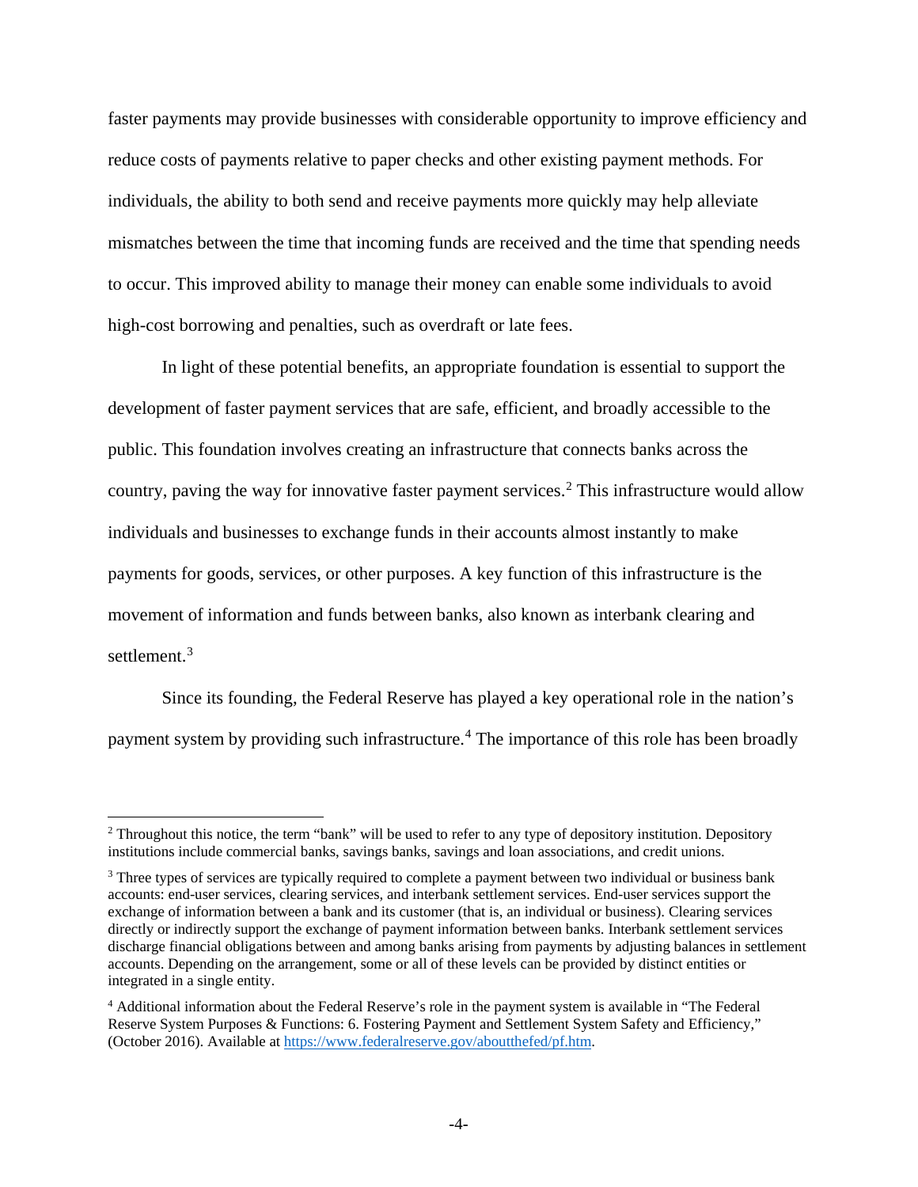faster payments may provide businesses with considerable opportunity to improve efficiency and reduce costs of payments relative to paper checks and other existing payment methods. For individuals, the ability to both send and receive payments more quickly may help alleviate mismatches between the time that incoming funds are received and the time that spending needs to occur. This improved ability to manage their money can enable some individuals to avoid high-cost borrowing and penalties, such as overdraft or late fees.

In light of these potential benefits, an appropriate foundation is essential to support the development of faster payment services that are safe, efficient, and broadly accessible to the public. This foundation involves creating an infrastructure that connects banks across the country, paving the way for innovative faster payment services.[2] This infrastructure would allow individuals and businesses to exchange funds in their accounts almost instantly to make payments for goods, services, or other purposes. A key function of this infrastructure is the movement of information and funds between banks, also known as interbank clearing and settlement.[3]

Since its founding, the Federal Reserve has played a key operational role in the nation's payment system by providing such infrastructure.[4] The importance of this role has been broadly

---

[2] Throughout this notice, the term "bank" will be used to refer to any type of depository institution. Depository institutions include commercial banks, savings banks, savings and loan associations, and credit unions.

[3] Three types of services are typically required to complete a payment between two individual or business bank accounts: end-user services, clearing services, and interbank settlement services. End-user services support the exchange of information between a bank and its customer (that is, an individual or business). Clearing services directly or indirectly support the exchange of payment information between banks. Interbank settlement services discharge financial obligations between and among banks arising from payments by adjusting balances in settlement accounts. Depending on the arrangement, some or all of these levels can be provided by distinct entities or integrated in a single entity.

[4] Additional information about the Federal Reserve's role in the payment system is available in "The Federal Reserve System Purposes & Functions: 6. Fostering Payment and Settlement System Safety and Efficiency," (October 2016). Available at https://www.federalreserve.gov/aboutthefed/pf.htm.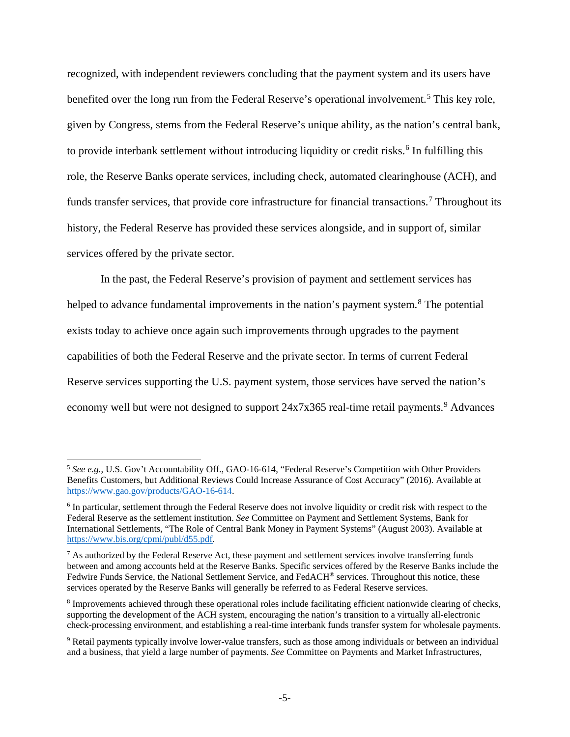recognized, with independent reviewers concluding that the payment system and its users have benefited over the long run from the Federal Reserve's operational involvement.[5] This key role, given by Congress, stems from the Federal Reserve's unique ability, as the nation's central bank, to provide interbank settlement without introducing liquidity or credit risks.[6] In fulfilling this role, the Reserve Banks operate services, including check, automated clearinghouse (ACH), and funds transfer services, that provide core infrastructure for financial transactions.[7] Throughout its history, the Federal Reserve has provided these services alongside, and in support of, similar services offered by the private sector.

In the past, the Federal Reserve's provision of payment and settlement services has helped to advance fundamental improvements in the nation's payment system.[8] The potential exists today to achieve once again such improvements through upgrades to the payment capabilities of both the Federal Reserve and the private sector. In terms of current Federal Reserve services supporting the U.S. payment system, those services have served the nation's economy well but were not designed to support 24x7x365 real-time retail payments.[9] Advances

---

[5] *See e.g.,* U.S. Gov't Accountability Off., GAO-16-614, "Federal Reserve's Competition with Other Providers Benefits Customers, but Additional Reviews Could Increase Assurance of Cost Accuracy" (2016). Available at https://www.gao.gov/products/GAO-16-614.

[6] In particular, settlement through the Federal Reserve does not involve liquidity or credit risk with respect to the Federal Reserve as the settlement institution. *See* Committee on Payment and Settlement Systems, Bank for International Settlements, "The Role of Central Bank Money in Payment Systems" (August 2003). Available at https://www.bis.org/cpmi/publ/d55.pdf.

[7] As authorized by the Federal Reserve Act, these payment and settlement services involve transferring funds between and among accounts held at the Reserve Banks. Specific services offered by the Reserve Banks include the Fedwire Funds Service, the National Settlement Service, and FedACH® services. Throughout this notice, these services operated by the Reserve Banks will generally be referred to as Federal Reserve services.

[8] Improvements achieved through these operational roles include facilitating efficient nationwide clearing of checks, supporting the development of the ACH system, encouraging the nation's transition to a virtually all-electronic check-processing environment, and establishing a real-time interbank funds transfer system for wholesale payments.

[9] Retail payments typically involve lower-value transfers, such as those among individuals or between an individual and a business, that yield a large number of payments. *See* Committee on Payments and Market Infrastructures,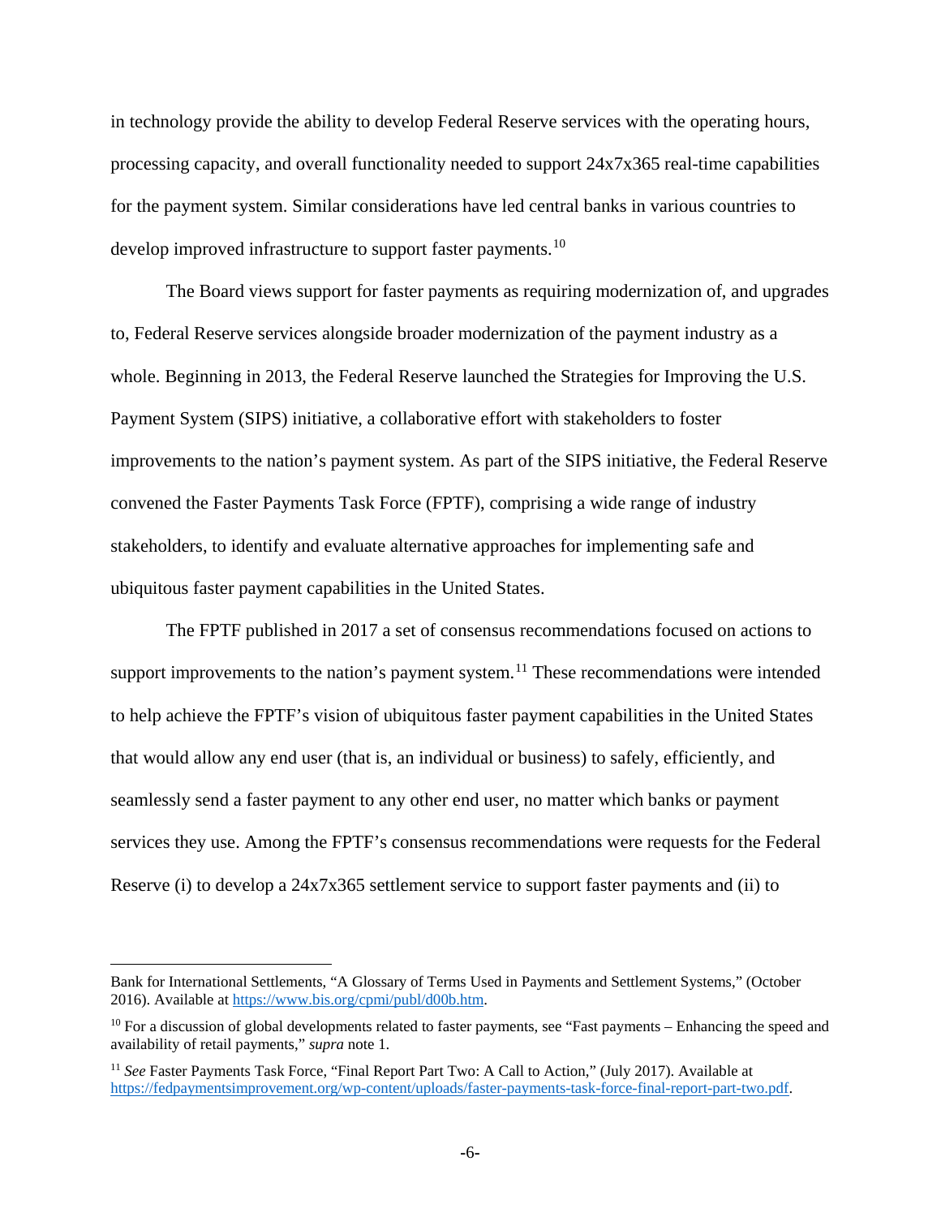in technology provide the ability to develop Federal Reserve services with the operating hours, processing capacity, and overall functionality needed to support 24x7x365 real-time capabilities for the payment system. Similar considerations have led central banks in various countries to develop improved infrastructure to support faster payments.[10]

The Board views support for faster payments as requiring modernization of, and upgrades to, Federal Reserve services alongside broader modernization of the payment industry as a whole. Beginning in 2013, the Federal Reserve launched the Strategies for Improving the U.S. Payment System (SIPS) initiative, a collaborative effort with stakeholders to foster improvements to the nation's payment system. As part of the SIPS initiative, the Federal Reserve convened the Faster Payments Task Force (FPTF), comprising a wide range of industry stakeholders, to identify and evaluate alternative approaches for implementing safe and ubiquitous faster payment capabilities in the United States.

The FPTF published in 2017 a set of consensus recommendations focused on actions to support improvements to the nation's payment system.[11] These recommendations were intended to help achieve the FPTF's vision of ubiquitous faster payment capabilities in the United States that would allow any end user (that is, an individual or business) to safely, efficiently, and seamlessly send a faster payment to any other end user, no matter which banks or payment services they use. Among the FPTF's consensus recommendations were requests for the Federal Reserve (i) to develop a 24x7x365 settlement service to support faster payments and (ii) to

---

Bank for International Settlements, "A Glossary of Terms Used in Payments and Settlement Systems," (October 2016). Available at https://www.bis.org/cpmi/publ/d00b.htm.

[10] For a discussion of global developments related to faster payments, see "Fast payments – Enhancing the speed and availability of retail payments," *supra* note 1.

[11] *See* Faster Payments Task Force, "Final Report Part Two: A Call to Action," (July 2017). Available at https://fedpaymentsimprovement.org/wp-content/uploads/faster-payments-task-force-final-report-part-two.pdf.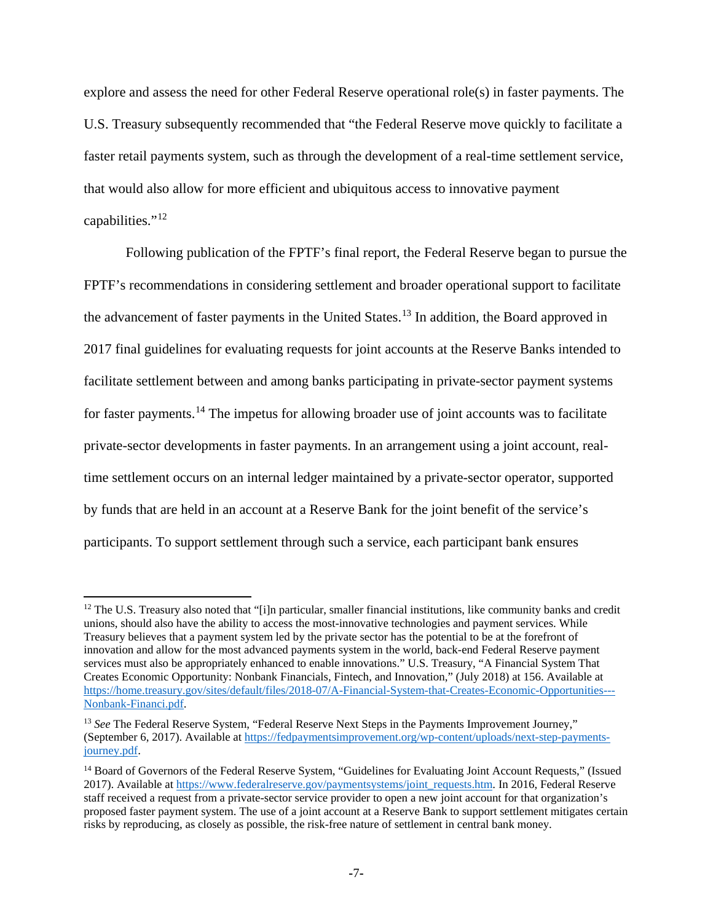explore and assess the need for other Federal Reserve operational role(s) in faster payments. The U.S. Treasury subsequently recommended that "the Federal Reserve move quickly to facilitate a faster retail payments system, such as through the development of a real-time settlement service, that would also allow for more efficient and ubiquitous access to innovative payment capabilities."[12]

Following publication of the FPTF's final report, the Federal Reserve began to pursue the FPTF's recommendations in considering settlement and broader operational support to facilitate the advancement of faster payments in the United States.[13] In addition, the Board approved in 2017 final guidelines for evaluating requests for joint accounts at the Reserve Banks intended to facilitate settlement between and among banks participating in private-sector payment systems for faster payments.[14] The impetus for allowing broader use of joint accounts was to facilitate private-sector developments in faster payments. In an arrangement using a joint account, real-time settlement occurs on an internal ledger maintained by a private-sector operator, supported by funds that are held in an account at a Reserve Bank for the joint benefit of the service's participants. To support settlement through such a service, each participant bank ensures

---

[12] The U.S. Treasury also noted that "[i]n particular, smaller financial institutions, like community banks and credit unions, should also have the ability to access the most-innovative technologies and payment services. While Treasury believes that a payment system led by the private sector has the potential to be at the forefront of innovation and allow for the most advanced payments system in the world, back-end Federal Reserve payment services must also be appropriately enhanced to enable innovations." U.S. Treasury, "A Financial System That Creates Economic Opportunity: Nonbank Financials, Fintech, and Innovation," (July 2018) at 156. Available at https://home.treasury.gov/sites/default/files/2018-07/A-Financial-System-that-Creates-Economic-Opportunities---Nonbank-Financi.pdf.

[13] *See* The Federal Reserve System, "Federal Reserve Next Steps in the Payments Improvement Journey," (September 6, 2017). Available at https://fedpaymentsimprovement.org/wp-content/uploads/next-step-payments-journey.pdf.

[14] Board of Governors of the Federal Reserve System, "Guidelines for Evaluating Joint Account Requests," (Issued 2017). Available at https://www.federalreserve.gov/paymentsystems/joint_requests.htm. In 2016, Federal Reserve staff received a request from a private-sector service provider to open a new joint account for that organization's proposed faster payment system. The use of a joint account at a Reserve Bank to support settlement mitigates certain risks by reproducing, as closely as possible, the risk-free nature of settlement in central bank money.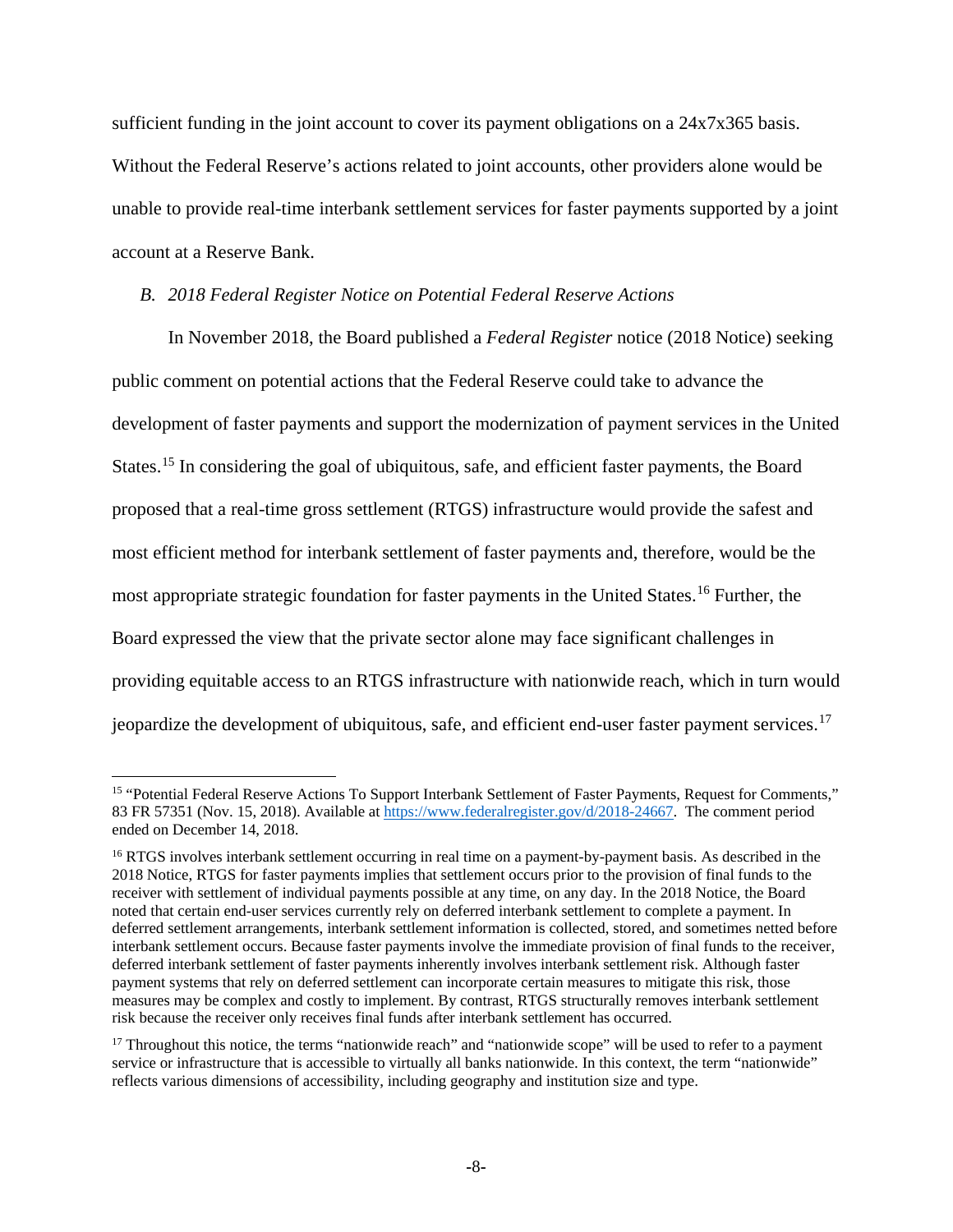sufficient funding in the joint account to cover its payment obligations on a 24x7x365 basis. Without the Federal Reserve's actions related to joint accounts, other providers alone would be unable to provide real-time interbank settlement services for faster payments supported by a joint account at a Reserve Bank.

### *B. 2018 Federal Register Notice on Potential Federal Reserve Actions*

In November 2018, the Board published a *Federal Register* notice (2018 Notice) seeking public comment on potential actions that the Federal Reserve could take to advance the development of faster payments and support the modernization of payment services in the United States.[15] In considering the goal of ubiquitous, safe, and efficient faster payments, the Board proposed that a real-time gross settlement (RTGS) infrastructure would provide the safest and most efficient method for interbank settlement of faster payments and, therefore, would be the most appropriate strategic foundation for faster payments in the United States.[16] Further, the Board expressed the view that the private sector alone may face significant challenges in providing equitable access to an RTGS infrastructure with nationwide reach, which in turn would jeopardize the development of ubiquitous, safe, and efficient end-user faster payment services.[17]

[15] "Potential Federal Reserve Actions To Support Interbank Settlement of Faster Payments, Request for Comments," 83 FR 57351 (Nov. 15, 2018). Available at https://www.federalregister.gov/d/2018-24667. The comment period ended on December 14, 2018.

[16] RTGS involves interbank settlement occurring in real time on a payment-by-payment basis. As described in the 2018 Notice, RTGS for faster payments implies that settlement occurs prior to the provision of final funds to the receiver with settlement of individual payments possible at any time, on any day. In the 2018 Notice, the Board noted that certain end-user services currently rely on deferred interbank settlement to complete a payment. In deferred settlement arrangements, interbank settlement information is collected, stored, and sometimes netted before interbank settlement occurs. Because faster payments involve the immediate provision of final funds to the receiver, deferred interbank settlement of faster payments inherently involves interbank settlement risk. Although faster payment systems that rely on deferred settlement can incorporate certain measures to mitigate this risk, those measures may be complex and costly to implement. By contrast, RTGS structurally removes interbank settlement risk because the receiver only receives final funds after interbank settlement has occurred.

[17] Throughout this notice, the terms "nationwide reach" and "nationwide scope" will be used to refer to a payment service or infrastructure that is accessible to virtually all banks nationwide. In this context, the term "nationwide" reflects various dimensions of accessibility, including geography and institution size and type.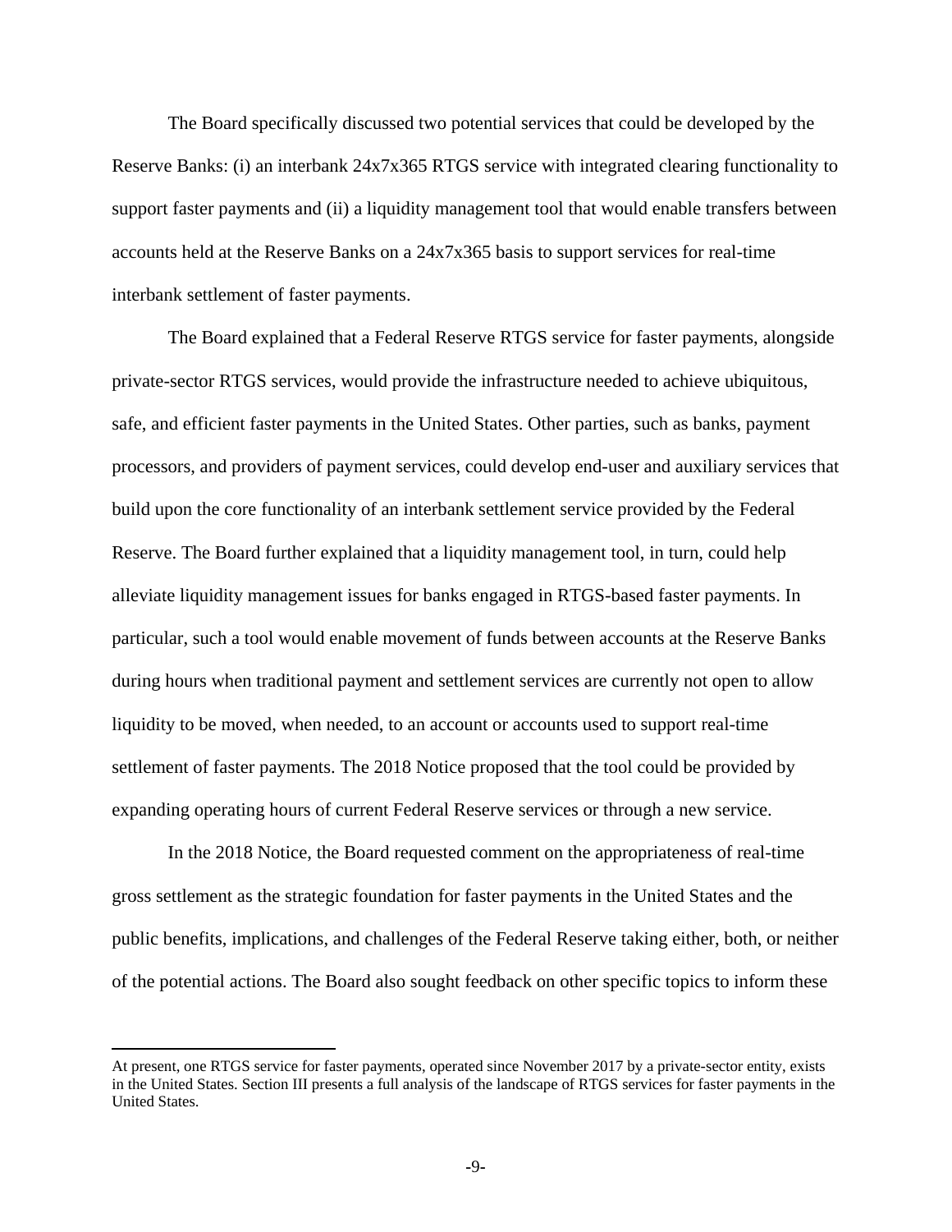The Board specifically discussed two potential services that could be developed by the Reserve Banks: (i) an interbank 24x7x365 RTGS service with integrated clearing functionality to support faster payments and (ii) a liquidity management tool that would enable transfers between accounts held at the Reserve Banks on a 24x7x365 basis to support services for real-time interbank settlement of faster payments.

The Board explained that a Federal Reserve RTGS service for faster payments, alongside private-sector RTGS services, would provide the infrastructure needed to achieve ubiquitous, safe, and efficient faster payments in the United States. Other parties, such as banks, payment processors, and providers of payment services, could develop end-user and auxiliary services that build upon the core functionality of an interbank settlement service provided by the Federal Reserve. The Board further explained that a liquidity management tool, in turn, could help alleviate liquidity management issues for banks engaged in RTGS-based faster payments. In particular, such a tool would enable movement of funds between accounts at the Reserve Banks during hours when traditional payment and settlement services are currently not open to allow liquidity to be moved, when needed, to an account or accounts used to support real-time settlement of faster payments. The 2018 Notice proposed that the tool could be provided by expanding operating hours of current Federal Reserve services or through a new service.

In the 2018 Notice, the Board requested comment on the appropriateness of real-time gross settlement as the strategic foundation for faster payments in the United States and the public benefits, implications, and challenges of the Federal Reserve taking either, both, or neither of the potential actions. The Board also sought feedback on other specific topics to inform these

---

At present, one RTGS service for faster payments, operated since November 2017 by a private-sector entity, exists in the United States. Section III presents a full analysis of the landscape of RTGS services for faster payments in the United States.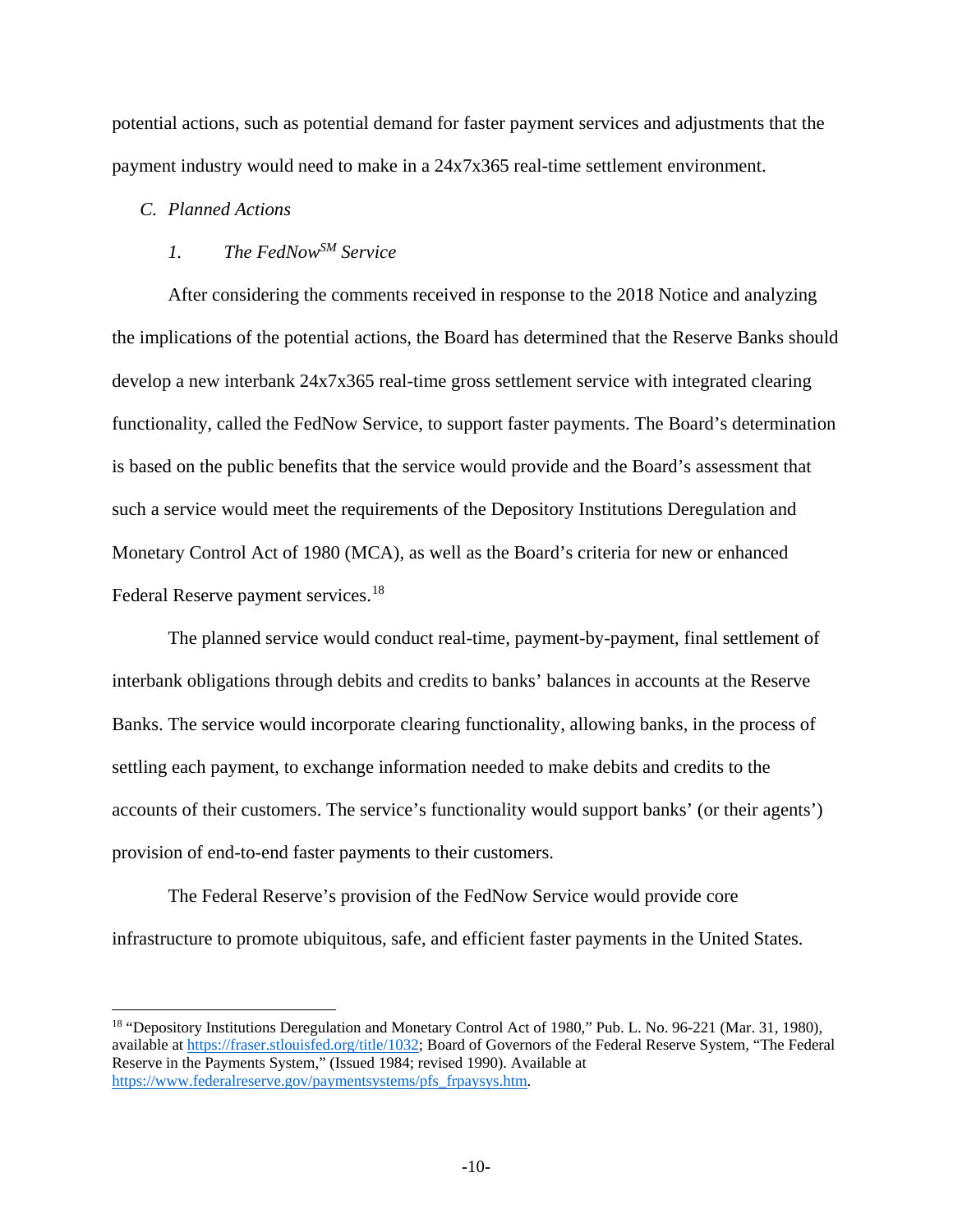potential actions, such as potential demand for faster payment services and adjustments that the payment industry would need to make in a 24x7x365 real-time settlement environment.

### *C. Planned Actions*

#### *1. The FedNow$^{SM}$ Service*

After considering the comments received in response to the 2018 Notice and analyzing the implications of the potential actions, the Board has determined that the Reserve Banks should develop a new interbank 24x7x365 real-time gross settlement service with integrated clearing functionality, called the FedNow Service, to support faster payments. The Board's determination is based on the public benefits that the service would provide and the Board's assessment that such a service would meet the requirements of the Depository Institutions Deregulation and Monetary Control Act of 1980 (MCA), as well as the Board's criteria for new or enhanced Federal Reserve payment services.[18]

The planned service would conduct real-time, payment-by-payment, final settlement of interbank obligations through debits and credits to banks' balances in accounts at the Reserve Banks. The service would incorporate clearing functionality, allowing banks, in the process of settling each payment, to exchange information needed to make debits and credits to the accounts of their customers. The service's functionality would support banks' (or their agents') provision of end-to-end faster payments to their customers.

The Federal Reserve's provision of the FedNow Service would provide core infrastructure to promote ubiquitous, safe, and efficient faster payments in the United States.

---

[18] "Depository Institutions Deregulation and Monetary Control Act of 1980," Pub. L. No. 96-221 (Mar. 31, 1980), available at https://fraser.stlouisfed.org/title/1032; Board of Governors of the Federal Reserve System, "The Federal Reserve in the Payments System," (Issued 1984; revised 1990). Available at https://www.federalreserve.gov/paymentsystems/pfs_frpaysys.htm.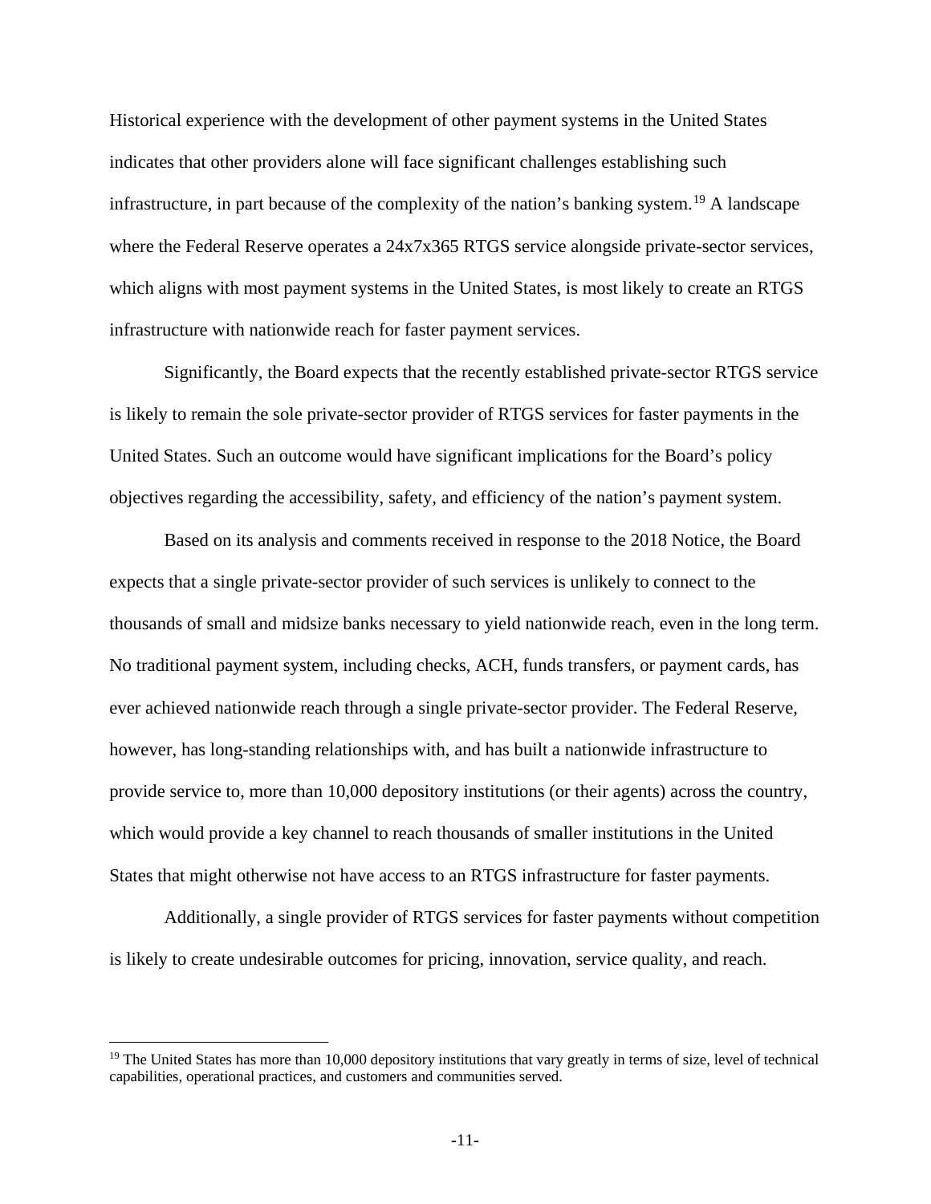Historical experience with the development of other payment systems in the United States indicates that other providers alone will face significant challenges establishing such infrastructure, in part because of the complexity of the nation's banking system.[19] A landscape where the Federal Reserve operates a 24x7x365 RTGS service alongside private-sector services, which aligns with most payment systems in the United States, is most likely to create an RTGS infrastructure with nationwide reach for faster payment services.

Significantly, the Board expects that the recently established private-sector RTGS service is likely to remain the sole private-sector provider of RTGS services for faster payments in the United States. Such an outcome would have significant implications for the Board's policy objectives regarding the accessibility, safety, and efficiency of the nation's payment system.

Based on its analysis and comments received in response to the 2018 Notice, the Board expects that a single private-sector provider of such services is unlikely to connect to the thousands of small and midsize banks necessary to yield nationwide reach, even in the long term. No traditional payment system, including checks, ACH, funds transfers, or payment cards, has ever achieved nationwide reach through a single private-sector provider. The Federal Reserve, however, has long-standing relationships with, and has built a nationwide infrastructure to provide service to, more than 10,000 depository institutions (or their agents) across the country, which would provide a key channel to reach thousands of smaller institutions in the United States that might otherwise not have access to an RTGS infrastructure for faster payments.

Additionally, a single provider of RTGS services for faster payments without competition is likely to create undesirable outcomes for pricing, innovation, service quality, and reach.

[19] The United States has more than 10,000 depository institutions that vary greatly in terms of size, level of technical capabilities, operational practices, and customers and communities served.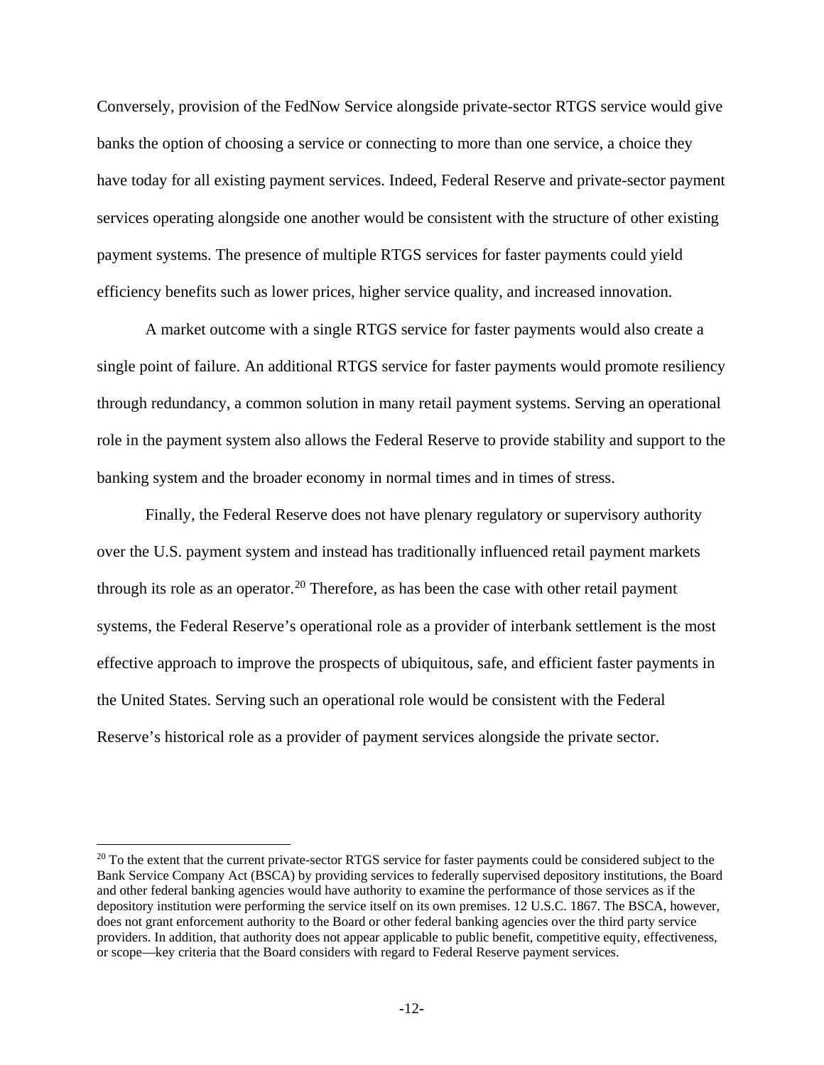Conversely, provision of the FedNow Service alongside private-sector RTGS service would give banks the option of choosing a service or connecting to more than one service, a choice they have today for all existing payment services. Indeed, Federal Reserve and private-sector payment services operating alongside one another would be consistent with the structure of other existing payment systems. The presence of multiple RTGS services for faster payments could yield efficiency benefits such as lower prices, higher service quality, and increased innovation.

A market outcome with a single RTGS service for faster payments would also create a single point of failure. An additional RTGS service for faster payments would promote resiliency through redundancy, a common solution in many retail payment systems. Serving an operational role in the payment system also allows the Federal Reserve to provide stability and support to the banking system and the broader economy in normal times and in times of stress.

Finally, the Federal Reserve does not have plenary regulatory or supervisory authority over the U.S. payment system and instead has traditionally influenced retail payment markets through its role as an operator.[20] Therefore, as has been the case with other retail payment systems, the Federal Reserve's operational role as a provider of interbank settlement is the most effective approach to improve the prospects of ubiquitous, safe, and efficient faster payments in the United States. Serving such an operational role would be consistent with the Federal Reserve's historical role as a provider of payment services alongside the private sector.

---

[20] To the extent that the current private-sector RTGS service for faster payments could be considered subject to the Bank Service Company Act (BSCA) by providing services to federally supervised depository institutions, the Board and other federal banking agencies would have authority to examine the performance of those services as if the depository institution were performing the service itself on its own premises. 12 U.S.C. 1867. The BSCA, however, does not grant enforcement authority to the Board or other federal banking agencies over the third party service providers. In addition, that authority does not appear applicable to public benefit, competitive equity, effectiveness, or scope—key criteria that the Board considers with regard to Federal Reserve payment services.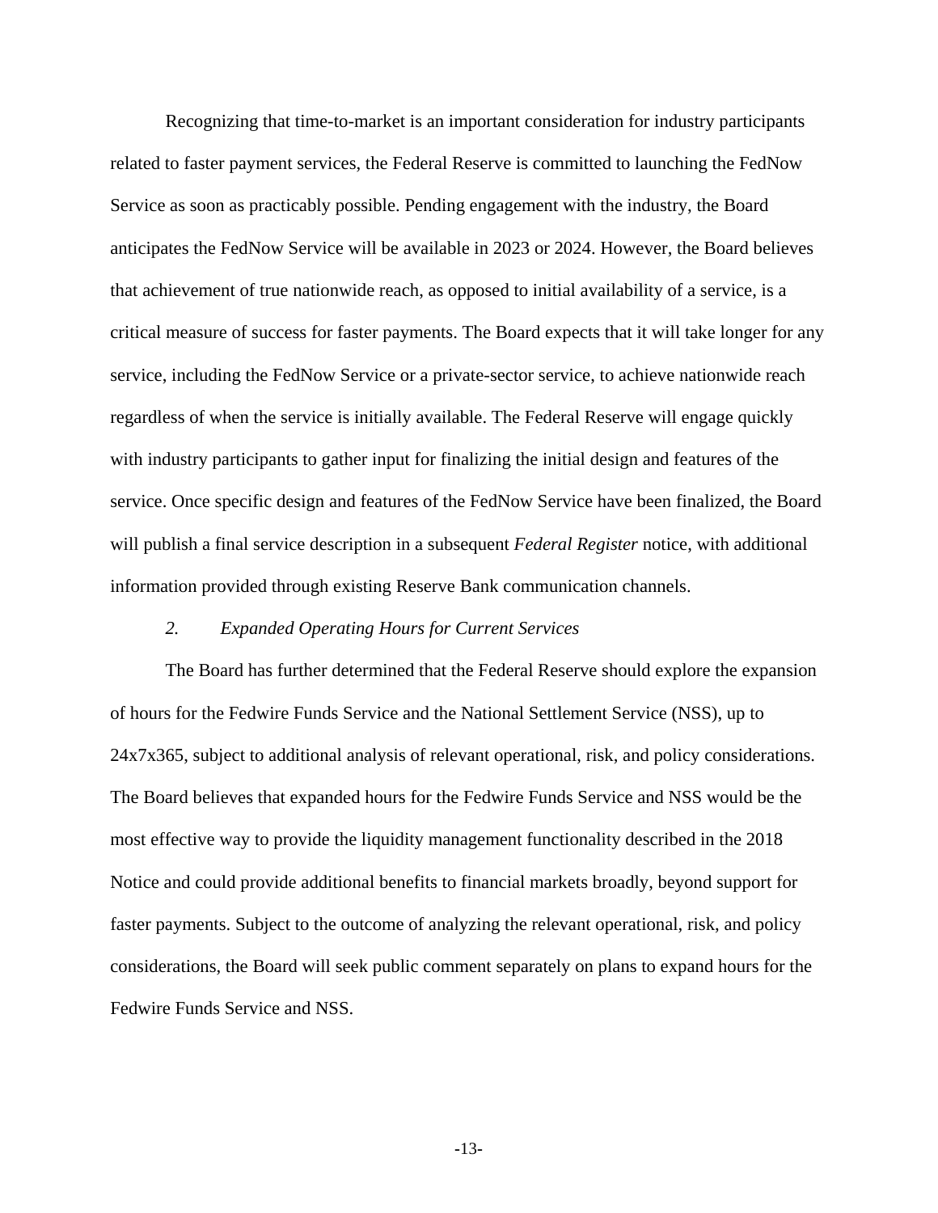Recognizing that time-to-market is an important consideration for industry participants related to faster payment services, the Federal Reserve is committed to launching the FedNow Service as soon as practicably possible. Pending engagement with the industry, the Board anticipates the FedNow Service will be available in 2023 or 2024. However, the Board believes that achievement of true nationwide reach, as opposed to initial availability of a service, is a critical measure of success for faster payments. The Board expects that it will take longer for any service, including the FedNow Service or a private-sector service, to achieve nationwide reach regardless of when the service is initially available. The Federal Reserve will engage quickly with industry participants to gather input for finalizing the initial design and features of the service. Once specific design and features of the FedNow Service have been finalized, the Board will publish a final service description in a subsequent *Federal Register* notice, with additional information provided through existing Reserve Bank communication channels.

*2. Expanded Operating Hours for Current Services*

The Board has further determined that the Federal Reserve should explore the expansion of hours for the Fedwire Funds Service and the National Settlement Service (NSS), up to 24x7x365, subject to additional analysis of relevant operational, risk, and policy considerations. The Board believes that expanded hours for the Fedwire Funds Service and NSS would be the most effective way to provide the liquidity management functionality described in the 2018 Notice and could provide additional benefits to financial markets broadly, beyond support for faster payments. Subject to the outcome of analyzing the relevant operational, risk, and policy considerations, the Board will seek public comment separately on plans to expand hours for the Fedwire Funds Service and NSS.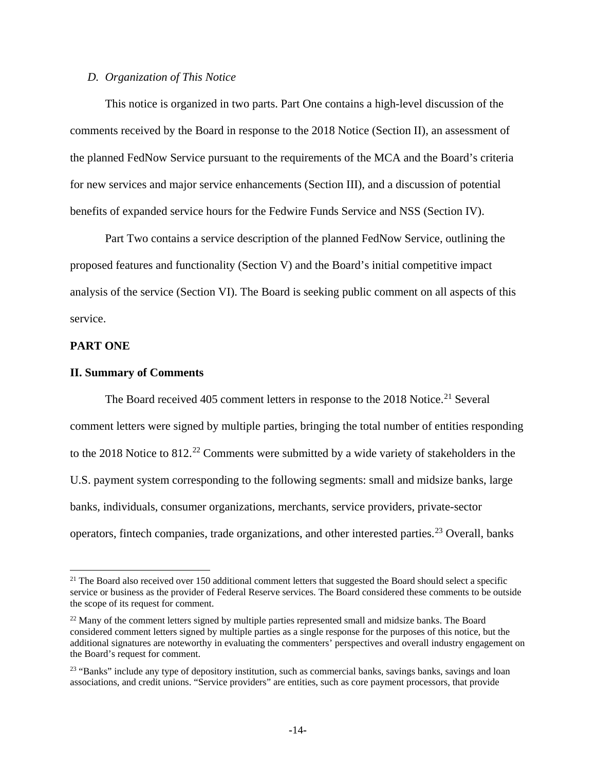### *D. Organization of This Notice*

This notice is organized in two parts. Part One contains a high-level discussion of the comments received by the Board in response to the 2018 Notice (Section II), an assessment of the planned FedNow Service pursuant to the requirements of the MCA and the Board's criteria for new services and major service enhancements (Section III), and a discussion of potential benefits of expanded service hours for the Fedwire Funds Service and NSS (Section IV).

Part Two contains a service description of the planned FedNow Service, outlining the proposed features and functionality (Section V) and the Board's initial competitive impact analysis of the service (Section VI). The Board is seeking public comment on all aspects of this service.

## PART ONE

## II. Summary of Comments

The Board received 405 comment letters in response to the 2018 Notice.[21] Several comment letters were signed by multiple parties, bringing the total number of entities responding to the 2018 Notice to 812.[22] Comments were submitted by a wide variety of stakeholders in the U.S. payment system corresponding to the following segments: small and midsize banks, large banks, individuals, consumer organizations, merchants, service providers, private-sector operators, fintech companies, trade organizations, and other interested parties.[23] Overall, banks

---

[21] The Board also received over 150 additional comment letters that suggested the Board should select a specific service or business as the provider of Federal Reserve services. The Board considered these comments to be outside the scope of its request for comment.

[22] Many of the comment letters signed by multiple parties represented small and midsize banks. The Board considered comment letters signed by multiple parties as a single response for the purposes of this notice, but the additional signatures are noteworthy in evaluating the commenters' perspectives and overall industry engagement on the Board's request for comment.

[23] "Banks" include any type of depository institution, such as commercial banks, savings banks, savings and loan associations, and credit unions. "Service providers" are entities, such as core payment processors, that provide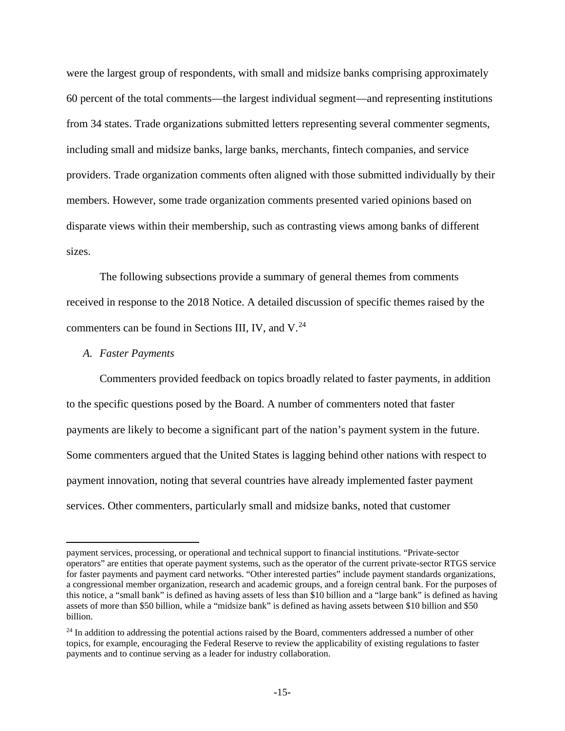were the largest group of respondents, with small and midsize banks comprising approximately 60 percent of the total comments—the largest individual segment—and representing institutions from 34 states. Trade organizations submitted letters representing several commenter segments, including small and midsize banks, large banks, merchants, fintech companies, and service providers. Trade organization comments often aligned with those submitted individually by their members. However, some trade organization comments presented varied opinions based on disparate views within their membership, such as contrasting views among banks of different sizes.

The following subsections provide a summary of general themes from comments received in response to the 2018 Notice. A detailed discussion of specific themes raised by the commenters can be found in Sections III, IV, and V.[24]

### *A. Faster Payments*

Commenters provided feedback on topics broadly related to faster payments, in addition to the specific questions posed by the Board. A number of commenters noted that faster payments are likely to become a significant part of the nation's payment system in the future. Some commenters argued that the United States is lagging behind other nations with respect to payment innovation, noting that several countries have already implemented faster payment services. Other commenters, particularly small and midsize banks, noted that customer

---

payment services, processing, or operational and technical support to financial institutions. "Private-sector operators" are entities that operate payment systems, such as the operator of the current private-sector RTGS service for faster payments and payment card networks. "Other interested parties" include payment standards organizations, a congressional member organization, research and academic groups, and a foreign central bank. For the purposes of this notice, a "small bank" is defined as having assets of less than $10 billion and a "large bank" is defined as having assets of more than $50 billion, while a "midsize bank" is defined as having assets between $10 billion and $50 billion.

[24] In addition to addressing the potential actions raised by the Board, commenters addressed a number of other topics, for example, encouraging the Federal Reserve to review the applicability of existing regulations to faster payments and to continue serving as a leader for industry collaboration.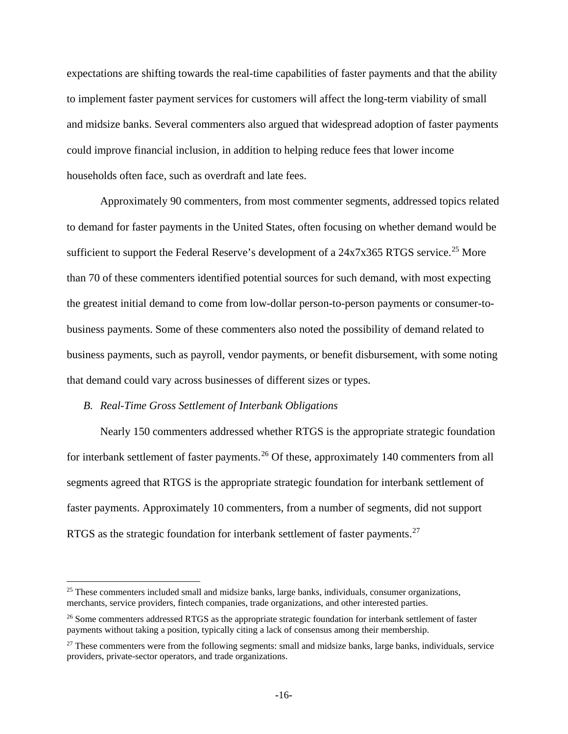expectations are shifting towards the real-time capabilities of faster payments and that the ability to implement faster payment services for customers will affect the long-term viability of small and midsize banks. Several commenters also argued that widespread adoption of faster payments could improve financial inclusion, in addition to helping reduce fees that lower income households often face, such as overdraft and late fees.

Approximately 90 commenters, from most commenter segments, addressed topics related to demand for faster payments in the United States, often focusing on whether demand would be sufficient to support the Federal Reserve's development of a 24x7x365 RTGS service.[25] More than 70 of these commenters identified potential sources for such demand, with most expecting the greatest initial demand to come from low-dollar person-to-person payments or consumer-to-business payments. Some of these commenters also noted the possibility of demand related to business payments, such as payroll, vendor payments, or benefit disbursement, with some noting that demand could vary across businesses of different sizes or types.

### *B. Real-Time Gross Settlement of Interbank Obligations*

Nearly 150 commenters addressed whether RTGS is the appropriate strategic foundation for interbank settlement of faster payments.[26] Of these, approximately 140 commenters from all segments agreed that RTGS is the appropriate strategic foundation for interbank settlement of faster payments. Approximately 10 commenters, from a number of segments, did not support RTGS as the strategic foundation for interbank settlement of faster payments.[27]

---

[25] These commenters included small and midsize banks, large banks, individuals, consumer organizations, merchants, service providers, fintech companies, trade organizations, and other interested parties.

[26] Some commenters addressed RTGS as the appropriate strategic foundation for interbank settlement of faster payments without taking a position, typically citing a lack of consensus among their membership.

[27] These commenters were from the following segments: small and midsize banks, large banks, individuals, service providers, private-sector operators, and trade organizations.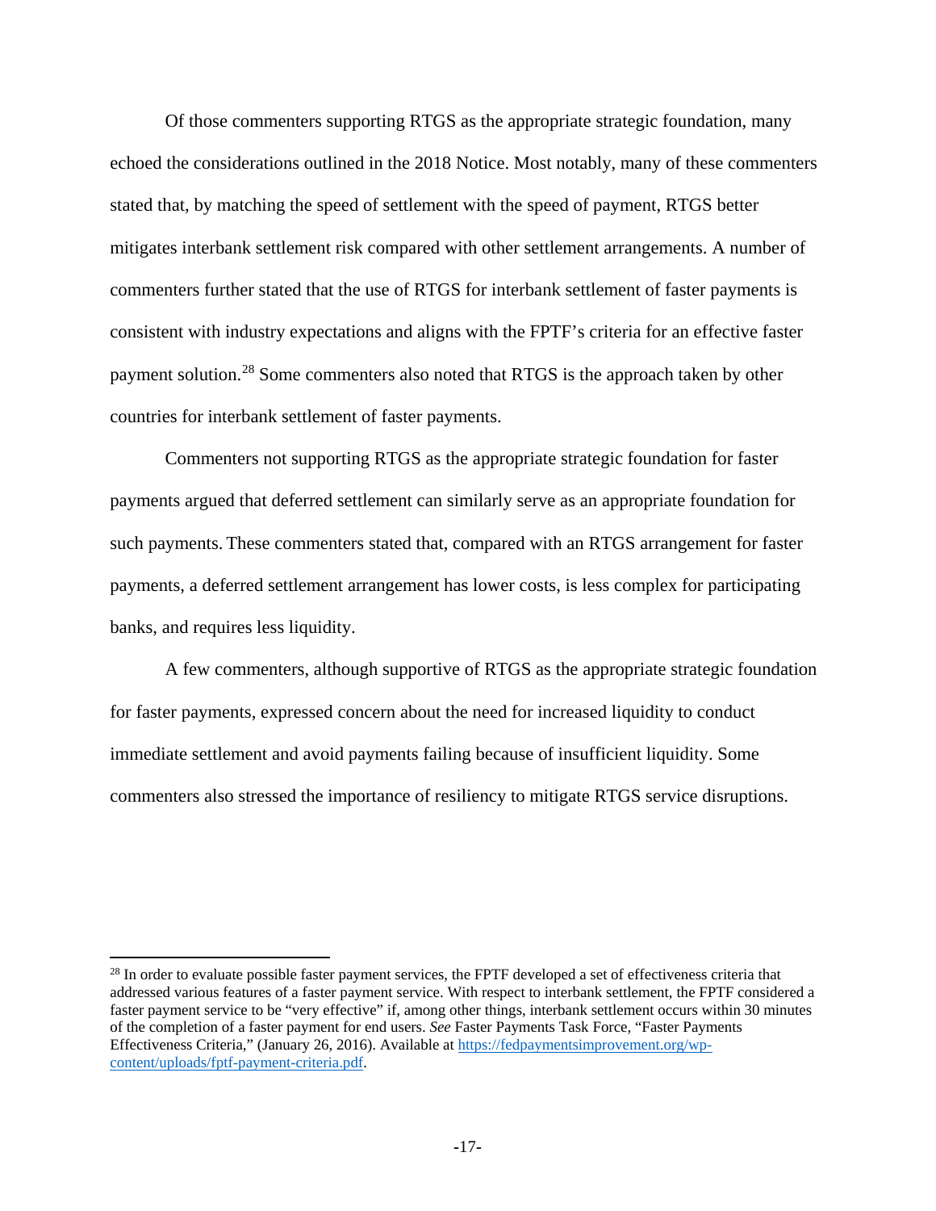Of those commenters supporting RTGS as the appropriate strategic foundation, many echoed the considerations outlined in the 2018 Notice. Most notably, many of these commenters stated that, by matching the speed of settlement with the speed of payment, RTGS better mitigates interbank settlement risk compared with other settlement arrangements. A number of commenters further stated that the use of RTGS for interbank settlement of faster payments is consistent with industry expectations and aligns with the FPTF's criteria for an effective faster payment solution.[28] Some commenters also noted that RTGS is the approach taken by other countries for interbank settlement of faster payments.

Commenters not supporting RTGS as the appropriate strategic foundation for faster payments argued that deferred settlement can similarly serve as an appropriate foundation for such payments. These commenters stated that, compared with an RTGS arrangement for faster payments, a deferred settlement arrangement has lower costs, is less complex for participating banks, and requires less liquidity.

A few commenters, although supportive of RTGS as the appropriate strategic foundation for faster payments, expressed concern about the need for increased liquidity to conduct immediate settlement and avoid payments failing because of insufficient liquidity. Some commenters also stressed the importance of resiliency to mitigate RTGS service disruptions.

---

[28] In order to evaluate possible faster payment services, the FPTF developed a set of effectiveness criteria that addressed various features of a faster payment service. With respect to interbank settlement, the FPTF considered a faster payment service to be "very effective" if, among other things, interbank settlement occurs within 30 minutes of the completion of a faster payment for end users. *See* Faster Payments Task Force, "Faster Payments Effectiveness Criteria," (January 26, 2016). Available at https://fedpaymentsimprovement.org/wp-content/uploads/fptf-payment-criteria.pdf.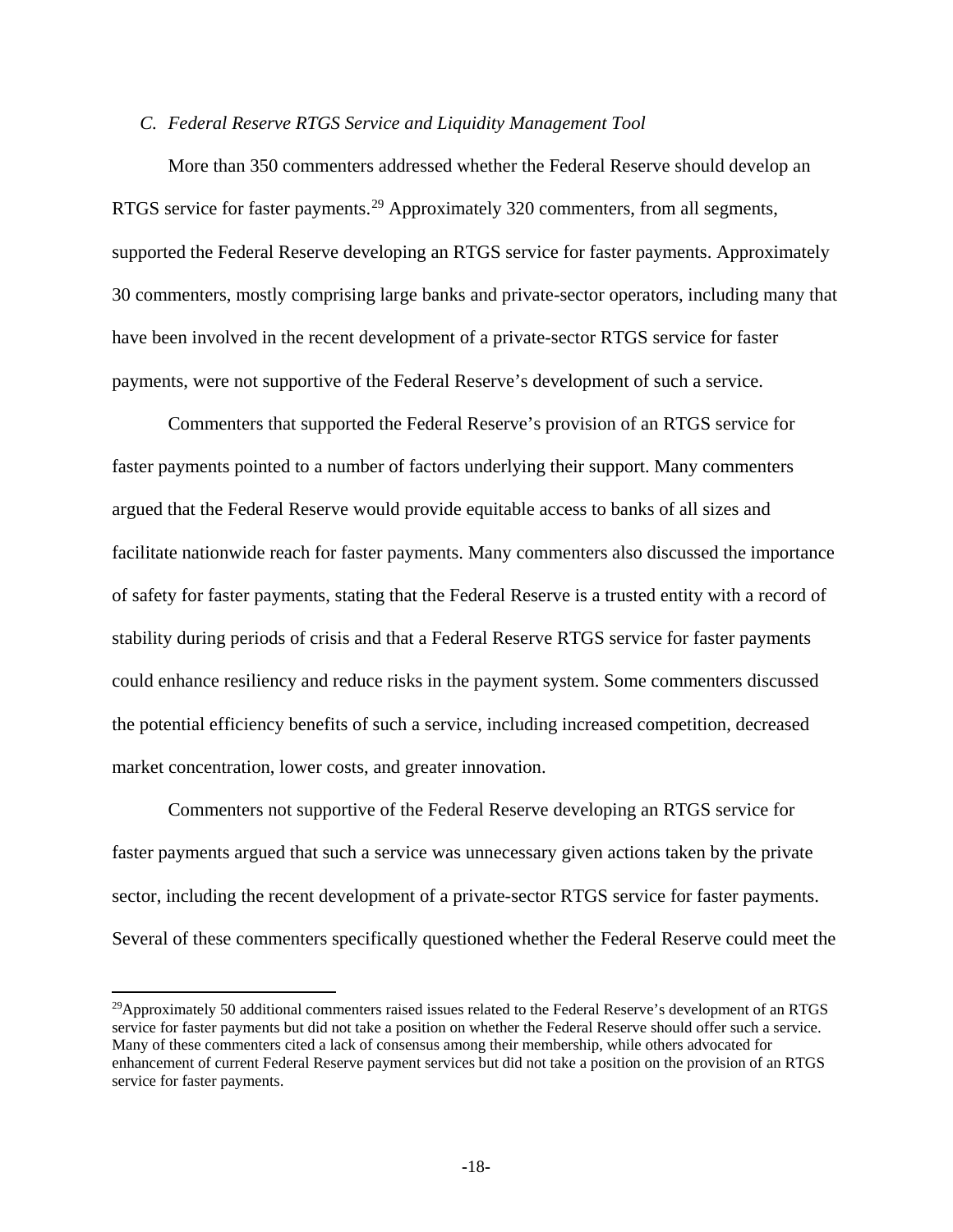### *C. Federal Reserve RTGS Service and Liquidity Management Tool*

More than 350 commenters addressed whether the Federal Reserve should develop an RTGS service for faster payments.[29] Approximately 320 commenters, from all segments, supported the Federal Reserve developing an RTGS service for faster payments. Approximately 30 commenters, mostly comprising large banks and private-sector operators, including many that have been involved in the recent development of a private-sector RTGS service for faster payments, were not supportive of the Federal Reserve's development of such a service.

Commenters that supported the Federal Reserve's provision of an RTGS service for faster payments pointed to a number of factors underlying their support. Many commenters argued that the Federal Reserve would provide equitable access to banks of all sizes and facilitate nationwide reach for faster payments. Many commenters also discussed the importance of safety for faster payments, stating that the Federal Reserve is a trusted entity with a record of stability during periods of crisis and that a Federal Reserve RTGS service for faster payments could enhance resiliency and reduce risks in the payment system. Some commenters discussed the potential efficiency benefits of such a service, including increased competition, decreased market concentration, lower costs, and greater innovation.

Commenters not supportive of the Federal Reserve developing an RTGS service for faster payments argued that such a service was unnecessary given actions taken by the private sector, including the recent development of a private-sector RTGS service for faster payments. Several of these commenters specifically questioned whether the Federal Reserve could meet the

[29] Approximately 50 additional commenters raised issues related to the Federal Reserve's development of an RTGS service for faster payments but did not take a position on whether the Federal Reserve should offer such a service. Many of these commenters cited a lack of consensus among their membership, while others advocated for enhancement of current Federal Reserve payment services but did not take a position on the provision of an RTGS service for faster payments.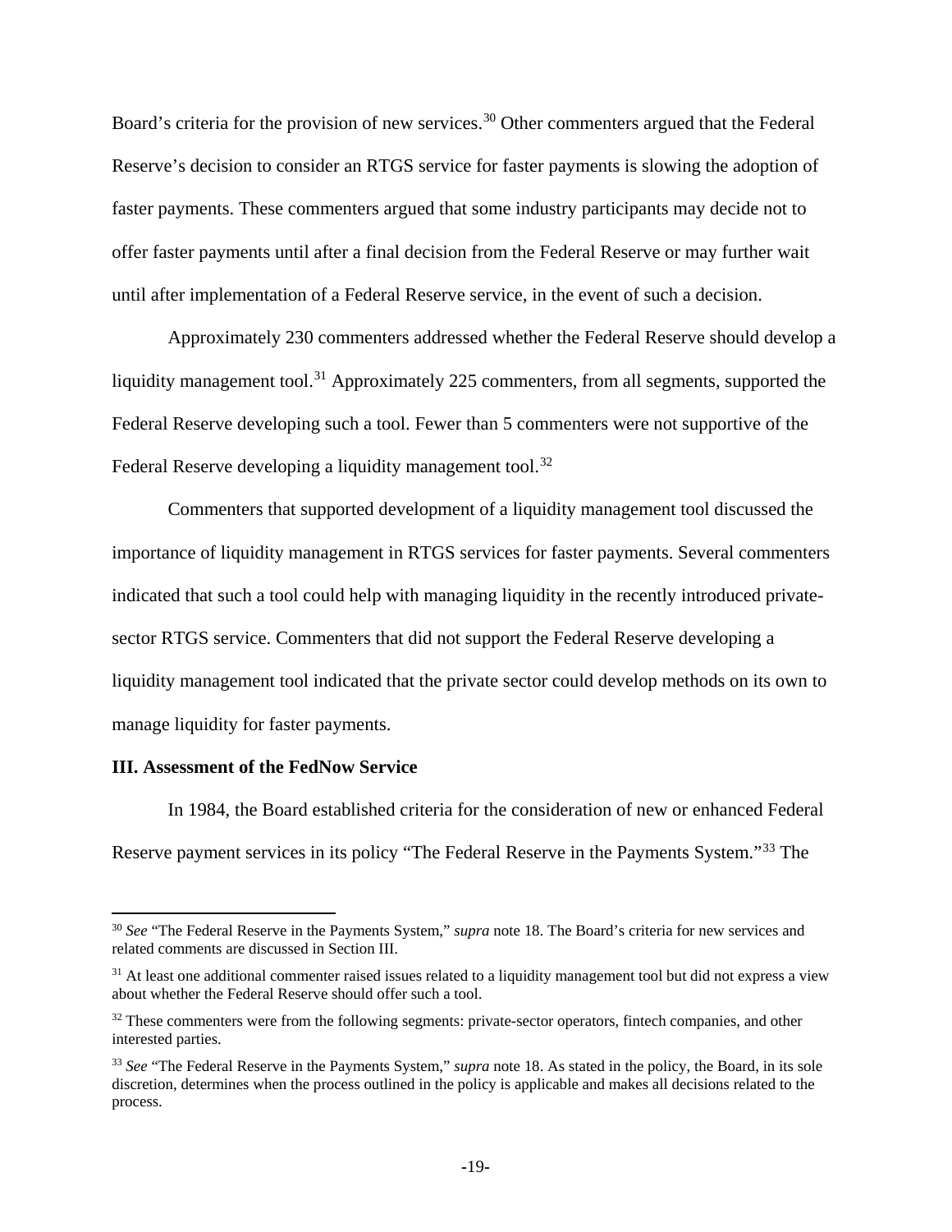Board's criteria for the provision of new services.[30] Other commenters argued that the Federal Reserve's decision to consider an RTGS service for faster payments is slowing the adoption of faster payments. These commenters argued that some industry participants may decide not to offer faster payments until after a final decision from the Federal Reserve or may further wait until after implementation of a Federal Reserve service, in the event of such a decision.

Approximately 230 commenters addressed whether the Federal Reserve should develop a liquidity management tool.[31] Approximately 225 commenters, from all segments, supported the Federal Reserve developing such a tool. Fewer than 5 commenters were not supportive of the Federal Reserve developing a liquidity management tool.[32]

Commenters that supported development of a liquidity management tool discussed the importance of liquidity management in RTGS services for faster payments. Several commenters indicated that such a tool could help with managing liquidity in the recently introduced private-sector RTGS service. Commenters that did not support the Federal Reserve developing a liquidity management tool indicated that the private sector could develop methods on its own to manage liquidity for faster payments.

## III. Assessment of the FedNow Service

In 1984, the Board established criteria for the consideration of new or enhanced Federal Reserve payment services in its policy "The Federal Reserve in the Payments System."[33] The

---

[30] *See* "The Federal Reserve in the Payments System," *supra* note 18. The Board's criteria for new services and related comments are discussed in Section III.

[31] At least one additional commenter raised issues related to a liquidity management tool but did not express a view about whether the Federal Reserve should offer such a tool.

[32] These commenters were from the following segments: private-sector operators, fintech companies, and other interested parties.

[33] *See* "The Federal Reserve in the Payments System," *supra* note 18. As stated in the policy, the Board, in its sole discretion, determines when the process outlined in the policy is applicable and makes all decisions related to the process.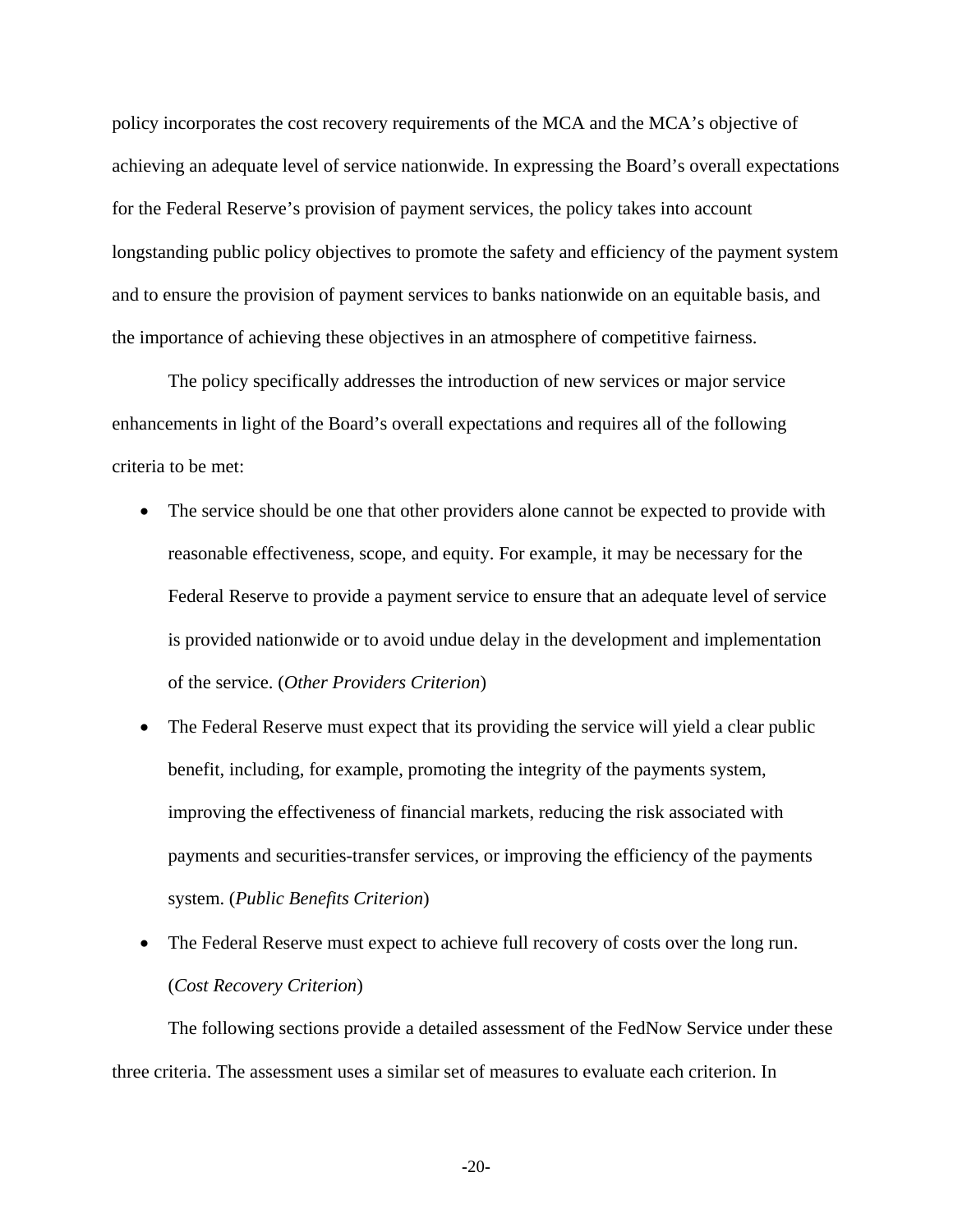policy incorporates the cost recovery requirements of the MCA and the MCA's objective of achieving an adequate level of service nationwide. In expressing the Board's overall expectations for the Federal Reserve's provision of payment services, the policy takes into account longstanding public policy objectives to promote the safety and efficiency of the payment system and to ensure the provision of payment services to banks nationwide on an equitable basis, and the importance of achieving these objectives in an atmosphere of competitive fairness.

The policy specifically addresses the introduction of new services or major service enhancements in light of the Board's overall expectations and requires all of the following criteria to be met:

- The service should be one that other providers alone cannot be expected to provide with reasonable effectiveness, scope, and equity. For example, it may be necessary for the Federal Reserve to provide a payment service to ensure that an adequate level of service is provided nationwide or to avoid undue delay in the development and implementation of the service. (*Other Providers Criterion*)
- The Federal Reserve must expect that its providing the service will yield a clear public benefit, including, for example, promoting the integrity of the payments system, improving the effectiveness of financial markets, reducing the risk associated with payments and securities-transfer services, or improving the efficiency of the payments system. (*Public Benefits Criterion*)
- The Federal Reserve must expect to achieve full recovery of costs over the long run. (*Cost Recovery Criterion*)

The following sections provide a detailed assessment of the FedNow Service under these three criteria. The assessment uses a similar set of measures to evaluate each criterion. In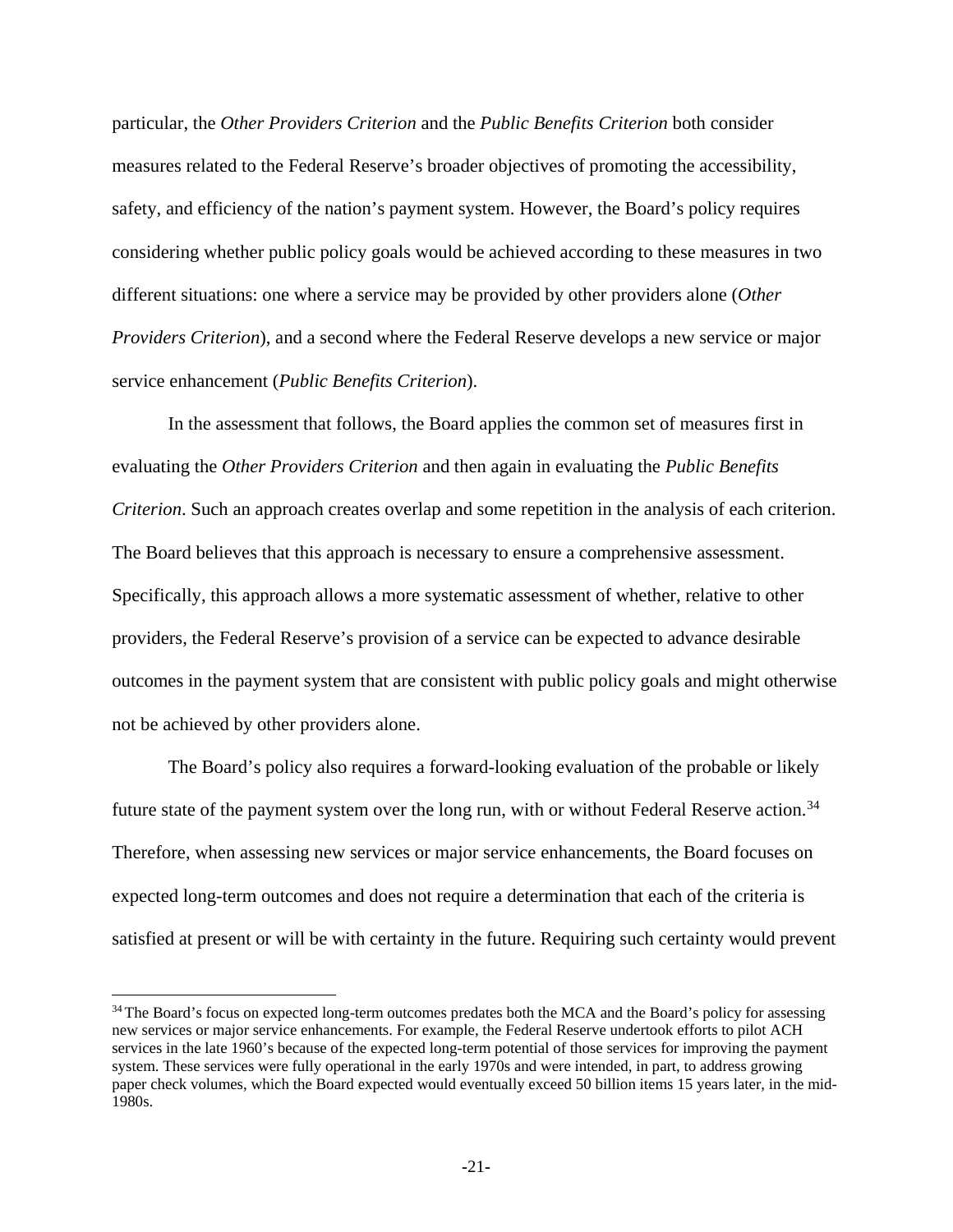particular, the *Other Providers Criterion* and the *Public Benefits Criterion* both consider measures related to the Federal Reserve's broader objectives of promoting the accessibility, safety, and efficiency of the nation's payment system. However, the Board's policy requires considering whether public policy goals would be achieved according to these measures in two different situations: one where a service may be provided by other providers alone (*Other Providers Criterion*), and a second where the Federal Reserve develops a new service or major service enhancement (*Public Benefits Criterion*).

In the assessment that follows, the Board applies the common set of measures first in evaluating the *Other Providers Criterion* and then again in evaluating the *Public Benefits Criterion*. Such an approach creates overlap and some repetition in the analysis of each criterion. The Board believes that this approach is necessary to ensure a comprehensive assessment. Specifically, this approach allows a more systematic assessment of whether, relative to other providers, the Federal Reserve's provision of a service can be expected to advance desirable outcomes in the payment system that are consistent with public policy goals and might otherwise not be achieved by other providers alone.

The Board's policy also requires a forward-looking evaluation of the probable or likely future state of the payment system over the long run, with or without Federal Reserve action.[34] Therefore, when assessing new services or major service enhancements, the Board focuses on expected long-term outcomes and does not require a determination that each of the criteria is satisfied at present or will be with certainty in the future. Requiring such certainty would prevent

[34] The Board's focus on expected long-term outcomes predates both the MCA and the Board's policy for assessing new services or major service enhancements. For example, the Federal Reserve undertook efforts to pilot ACH services in the late 1960's because of the expected long-term potential of those services for improving the payment system. These services were fully operational in the early 1970s and were intended, in part, to address growing paper check volumes, which the Board expected would eventually exceed 50 billion items 15 years later, in the mid-1980s.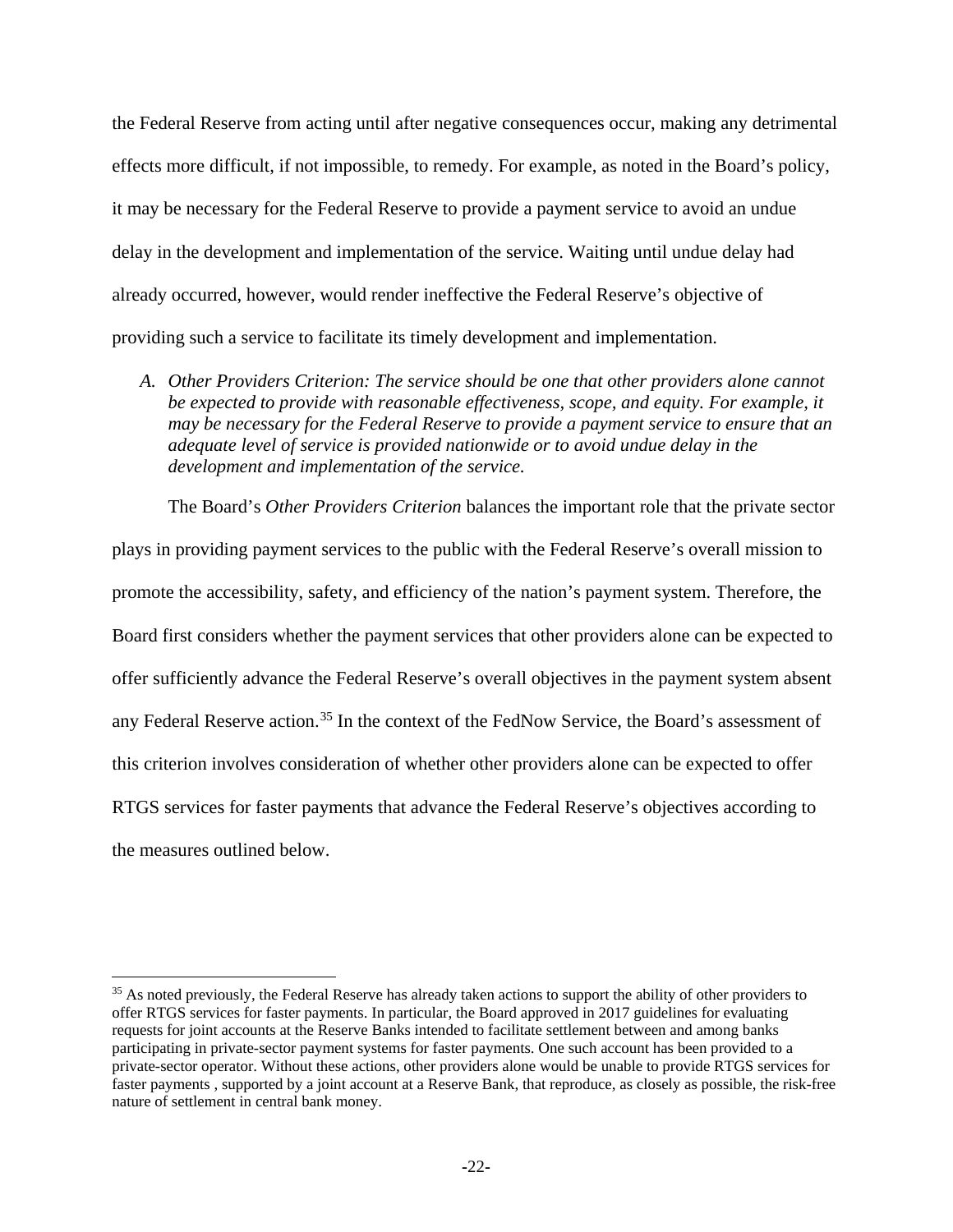the Federal Reserve from acting until after negative consequences occur, making any detrimental effects more difficult, if not impossible, to remedy. For example, as noted in the Board's policy, it may be necessary for the Federal Reserve to provide a payment service to avoid an undue delay in the development and implementation of the service. Waiting until undue delay had already occurred, however, would render ineffective the Federal Reserve's objective of providing such a service to facilitate its timely development and implementation.

*A. Other Providers Criterion: The service should be one that other providers alone cannot be expected to provide with reasonable effectiveness, scope, and equity. For example, it may be necessary for the Federal Reserve to provide a payment service to ensure that an adequate level of service is provided nationwide or to avoid undue delay in the development and implementation of the service.*

The Board's *Other Providers Criterion* balances the important role that the private sector plays in providing payment services to the public with the Federal Reserve's overall mission to promote the accessibility, safety, and efficiency of the nation's payment system. Therefore, the Board first considers whether the payment services that other providers alone can be expected to offer sufficiently advance the Federal Reserve's overall objectives in the payment system absent any Federal Reserve action.[35] In the context of the FedNow Service, the Board's assessment of this criterion involves consideration of whether other providers alone can be expected to offer RTGS services for faster payments that advance the Federal Reserve's objectives according to the measures outlined below.

[35] As noted previously, the Federal Reserve has already taken actions to support the ability of other providers to offer RTGS services for faster payments. In particular, the Board approved in 2017 guidelines for evaluating requests for joint accounts at the Reserve Banks intended to facilitate settlement between and among banks participating in private-sector payment systems for faster payments. One such account has been provided to a private-sector operator. Without these actions, other providers alone would be unable to provide RTGS services for faster payments , supported by a joint account at a Reserve Bank, that reproduce, as closely as possible, the risk-free nature of settlement in central bank money.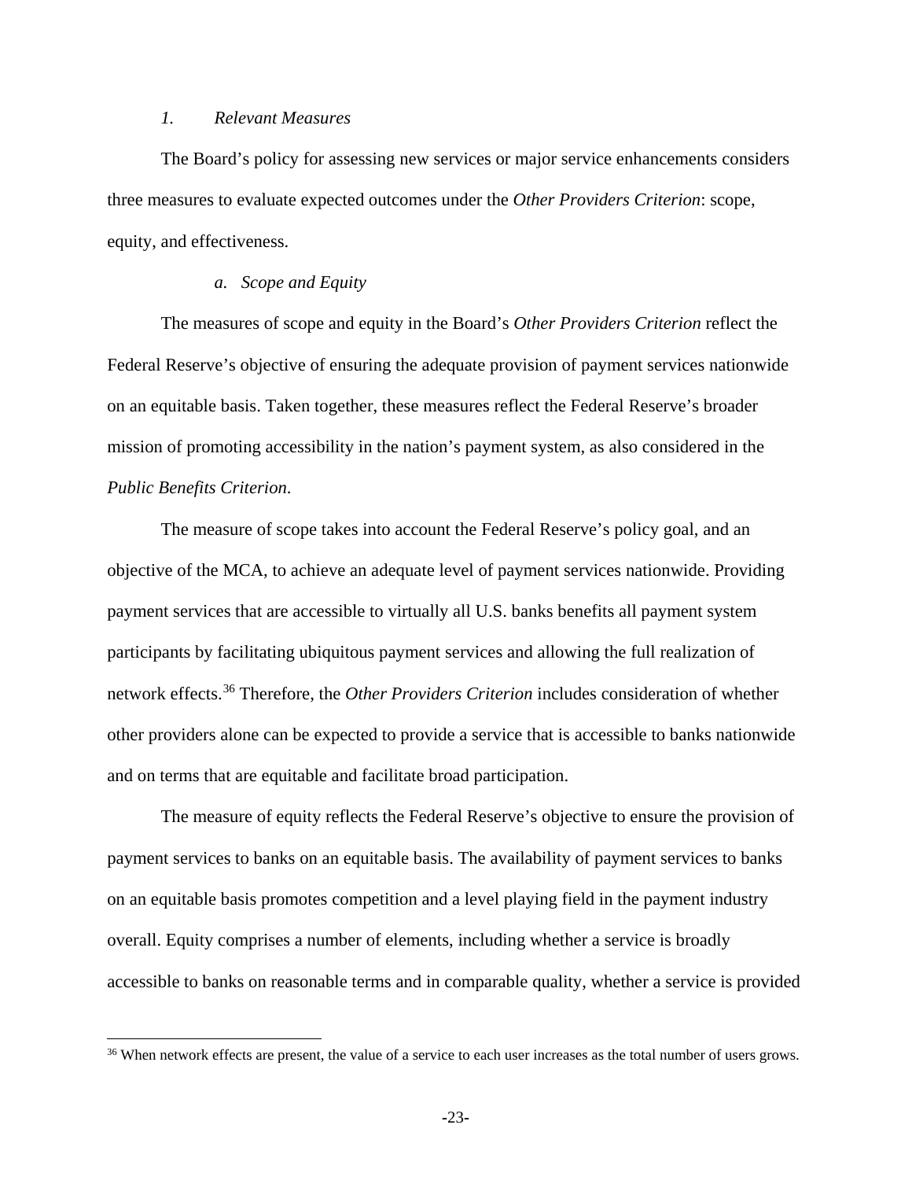### *1. Relevant Measures*

The Board's policy for assessing new services or major service enhancements considers three measures to evaluate expected outcomes under the *Other Providers Criterion*: scope, equity, and effectiveness.

#### *a. Scope and Equity*

The measures of scope and equity in the Board's *Other Providers Criterion* reflect the Federal Reserve's objective of ensuring the adequate provision of payment services nationwide on an equitable basis. Taken together, these measures reflect the Federal Reserve's broader mission of promoting accessibility in the nation's payment system, as also considered in the *Public Benefits Criterion*.

The measure of scope takes into account the Federal Reserve's policy goal, and an objective of the MCA, to achieve an adequate level of payment services nationwide. Providing payment services that are accessible to virtually all U.S. banks benefits all payment system participants by facilitating ubiquitous payment services and allowing the full realization of network effects.[36] Therefore, the *Other Providers Criterion* includes consideration of whether other providers alone can be expected to provide a service that is accessible to banks nationwide and on terms that are equitable and facilitate broad participation.

The measure of equity reflects the Federal Reserve's objective to ensure the provision of payment services to banks on an equitable basis. The availability of payment services to banks on an equitable basis promotes competition and a level playing field in the payment industry overall. Equity comprises a number of elements, including whether a service is broadly accessible to banks on reasonable terms and in comparable quality, whether a service is provided

[36] When network effects are present, the value of a service to each user increases as the total number of users grows.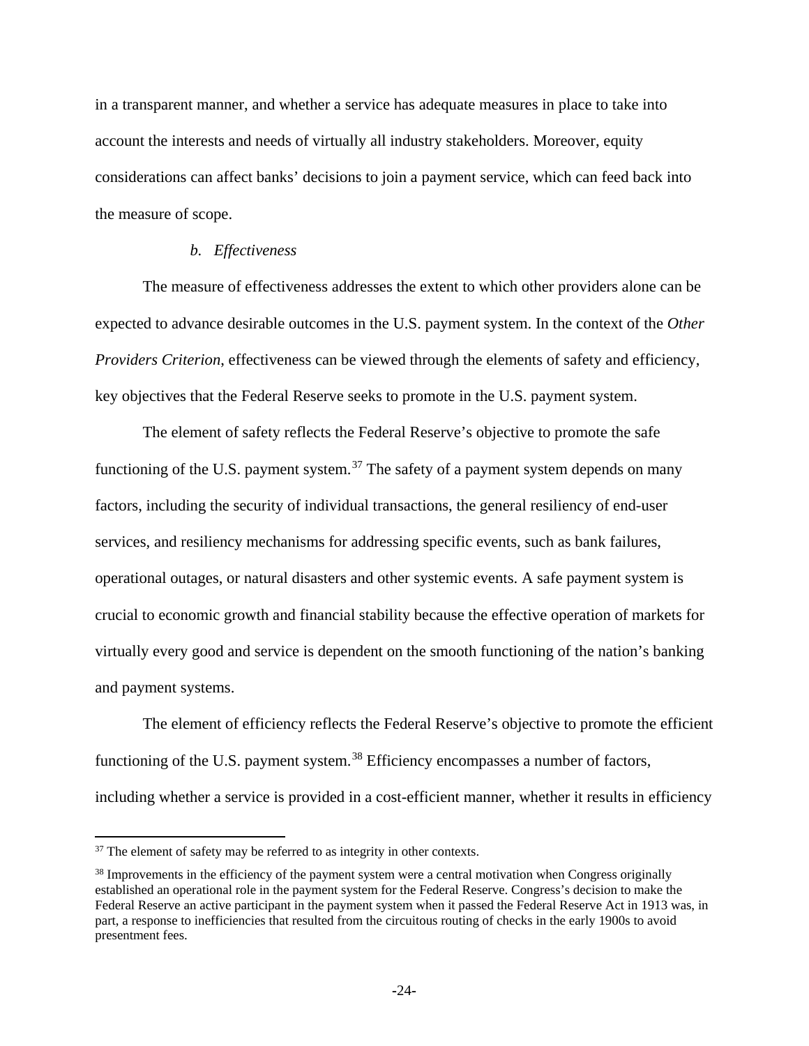in a transparent manner, and whether a service has adequate measures in place to take into account the interests and needs of virtually all industry stakeholders. Moreover, equity considerations can affect banks' decisions to join a payment service, which can feed back into the measure of scope.

#### *b. Effectiveness*

The measure of effectiveness addresses the extent to which other providers alone can be expected to advance desirable outcomes in the U.S. payment system. In the context of the *Other Providers Criterion*, effectiveness can be viewed through the elements of safety and efficiency, key objectives that the Federal Reserve seeks to promote in the U.S. payment system.

The element of safety reflects the Federal Reserve's objective to promote the safe functioning of the U.S. payment system.[37] The safety of a payment system depends on many factors, including the security of individual transactions, the general resiliency of end-user services, and resiliency mechanisms for addressing specific events, such as bank failures, operational outages, or natural disasters and other systemic events. A safe payment system is crucial to economic growth and financial stability because the effective operation of markets for virtually every good and service is dependent on the smooth functioning of the nation's banking and payment systems.

The element of efficiency reflects the Federal Reserve's objective to promote the efficient functioning of the U.S. payment system.[38] Efficiency encompasses a number of factors, including whether a service is provided in a cost-efficient manner, whether it results in efficiency

[37] The element of safety may be referred to as integrity in other contexts.

[38] Improvements in the efficiency of the payment system were a central motivation when Congress originally established an operational role in the payment system for the Federal Reserve. Congress's decision to make the Federal Reserve an active participant in the payment system when it passed the Federal Reserve Act in 1913 was, in part, a response to inefficiencies that resulted from the circuitous routing of checks in the early 1900s to avoid presentment fees.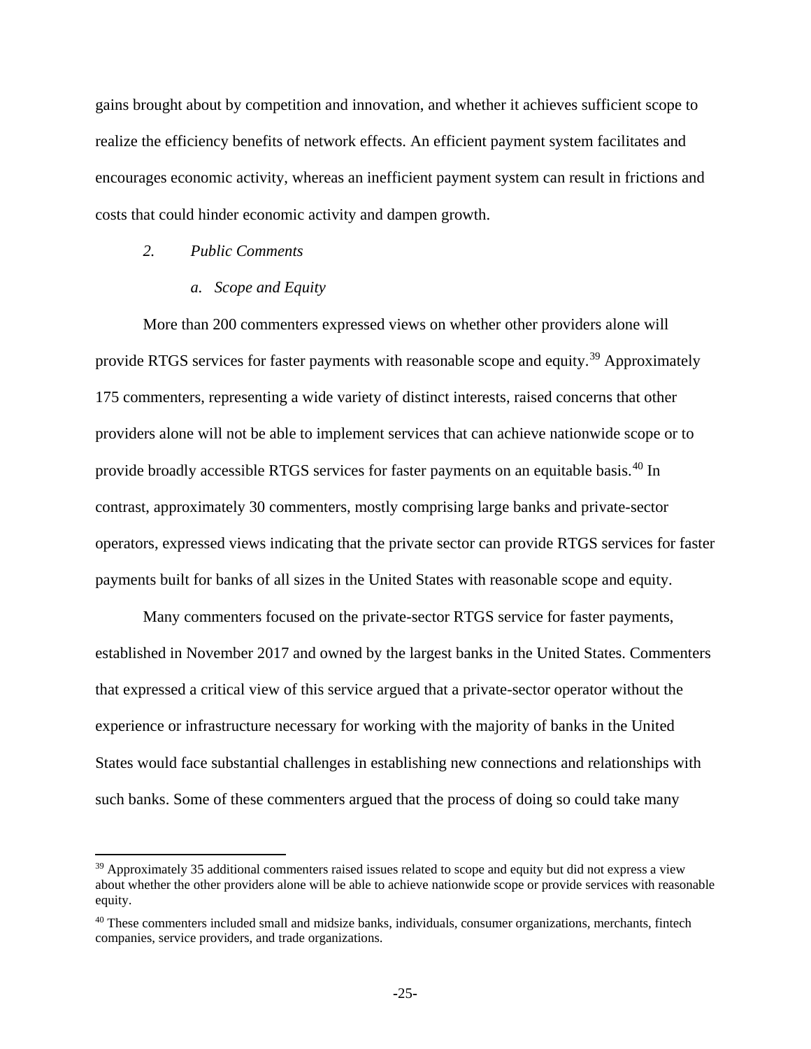gains brought about by competition and innovation, and whether it achieves sufficient scope to realize the efficiency benefits of network effects. An efficient payment system facilitates and encourages economic activity, whereas an inefficient payment system can result in frictions and costs that could hinder economic activity and dampen growth.

### 2. *Public Comments*

#### *a. Scope and Equity*

More than 200 commenters expressed views on whether other providers alone will provide RTGS services for faster payments with reasonable scope and equity.[39] Approximately 175 commenters, representing a wide variety of distinct interests, raised concerns that other providers alone will not be able to implement services that can achieve nationwide scope or to provide broadly accessible RTGS services for faster payments on an equitable basis.[40] In contrast, approximately 30 commenters, mostly comprising large banks and private-sector operators, expressed views indicating that the private sector can provide RTGS services for faster payments built for banks of all sizes in the United States with reasonable scope and equity.

Many commenters focused on the private-sector RTGS service for faster payments, established in November 2017 and owned by the largest banks in the United States. Commenters that expressed a critical view of this service argued that a private-sector operator without the experience or infrastructure necessary for working with the majority of banks in the United States would face substantial challenges in establishing new connections and relationships with such banks. Some of these commenters argued that the process of doing so could take many

---

[39] Approximately 35 additional commenters raised issues related to scope and equity but did not express a view about whether the other providers alone will be able to achieve nationwide scope or provide services with reasonable equity.

[40] These commenters included small and midsize banks, individuals, consumer organizations, merchants, fintech companies, service providers, and trade organizations.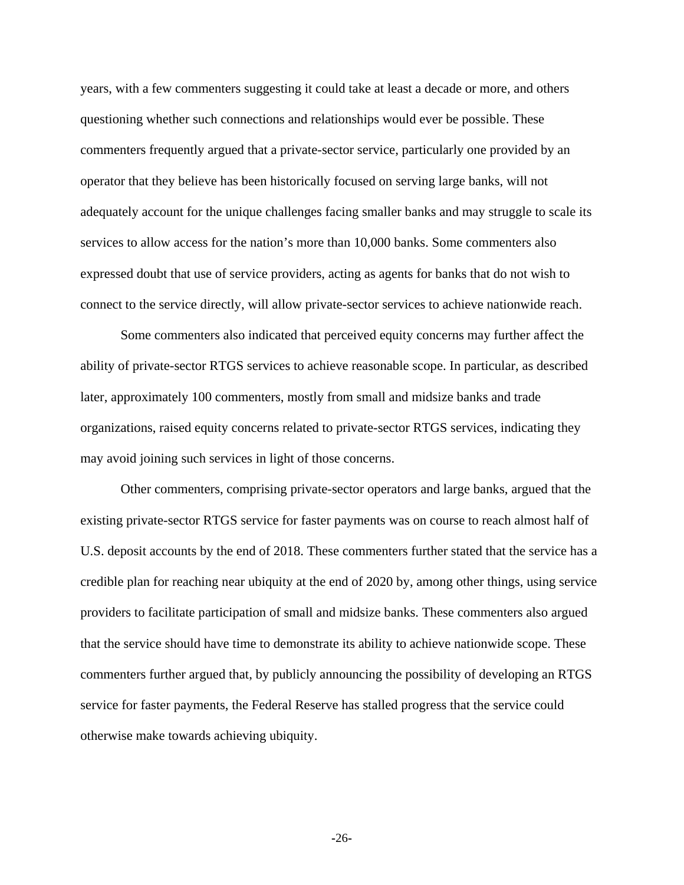years, with a few commenters suggesting it could take at least a decade or more, and others questioning whether such connections and relationships would ever be possible. These commenters frequently argued that a private-sector service, particularly one provided by an operator that they believe has been historically focused on serving large banks, will not adequately account for the unique challenges facing smaller banks and may struggle to scale its services to allow access for the nation's more than 10,000 banks. Some commenters also expressed doubt that use of service providers, acting as agents for banks that do not wish to connect to the service directly, will allow private-sector services to achieve nationwide reach.

Some commenters also indicated that perceived equity concerns may further affect the ability of private-sector RTGS services to achieve reasonable scope. In particular, as described later, approximately 100 commenters, mostly from small and midsize banks and trade organizations, raised equity concerns related to private-sector RTGS services, indicating they may avoid joining such services in light of those concerns.

Other commenters, comprising private-sector operators and large banks, argued that the existing private-sector RTGS service for faster payments was on course to reach almost half of U.S. deposit accounts by the end of 2018. These commenters further stated that the service has a credible plan for reaching near ubiquity at the end of 2020 by, among other things, using service providers to facilitate participation of small and midsize banks. These commenters also argued that the service should have time to demonstrate its ability to achieve nationwide scope. These commenters further argued that, by publicly announcing the possibility of developing an RTGS service for faster payments, the Federal Reserve has stalled progress that the service could otherwise make towards achieving ubiquity.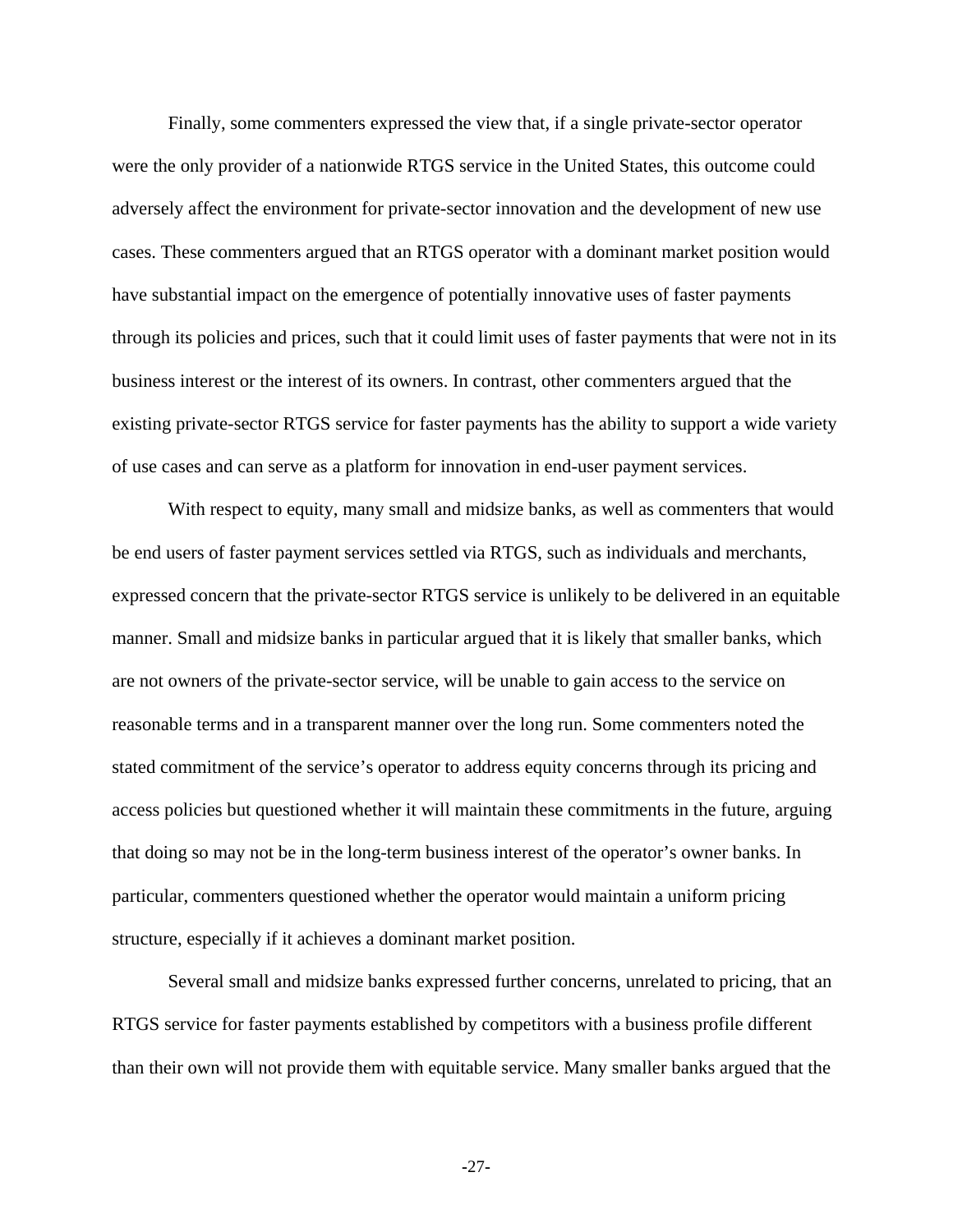Finally, some commenters expressed the view that, if a single private-sector operator were the only provider of a nationwide RTGS service in the United States, this outcome could adversely affect the environment for private-sector innovation and the development of new use cases. These commenters argued that an RTGS operator with a dominant market position would have substantial impact on the emergence of potentially innovative uses of faster payments through its policies and prices, such that it could limit uses of faster payments that were not in its business interest or the interest of its owners. In contrast, other commenters argued that the existing private-sector RTGS service for faster payments has the ability to support a wide variety of use cases and can serve as a platform for innovation in end-user payment services.

With respect to equity, many small and midsize banks, as well as commenters that would be end users of faster payment services settled via RTGS, such as individuals and merchants, expressed concern that the private-sector RTGS service is unlikely to be delivered in an equitable manner. Small and midsize banks in particular argued that it is likely that smaller banks, which are not owners of the private-sector service, will be unable to gain access to the service on reasonable terms and in a transparent manner over the long run. Some commenters noted the stated commitment of the service's operator to address equity concerns through its pricing and access policies but questioned whether it will maintain these commitments in the future, arguing that doing so may not be in the long-term business interest of the operator's owner banks. In particular, commenters questioned whether the operator would maintain a uniform pricing structure, especially if it achieves a dominant market position.

Several small and midsize banks expressed further concerns, unrelated to pricing, that an RTGS service for faster payments established by competitors with a business profile different than their own will not provide them with equitable service. Many smaller banks argued that the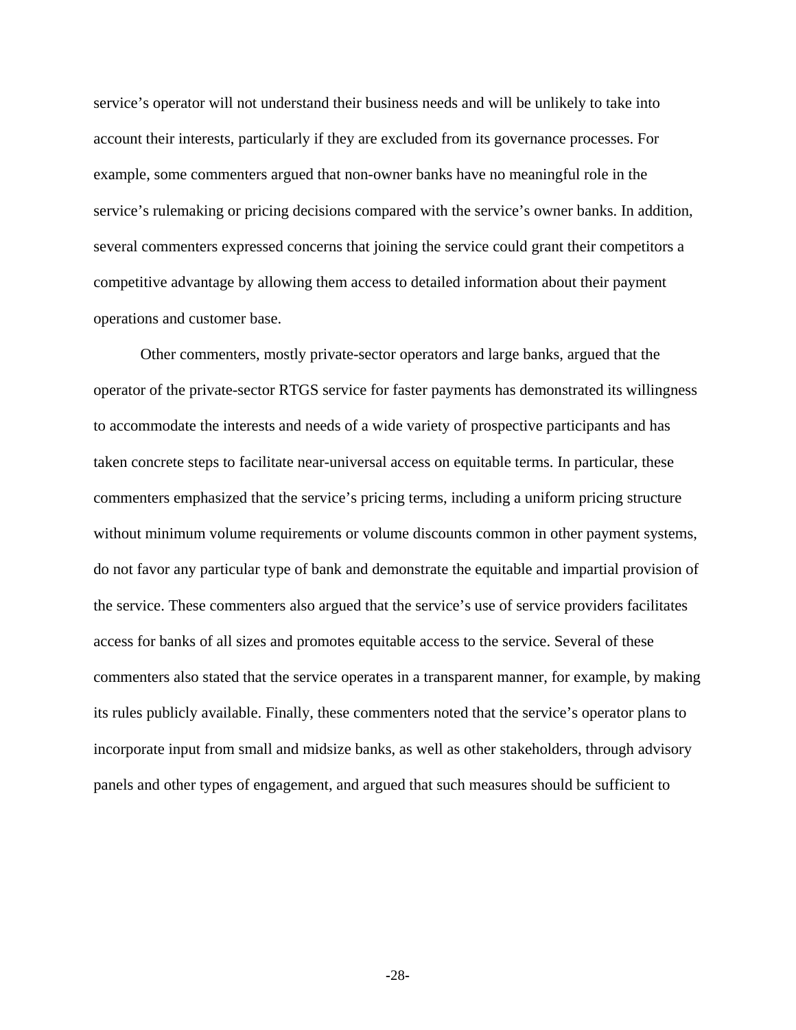service's operator will not understand their business needs and will be unlikely to take into account their interests, particularly if they are excluded from its governance processes. For example, some commenters argued that non-owner banks have no meaningful role in the service's rulemaking or pricing decisions compared with the service's owner banks. In addition, several commenters expressed concerns that joining the service could grant their competitors a competitive advantage by allowing them access to detailed information about their payment operations and customer base.

Other commenters, mostly private-sector operators and large banks, argued that the operator of the private-sector RTGS service for faster payments has demonstrated its willingness to accommodate the interests and needs of a wide variety of prospective participants and has taken concrete steps to facilitate near-universal access on equitable terms. In particular, these commenters emphasized that the service's pricing terms, including a uniform pricing structure without minimum volume requirements or volume discounts common in other payment systems, do not favor any particular type of bank and demonstrate the equitable and impartial provision of the service. These commenters also argued that the service's use of service providers facilitates access for banks of all sizes and promotes equitable access to the service. Several of these commenters also stated that the service operates in a transparent manner, for example, by making its rules publicly available. Finally, these commenters noted that the service's operator plans to incorporate input from small and midsize banks, as well as other stakeholders, through advisory panels and other types of engagement, and argued that such measures should be sufficient to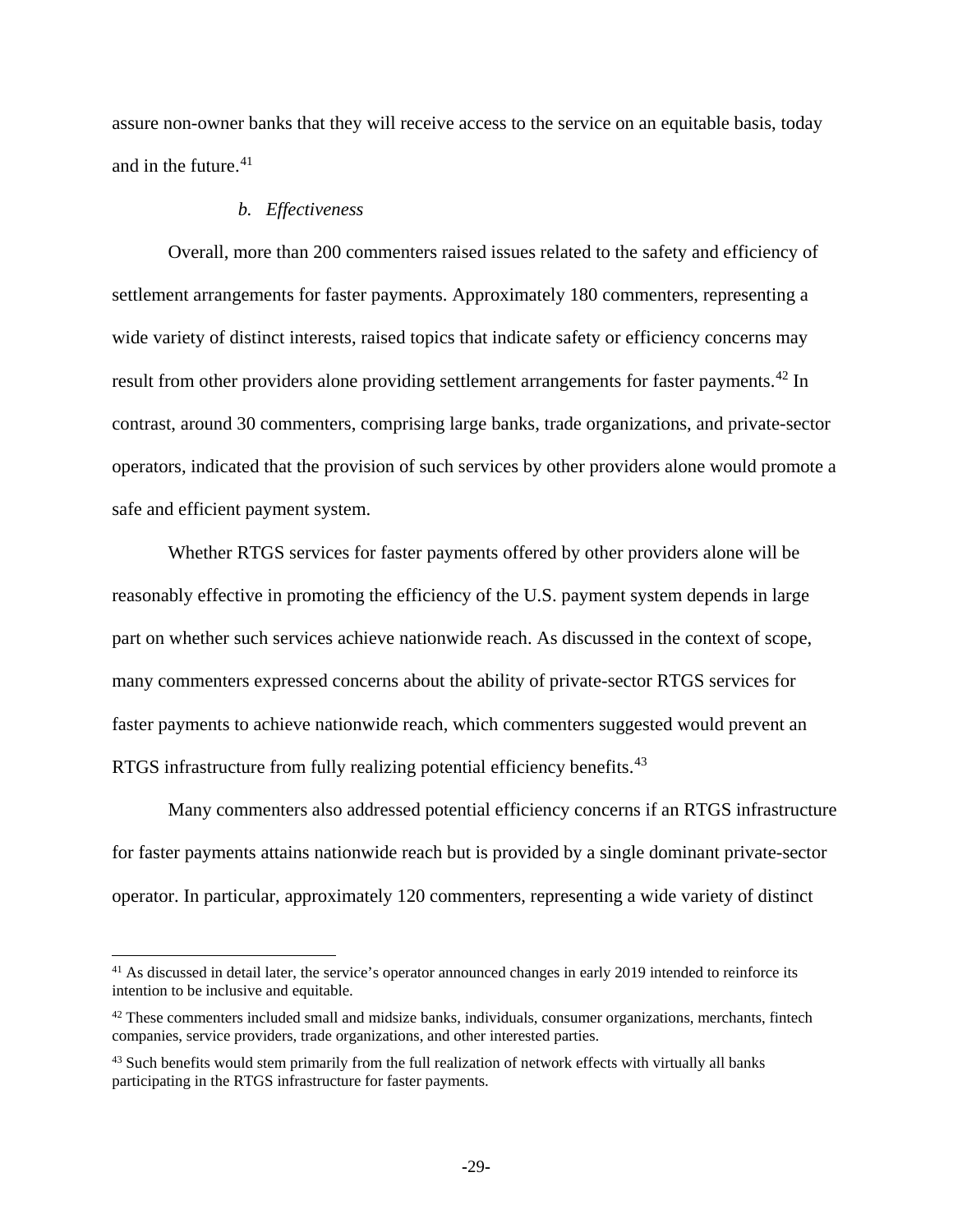assure non-owner banks that they will receive access to the service on an equitable basis, today and in the future.[41]

*b. Effectiveness*

Overall, more than 200 commenters raised issues related to the safety and efficiency of settlement arrangements for faster payments. Approximately 180 commenters, representing a wide variety of distinct interests, raised topics that indicate safety or efficiency concerns may result from other providers alone providing settlement arrangements for faster payments.[42] In contrast, around 30 commenters, comprising large banks, trade organizations, and private-sector operators, indicated that the provision of such services by other providers alone would promote a safe and efficient payment system.

Whether RTGS services for faster payments offered by other providers alone will be reasonably effective in promoting the efficiency of the U.S. payment system depends in large part on whether such services achieve nationwide reach. As discussed in the context of scope, many commenters expressed concerns about the ability of private-sector RTGS services for faster payments to achieve nationwide reach, which commenters suggested would prevent an RTGS infrastructure from fully realizing potential efficiency benefits.[43]

Many commenters also addressed potential efficiency concerns if an RTGS infrastructure for faster payments attains nationwide reach but is provided by a single dominant private-sector operator. In particular, approximately 120 commenters, representing a wide variety of distinct

---

[41] As discussed in detail later, the service's operator announced changes in early 2019 intended to reinforce its intention to be inclusive and equitable.

[42] These commenters included small and midsize banks, individuals, consumer organizations, merchants, fintech companies, service providers, trade organizations, and other interested parties.

[43] Such benefits would stem primarily from the full realization of network effects with virtually all banks participating in the RTGS infrastructure for faster payments.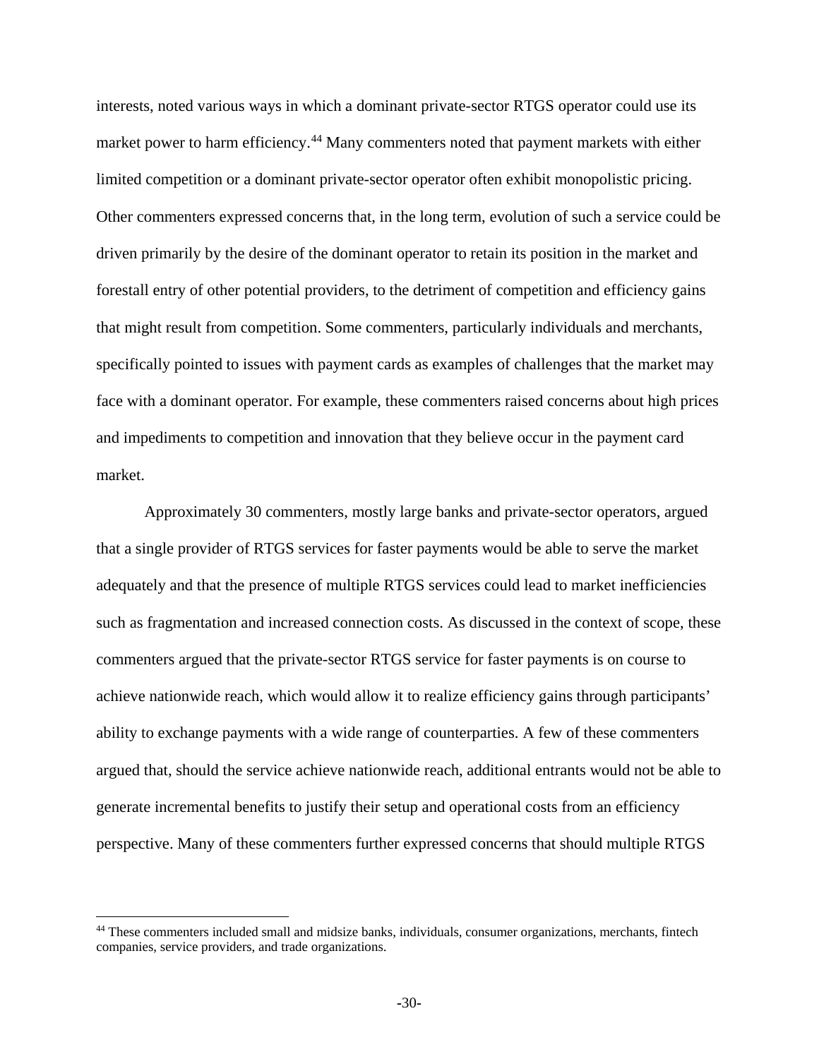interests, noted various ways in which a dominant private-sector RTGS operator could use its market power to harm efficiency.[44] Many commenters noted that payment markets with either limited competition or a dominant private-sector operator often exhibit monopolistic pricing. Other commenters expressed concerns that, in the long term, evolution of such a service could be driven primarily by the desire of the dominant operator to retain its position in the market and forestall entry of other potential providers, to the detriment of competition and efficiency gains that might result from competition. Some commenters, particularly individuals and merchants, specifically pointed to issues with payment cards as examples of challenges that the market may face with a dominant operator. For example, these commenters raised concerns about high prices and impediments to competition and innovation that they believe occur in the payment card market.

Approximately 30 commenters, mostly large banks and private-sector operators, argued that a single provider of RTGS services for faster payments would be able to serve the market adequately and that the presence of multiple RTGS services could lead to market inefficiencies such as fragmentation and increased connection costs. As discussed in the context of scope, these commenters argued that the private-sector RTGS service for faster payments is on course to achieve nationwide reach, which would allow it to realize efficiency gains through participants' ability to exchange payments with a wide range of counterparties. A few of these commenters argued that, should the service achieve nationwide reach, additional entrants would not be able to generate incremental benefits to justify their setup and operational costs from an efficiency perspective. Many of these commenters further expressed concerns that should multiple RTGS

[44] These commenters included small and midsize banks, individuals, consumer organizations, merchants, fintech companies, service providers, and trade organizations.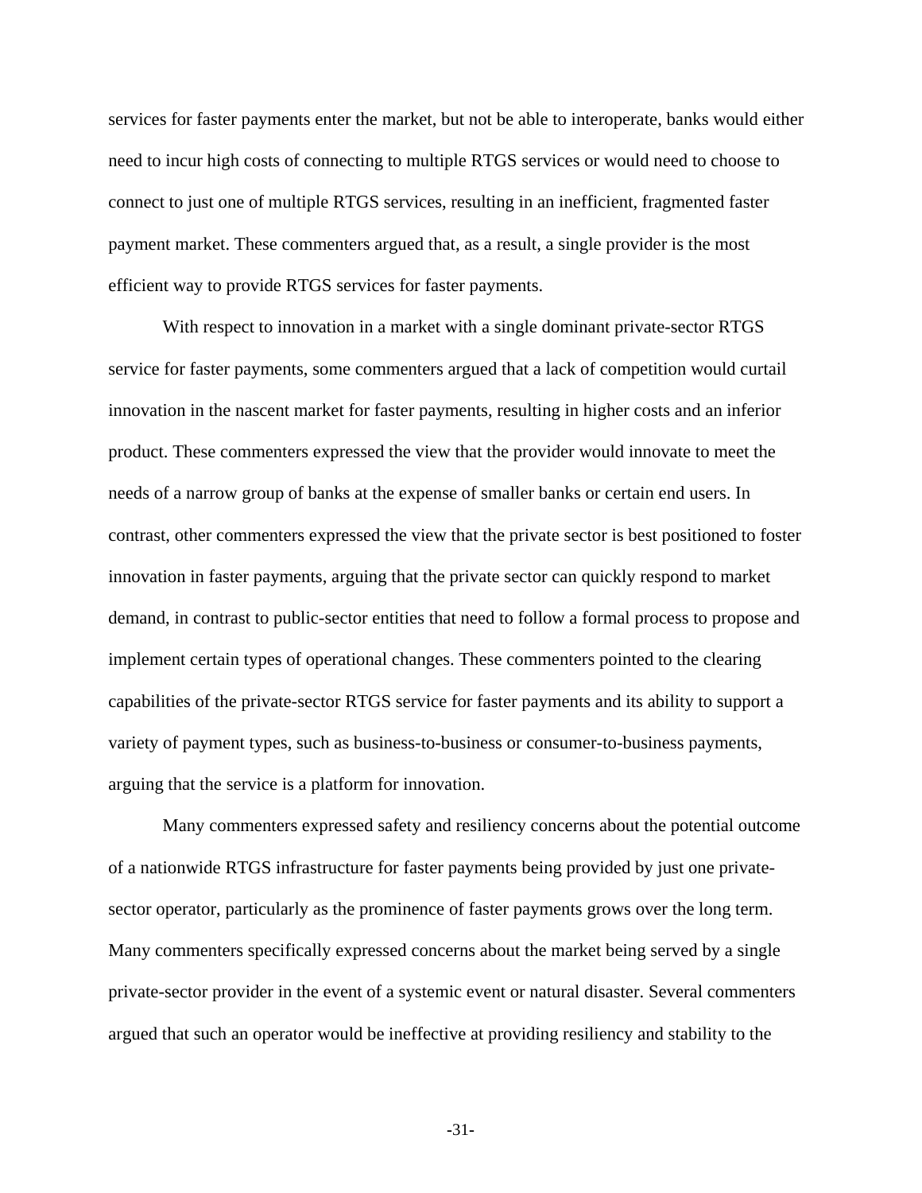services for faster payments enter the market, but not be able to interoperate, banks would either need to incur high costs of connecting to multiple RTGS services or would need to choose to connect to just one of multiple RTGS services, resulting in an inefficient, fragmented faster payment market. These commenters argued that, as a result, a single provider is the most efficient way to provide RTGS services for faster payments.

With respect to innovation in a market with a single dominant private-sector RTGS service for faster payments, some commenters argued that a lack of competition would curtail innovation in the nascent market for faster payments, resulting in higher costs and an inferior product. These commenters expressed the view that the provider would innovate to meet the needs of a narrow group of banks at the expense of smaller banks or certain end users. In contrast, other commenters expressed the view that the private sector is best positioned to foster innovation in faster payments, arguing that the private sector can quickly respond to market demand, in contrast to public-sector entities that need to follow a formal process to propose and implement certain types of operational changes. These commenters pointed to the clearing capabilities of the private-sector RTGS service for faster payments and its ability to support a variety of payment types, such as business-to-business or consumer-to-business payments, arguing that the service is a platform for innovation.

Many commenters expressed safety and resiliency concerns about the potential outcome of a nationwide RTGS infrastructure for faster payments being provided by just one private-sector operator, particularly as the prominence of faster payments grows over the long term. Many commenters specifically expressed concerns about the market being served by a single private-sector provider in the event of a systemic event or natural disaster. Several commenters argued that such an operator would be ineffective at providing resiliency and stability to the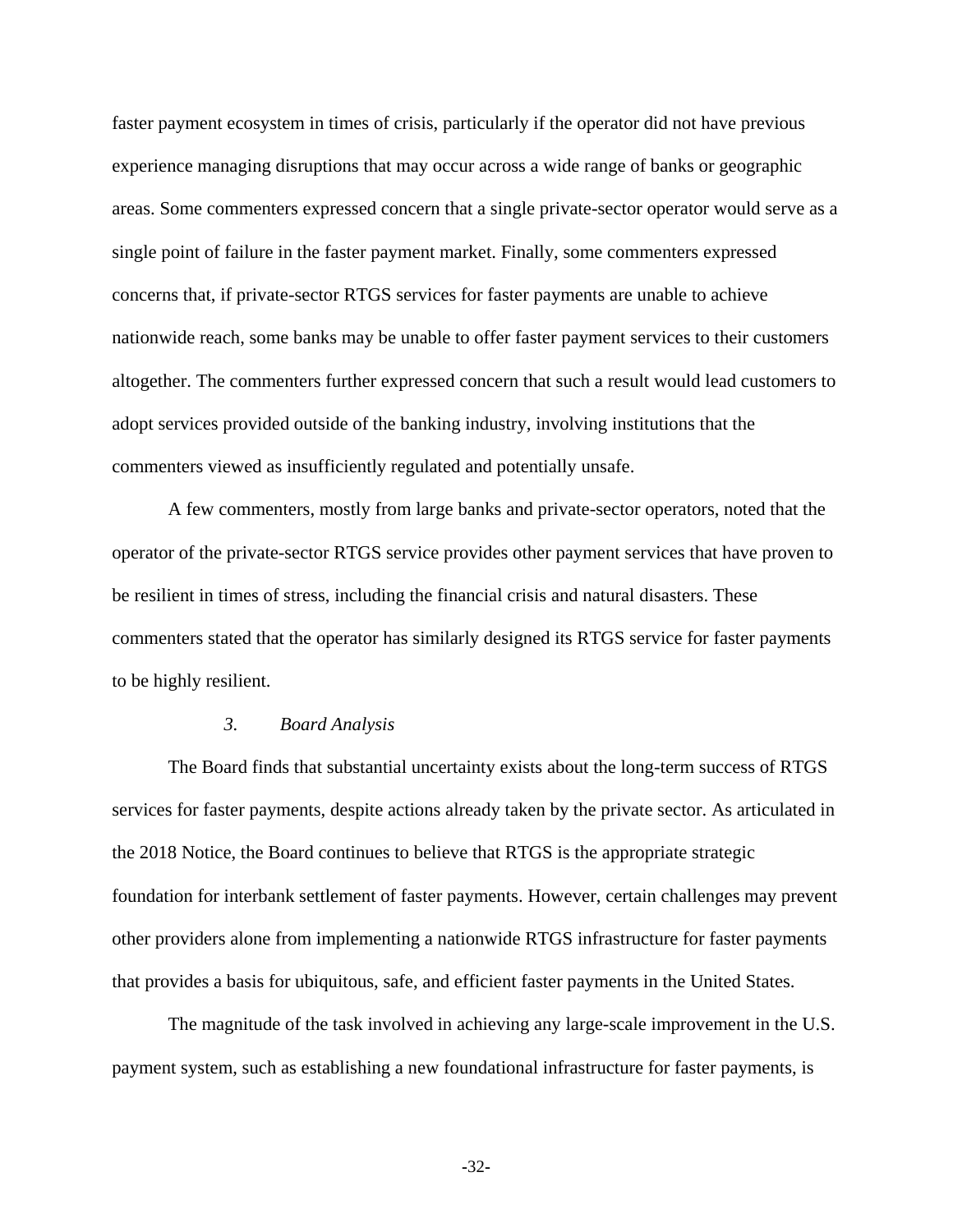faster payment ecosystem in times of crisis, particularly if the operator did not have previous experience managing disruptions that may occur across a wide range of banks or geographic areas. Some commenters expressed concern that a single private-sector operator would serve as a single point of failure in the faster payment market. Finally, some commenters expressed concerns that, if private-sector RTGS services for faster payments are unable to achieve nationwide reach, some banks may be unable to offer faster payment services to their customers altogether. The commenters further expressed concern that such a result would lead customers to adopt services provided outside of the banking industry, involving institutions that the commenters viewed as insufficiently regulated and potentially unsafe.

A few commenters, mostly from large banks and private-sector operators, noted that the operator of the private-sector RTGS service provides other payment services that have proven to be resilient in times of stress, including the financial crisis and natural disasters. These commenters stated that the operator has similarly designed its RTGS service for faster payments to be highly resilient.

### 3. *Board Analysis*

The Board finds that substantial uncertainty exists about the long-term success of RTGS services for faster payments, despite actions already taken by the private sector. As articulated in the 2018 Notice, the Board continues to believe that RTGS is the appropriate strategic foundation for interbank settlement of faster payments. However, certain challenges may prevent other providers alone from implementing a nationwide RTGS infrastructure for faster payments that provides a basis for ubiquitous, safe, and efficient faster payments in the United States.

The magnitude of the task involved in achieving any large-scale improvement in the U.S. payment system, such as establishing a new foundational infrastructure for faster payments, is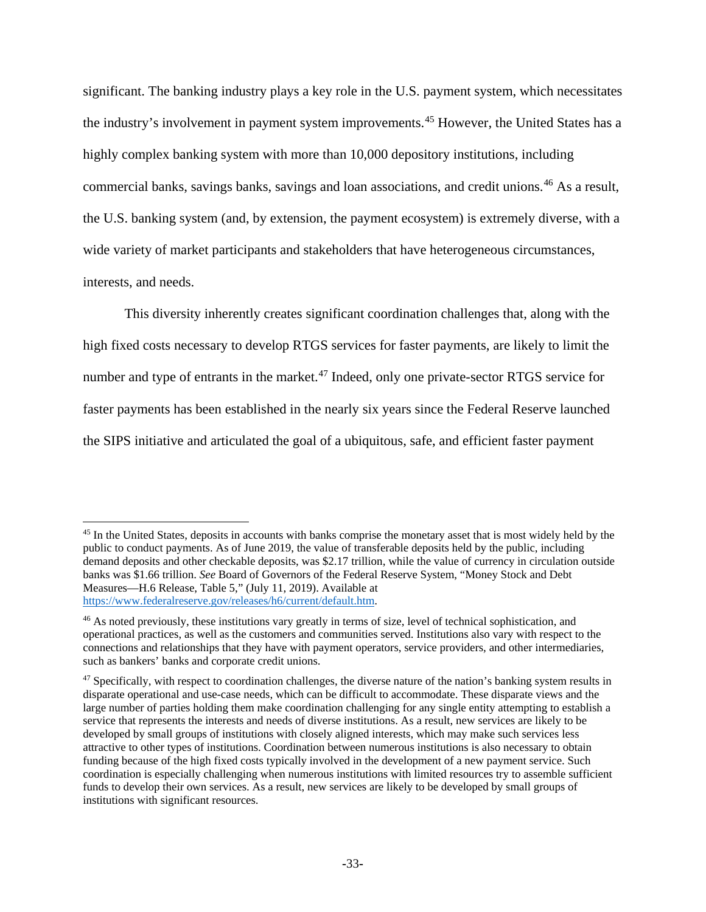significant. The banking industry plays a key role in the U.S. payment system, which necessitates the industry's involvement in payment system improvements.[45] However, the United States has a highly complex banking system with more than 10,000 depository institutions, including commercial banks, savings banks, savings and loan associations, and credit unions.[46] As a result, the U.S. banking system (and, by extension, the payment ecosystem) is extremely diverse, with a wide variety of market participants and stakeholders that have heterogeneous circumstances, interests, and needs.

This diversity inherently creates significant coordination challenges that, along with the high fixed costs necessary to develop RTGS services for faster payments, are likely to limit the number and type of entrants in the market.[47] Indeed, only one private-sector RTGS service for faster payments has been established in the nearly six years since the Federal Reserve launched the SIPS initiative and articulated the goal of a ubiquitous, safe, and efficient faster payment

---

[45] In the United States, deposits in accounts with banks comprise the monetary asset that is most widely held by the public to conduct payments. As of June 2019, the value of transferable deposits held by the public, including demand deposits and other checkable deposits, was $2.17 trillion, while the value of currency in circulation outside banks was $1.66 trillion. *See* Board of Governors of the Federal Reserve System, "Money Stock and Debt Measures—H.6 Release, Table 5," (July 11, 2019). Available at [https://www.federalreserve.gov/releases/h6/current/default.htm](https://www.federalreserve.gov/releases/h6/current/default.htm).

[46] As noted previously, these institutions vary greatly in terms of size, level of technical sophistication, and operational practices, as well as the customers and communities served. Institutions also vary with respect to the connections and relationships that they have with payment operators, service providers, and other intermediaries, such as bankers' banks and corporate credit unions.

[47] Specifically, with respect to coordination challenges, the diverse nature of the nation's banking system results in disparate operational and use-case needs, which can be difficult to accommodate. These disparate views and the large number of parties holding them make coordination challenging for any single entity attempting to establish a service that represents the interests and needs of diverse institutions. As a result, new services are likely to be developed by small groups of institutions with closely aligned interests, which may make such services less attractive to other types of institutions. Coordination between numerous institutions is also necessary to obtain funding because of the high fixed costs typically involved in the development of a new payment service. Such coordination is especially challenging when numerous institutions with limited resources try to assemble sufficient funds to develop their own services. As a result, new services are likely to be developed by small groups of institutions with significant resources.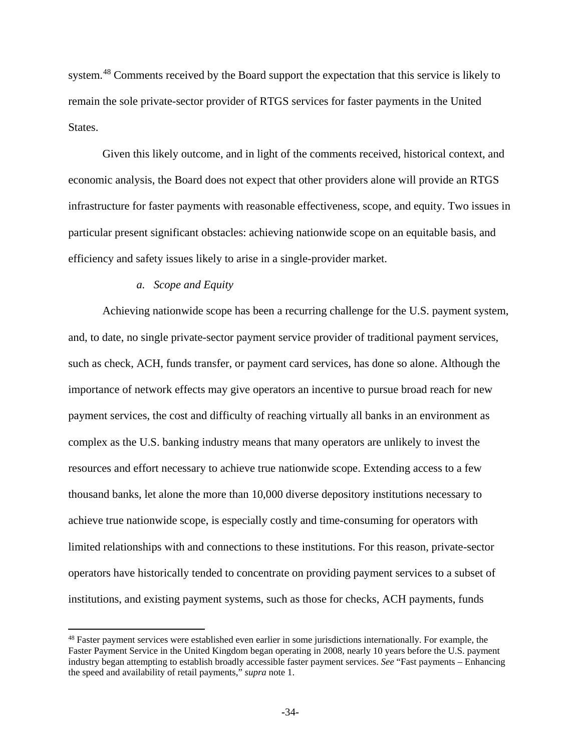system.[48] Comments received by the Board support the expectation that this service is likely to remain the sole private-sector provider of RTGS services for faster payments in the United States.

Given this likely outcome, and in light of the comments received, historical context, and economic analysis, the Board does not expect that other providers alone will provide an RTGS infrastructure for faster payments with reasonable effectiveness, scope, and equity. Two issues in particular present significant obstacles: achieving nationwide scope on an equitable basis, and efficiency and safety issues likely to arise in a single-provider market.

*a. Scope and Equity*

Achieving nationwide scope has been a recurring challenge for the U.S. payment system, and, to date, no single private-sector payment service provider of traditional payment services, such as check, ACH, funds transfer, or payment card services, has done so alone. Although the importance of network effects may give operators an incentive to pursue broad reach for new payment services, the cost and difficulty of reaching virtually all banks in an environment as complex as the U.S. banking industry means that many operators are unlikely to invest the resources and effort necessary to achieve true nationwide scope. Extending access to a few thousand banks, let alone the more than 10,000 diverse depository institutions necessary to achieve true nationwide scope, is especially costly and time-consuming for operators with limited relationships with and connections to these institutions. For this reason, private-sector operators have historically tended to concentrate on providing payment services to a subset of institutions, and existing payment systems, such as those for checks, ACH payments, funds

[48] Faster payment services were established even earlier in some jurisdictions internationally. For example, the Faster Payment Service in the United Kingdom began operating in 2008, nearly 10 years before the U.S. payment industry began attempting to establish broadly accessible faster payment services. *See* "Fast payments – Enhancing the speed and availability of retail payments," *supra* note 1.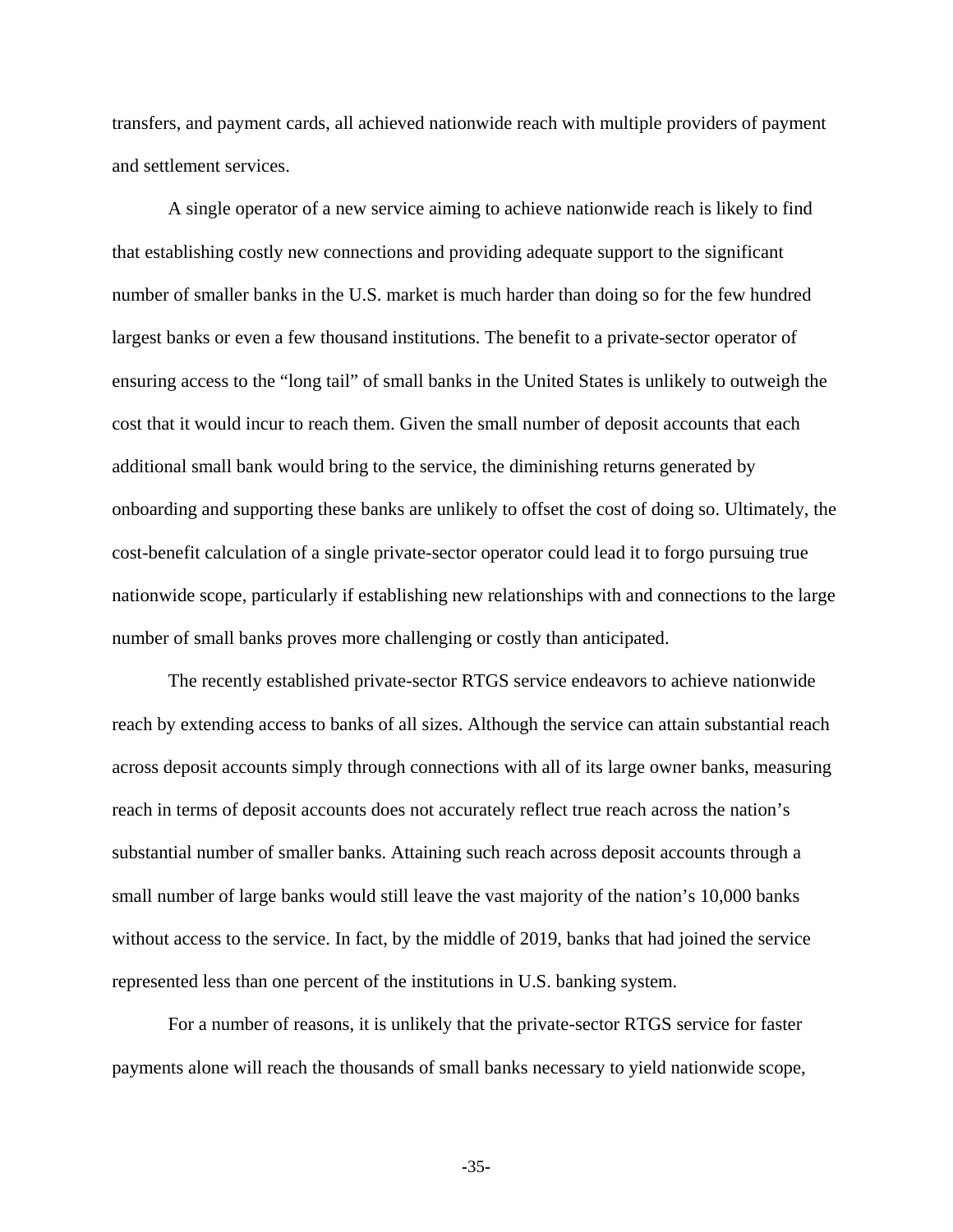transfers, and payment cards, all achieved nationwide reach with multiple providers of payment and settlement services.

A single operator of a new service aiming to achieve nationwide reach is likely to find that establishing costly new connections and providing adequate support to the significant number of smaller banks in the U.S. market is much harder than doing so for the few hundred largest banks or even a few thousand institutions. The benefit to a private-sector operator of ensuring access to the "long tail" of small banks in the United States is unlikely to outweigh the cost that it would incur to reach them. Given the small number of deposit accounts that each additional small bank would bring to the service, the diminishing returns generated by onboarding and supporting these banks are unlikely to offset the cost of doing so. Ultimately, the cost-benefit calculation of a single private-sector operator could lead it to forgo pursuing true nationwide scope, particularly if establishing new relationships with and connections to the large number of small banks proves more challenging or costly than anticipated.

The recently established private-sector RTGS service endeavors to achieve nationwide reach by extending access to banks of all sizes. Although the service can attain substantial reach across deposit accounts simply through connections with all of its large owner banks, measuring reach in terms of deposit accounts does not accurately reflect true reach across the nation's substantial number of smaller banks. Attaining such reach across deposit accounts through a small number of large banks would still leave the vast majority of the nation's 10,000 banks without access to the service. In fact, by the middle of 2019, banks that had joined the service represented less than one percent of the institutions in U.S. banking system.

For a number of reasons, it is unlikely that the private-sector RTGS service for faster payments alone will reach the thousands of small banks necessary to yield nationwide scope,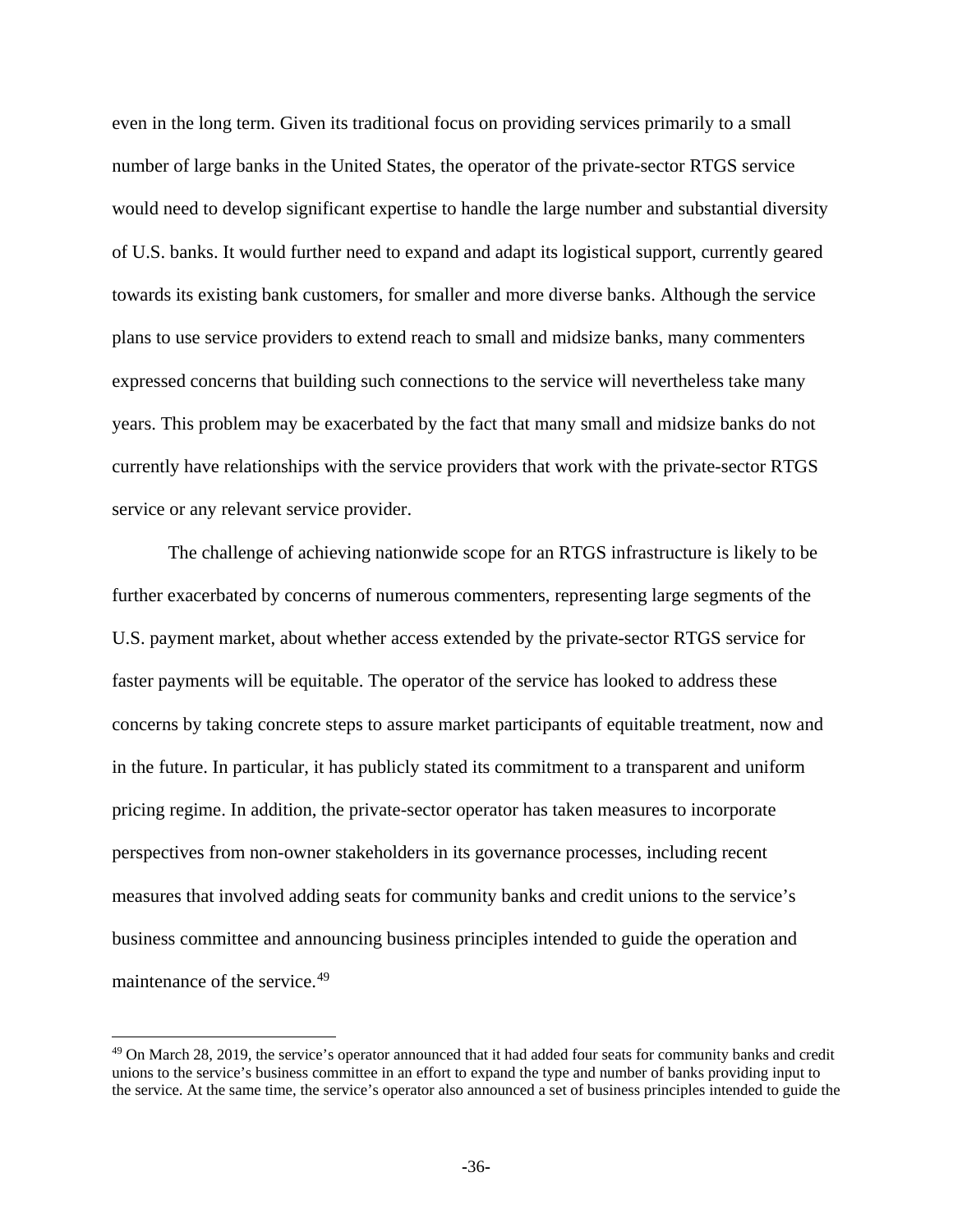even in the long term. Given its traditional focus on providing services primarily to a small number of large banks in the United States, the operator of the private-sector RTGS service would need to develop significant expertise to handle the large number and substantial diversity of U.S. banks. It would further need to expand and adapt its logistical support, currently geared towards its existing bank customers, for smaller and more diverse banks. Although the service plans to use service providers to extend reach to small and midsize banks, many commenters expressed concerns that building such connections to the service will nevertheless take many years. This problem may be exacerbated by the fact that many small and midsize banks do not currently have relationships with the service providers that work with the private-sector RTGS service or any relevant service provider.

The challenge of achieving nationwide scope for an RTGS infrastructure is likely to be further exacerbated by concerns of numerous commenters, representing large segments of the U.S. payment market, about whether access extended by the private-sector RTGS service for faster payments will be equitable. The operator of the service has looked to address these concerns by taking concrete steps to assure market participants of equitable treatment, now and in the future. In particular, it has publicly stated its commitment to a transparent and uniform pricing regime. In addition, the private-sector operator has taken measures to incorporate perspectives from non-owner stakeholders in its governance processes, including recent measures that involved adding seats for community banks and credit unions to the service's business committee and announcing business principles intended to guide the operation and maintenance of the service.[49]

---

[49] On March 28, 2019, the service's operator announced that it had added four seats for community banks and credit unions to the service's business committee in an effort to expand the type and number of banks providing input to the service. At the same time, the service's operator also announced a set of business principles intended to guide the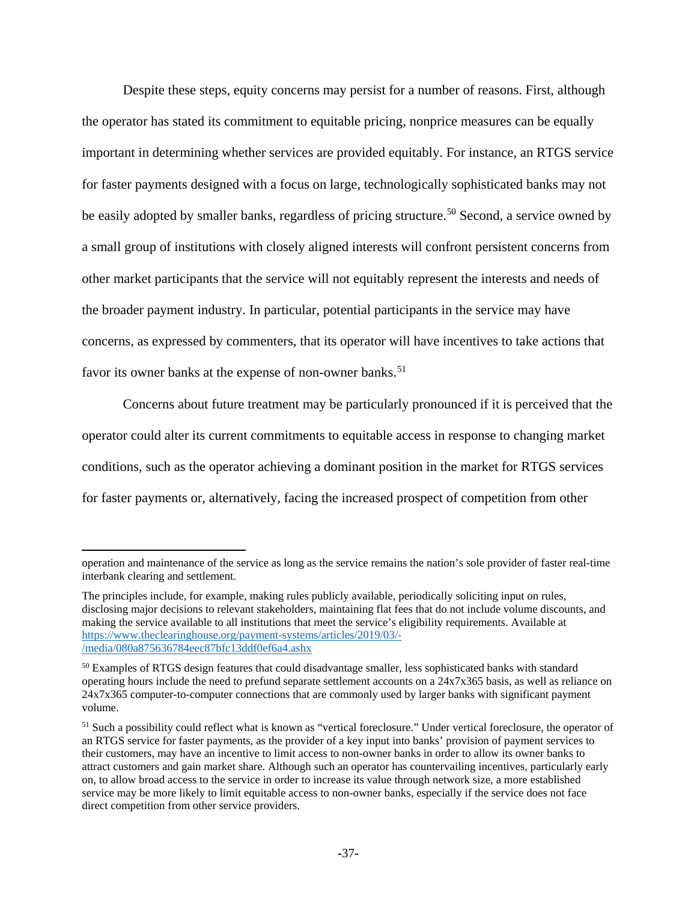Despite these steps, equity concerns may persist for a number of reasons. First, although the operator has stated its commitment to equitable pricing, nonprice measures can be equally important in determining whether services are provided equitably. For instance, an RTGS service for faster payments designed with a focus on large, technologically sophisticated banks may not be easily adopted by smaller banks, regardless of pricing structure.[50] Second, a service owned by a small group of institutions with closely aligned interests will confront persistent concerns from other market participants that the service will not equitably represent the interests and needs of the broader payment industry. In particular, potential participants in the service may have concerns, as expressed by commenters, that its operator will have incentives to take actions that favor its owner banks at the expense of non-owner banks.[51]

Concerns about future treatment may be particularly pronounced if it is perceived that the operator could alter its current commitments to equitable access in response to changing market conditions, such as the operator achieving a dominant position in the market for RTGS services for faster payments or, alternatively, facing the increased prospect of competition from other

---

operation and maintenance of the service as long as the service remains the nation's sole provider of faster real-time interbank clearing and settlement.

The principles include, for example, making rules publicly available, periodically soliciting input on rules, disclosing major decisions to relevant stakeholders, maintaining flat fees that do not include volume discounts, and making the service available to all institutions that meet the service's eligibility requirements. Available at https://www.theclearinghouse.org/payment-systems/articles/2019/03/-/media/080a875636784eec87bfc13ddf0ef6a4.ashx

[50] Examples of RTGS design features that could disadvantage smaller, less sophisticated banks with standard operating hours include the need to prefund separate settlement accounts on a 24x7x365 basis, as well as reliance on 24x7x365 computer-to-computer connections that are commonly used by larger banks with significant payment volume.

[51] Such a possibility could reflect what is known as "vertical foreclosure." Under vertical foreclosure, the operator of an RTGS service for faster payments, as the provider of a key input into banks' provision of payment services to their customers, may have an incentive to limit access to non-owner banks in order to allow its owner banks to attract customers and gain market share. Although such an operator has countervailing incentives, particularly early on, to allow broad access to the service in order to increase its value through network size, a more established service may be more likely to limit equitable access to non-owner banks, especially if the service does not face direct competition from other service providers.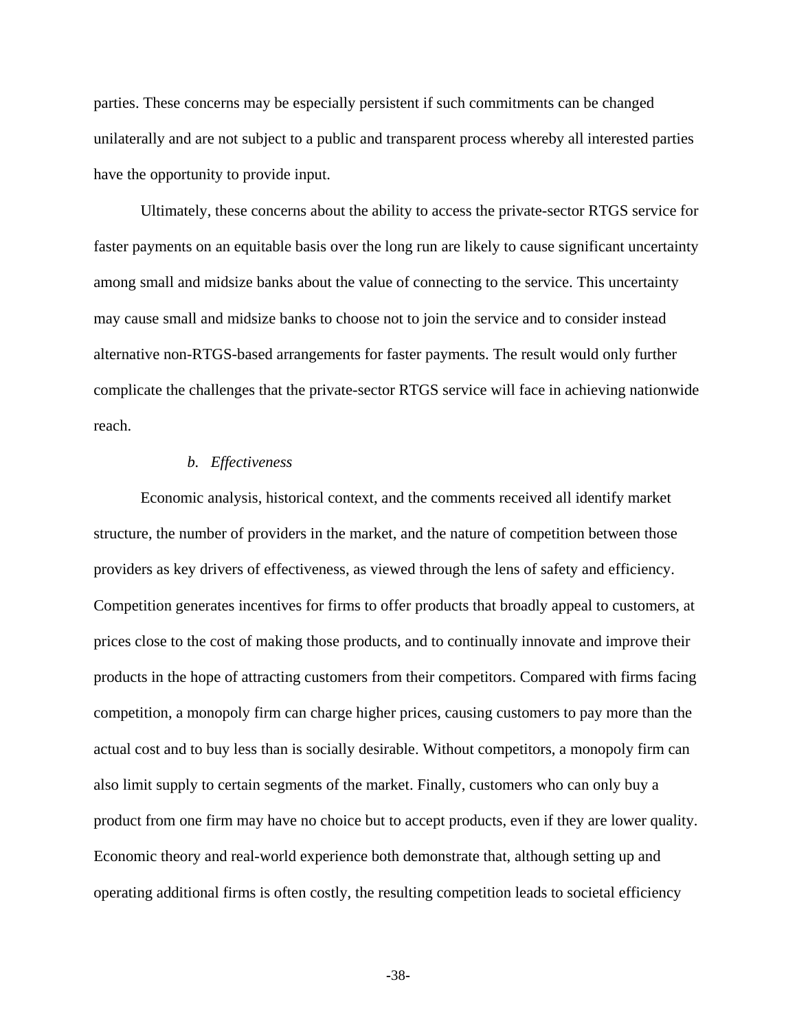parties. These concerns may be especially persistent if such commitments can be changed unilaterally and are not subject to a public and transparent process whereby all interested parties have the opportunity to provide input.

Ultimately, these concerns about the ability to access the private-sector RTGS service for faster payments on an equitable basis over the long run are likely to cause significant uncertainty among small and midsize banks about the value of connecting to the service. This uncertainty may cause small and midsize banks to choose not to join the service and to consider instead alternative non-RTGS-based arrangements for faster payments. The result would only further complicate the challenges that the private-sector RTGS service will face in achieving nationwide reach.

#### *b. Effectiveness*

Economic analysis, historical context, and the comments received all identify market structure, the number of providers in the market, and the nature of competition between those providers as key drivers of effectiveness, as viewed through the lens of safety and efficiency. Competition generates incentives for firms to offer products that broadly appeal to customers, at prices close to the cost of making those products, and to continually innovate and improve their products in the hope of attracting customers from their competitors. Compared with firms facing competition, a monopoly firm can charge higher prices, causing customers to pay more than the actual cost and to buy less than is socially desirable. Without competitors, a monopoly firm can also limit supply to certain segments of the market. Finally, customers who can only buy a product from one firm may have no choice but to accept products, even if they are lower quality. Economic theory and real-world experience both demonstrate that, although setting up and operating additional firms is often costly, the resulting competition leads to societal efficiency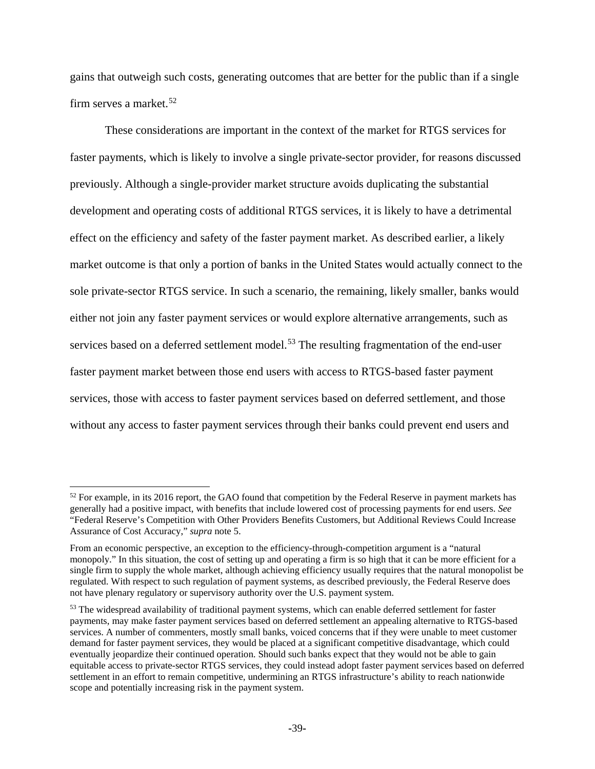gains that outweigh such costs, generating outcomes that are better for the public than if a single firm serves a market.[52]

These considerations are important in the context of the market for RTGS services for faster payments, which is likely to involve a single private-sector provider, for reasons discussed previously. Although a single-provider market structure avoids duplicating the substantial development and operating costs of additional RTGS services, it is likely to have a detrimental effect on the efficiency and safety of the faster payment market. As described earlier, a likely market outcome is that only a portion of banks in the United States would actually connect to the sole private-sector RTGS service. In such a scenario, the remaining, likely smaller, banks would either not join any faster payment services or would explore alternative arrangements, such as services based on a deferred settlement model.[53] The resulting fragmentation of the end-user faster payment market between those end users with access to RTGS-based faster payment services, those with access to faster payment services based on deferred settlement, and those without any access to faster payment services through their banks could prevent end users and

---

[52] For example, in its 2016 report, the GAO found that competition by the Federal Reserve in payment markets has generally had a positive impact, with benefits that include lowered cost of processing payments for end users. *See* "Federal Reserve's Competition with Other Providers Benefits Customers, but Additional Reviews Could Increase Assurance of Cost Accuracy," *supra* note 5.

From an economic perspective, an exception to the efficiency-through-competition argument is a "natural monopoly." In this situation, the cost of setting up and operating a firm is so high that it can be more efficient for a single firm to supply the whole market, although achieving efficiency usually requires that the natural monopolist be regulated. With respect to such regulation of payment systems, as described previously, the Federal Reserve does not have plenary regulatory or supervisory authority over the U.S. payment system.

[53] The widespread availability of traditional payment systems, which can enable deferred settlement for faster payments, may make faster payment services based on deferred settlement an appealing alternative to RTGS-based services. A number of commenters, mostly small banks, voiced concerns that if they were unable to meet customer demand for faster payment services, they would be placed at a significant competitive disadvantage, which could eventually jeopardize their continued operation. Should such banks expect that they would not be able to gain equitable access to private-sector RTGS services, they could instead adopt faster payment services based on deferred settlement in an effort to remain competitive, undermining an RTGS infrastructure's ability to reach nationwide scope and potentially increasing risk in the payment system.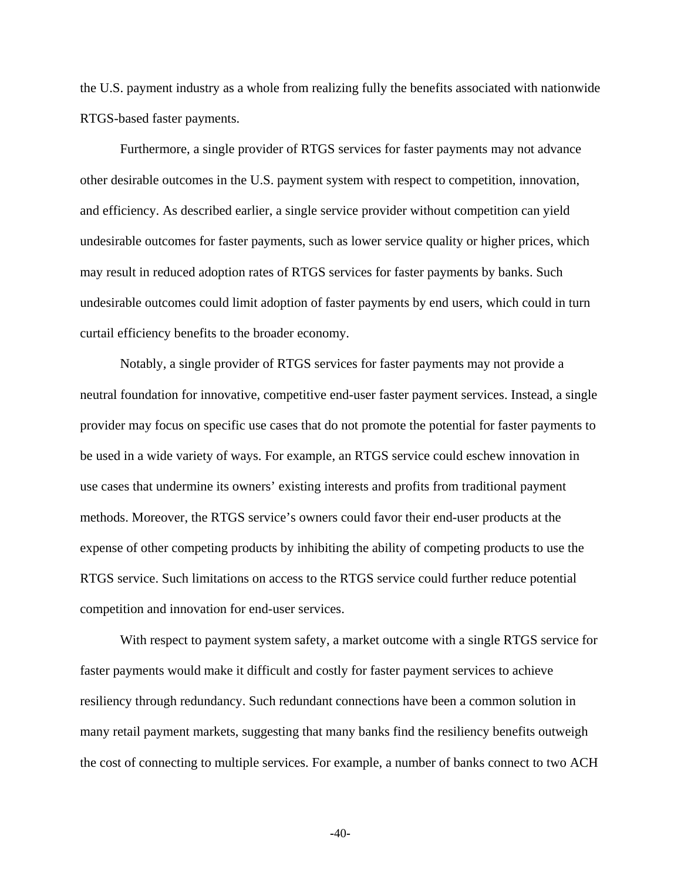the U.S. payment industry as a whole from realizing fully the benefits associated with nationwide RTGS-based faster payments.

Furthermore, a single provider of RTGS services for faster payments may not advance other desirable outcomes in the U.S. payment system with respect to competition, innovation, and efficiency. As described earlier, a single service provider without competition can yield undesirable outcomes for faster payments, such as lower service quality or higher prices, which may result in reduced adoption rates of RTGS services for faster payments by banks. Such undesirable outcomes could limit adoption of faster payments by end users, which could in turn curtail efficiency benefits to the broader economy.

Notably, a single provider of RTGS services for faster payments may not provide a neutral foundation for innovative, competitive end-user faster payment services. Instead, a single provider may focus on specific use cases that do not promote the potential for faster payments to be used in a wide variety of ways. For example, an RTGS service could eschew innovation in use cases that undermine its owners' existing interests and profits from traditional payment methods. Moreover, the RTGS service's owners could favor their end-user products at the expense of other competing products by inhibiting the ability of competing products to use the RTGS service. Such limitations on access to the RTGS service could further reduce potential competition and innovation for end-user services.

With respect to payment system safety, a market outcome with a single RTGS service for faster payments would make it difficult and costly for faster payment services to achieve resiliency through redundancy. Such redundant connections have been a common solution in many retail payment markets, suggesting that many banks find the resiliency benefits outweigh the cost of connecting to multiple services. For example, a number of banks connect to two ACH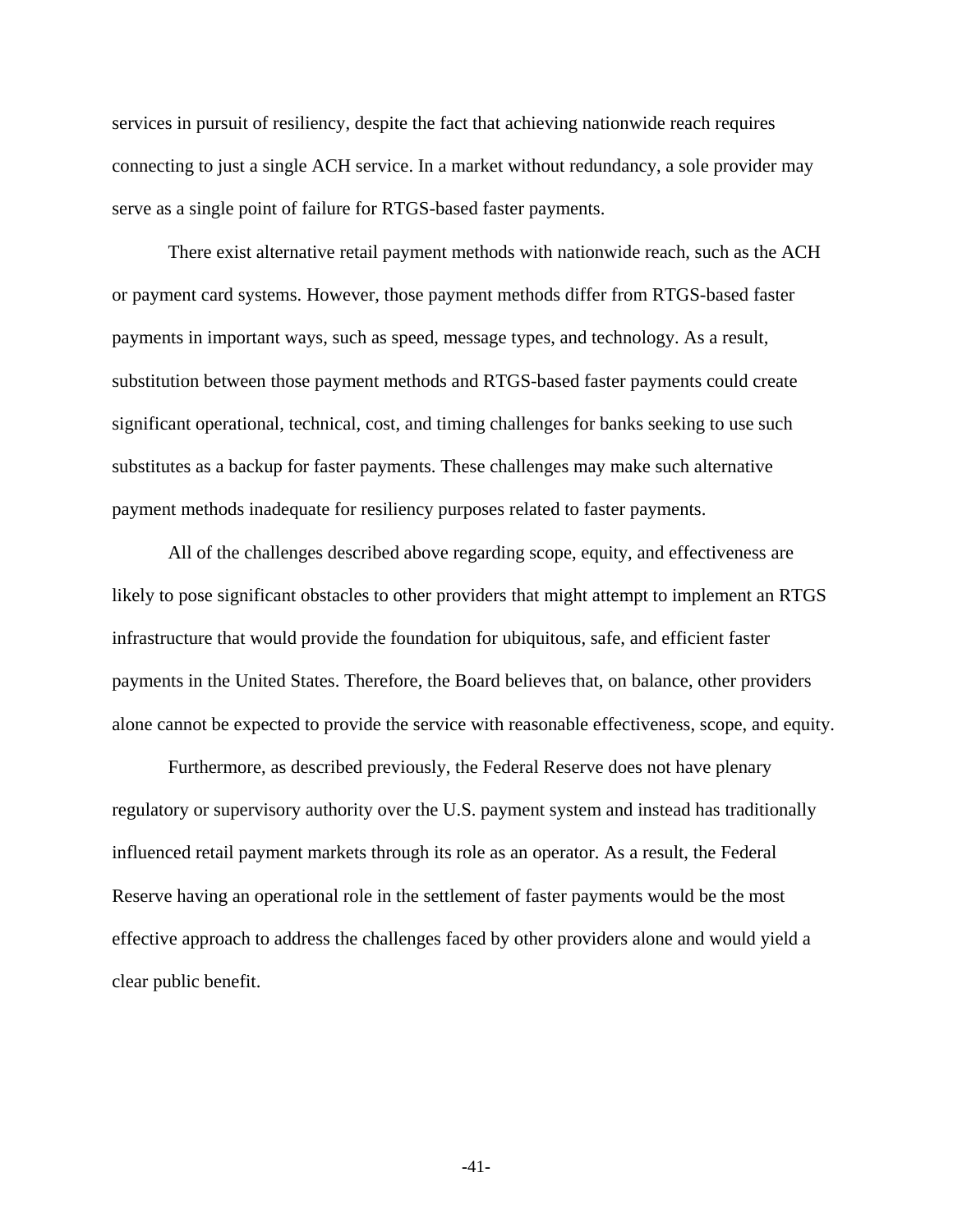services in pursuit of resiliency, despite the fact that achieving nationwide reach requires connecting to just a single ACH service. In a market without redundancy, a sole provider may serve as a single point of failure for RTGS-based faster payments.

There exist alternative retail payment methods with nationwide reach, such as the ACH or payment card systems. However, those payment methods differ from RTGS-based faster payments in important ways, such as speed, message types, and technology. As a result, substitution between those payment methods and RTGS-based faster payments could create significant operational, technical, cost, and timing challenges for banks seeking to use such substitutes as a backup for faster payments. These challenges may make such alternative payment methods inadequate for resiliency purposes related to faster payments.

All of the challenges described above regarding scope, equity, and effectiveness are likely to pose significant obstacles to other providers that might attempt to implement an RTGS infrastructure that would provide the foundation for ubiquitous, safe, and efficient faster payments in the United States. Therefore, the Board believes that, on balance, other providers alone cannot be expected to provide the service with reasonable effectiveness, scope, and equity.

Furthermore, as described previously, the Federal Reserve does not have plenary regulatory or supervisory authority over the U.S. payment system and instead has traditionally influenced retail payment markets through its role as an operator. As a result, the Federal Reserve having an operational role in the settlement of faster payments would be the most effective approach to address the challenges faced by other providers alone and would yield a clear public benefit.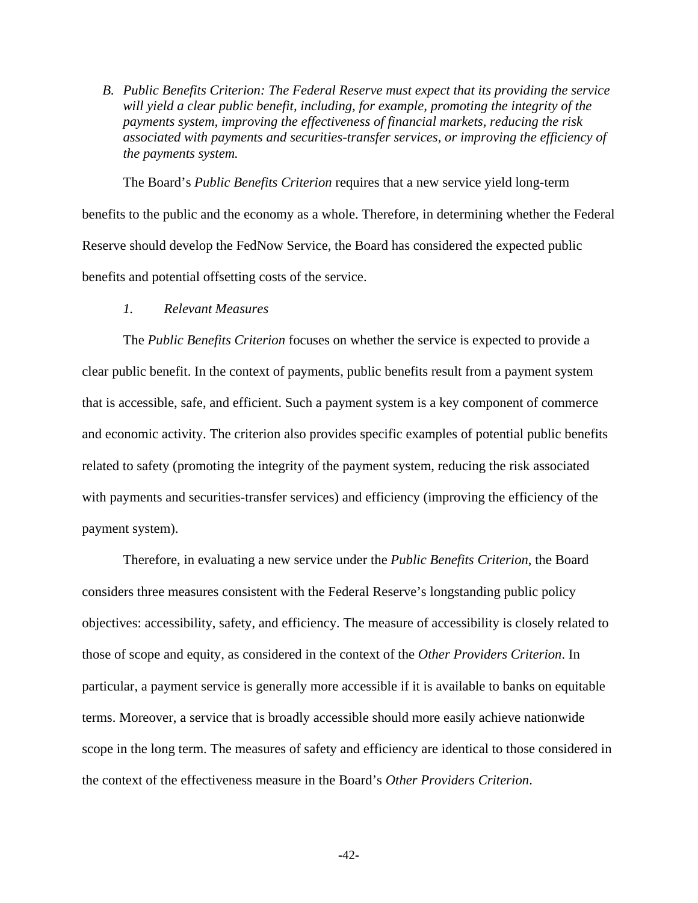*B. Public Benefits Criterion: The Federal Reserve must expect that its providing the service will yield a clear public benefit, including, for example, promoting the integrity of the payments system, improving the effectiveness of financial markets, reducing the risk associated with payments and securities-transfer services, or improving the efficiency of the payments system.*

The Board's *Public Benefits Criterion* requires that a new service yield long-term benefits to the public and the economy as a whole. Therefore, in determining whether the Federal Reserve should develop the FedNow Service, the Board has considered the expected public benefits and potential offsetting costs of the service.

*1. Relevant Measures*

The *Public Benefits Criterion* focuses on whether the service is expected to provide a clear public benefit. In the context of payments, public benefits result from a payment system that is accessible, safe, and efficient. Such a payment system is a key component of commerce and economic activity. The criterion also provides specific examples of potential public benefits related to safety (promoting the integrity of the payment system, reducing the risk associated with payments and securities-transfer services) and efficiency (improving the efficiency of the payment system).

Therefore, in evaluating a new service under the *Public Benefits Criterion*, the Board considers three measures consistent with the Federal Reserve's longstanding public policy objectives: accessibility, safety, and efficiency. The measure of accessibility is closely related to those of scope and equity, as considered in the context of the *Other Providers Criterion*. In particular, a payment service is generally more accessible if it is available to banks on equitable terms. Moreover, a service that is broadly accessible should more easily achieve nationwide scope in the long term. The measures of safety and efficiency are identical to those considered in the context of the effectiveness measure in the Board's *Other Providers Criterion*.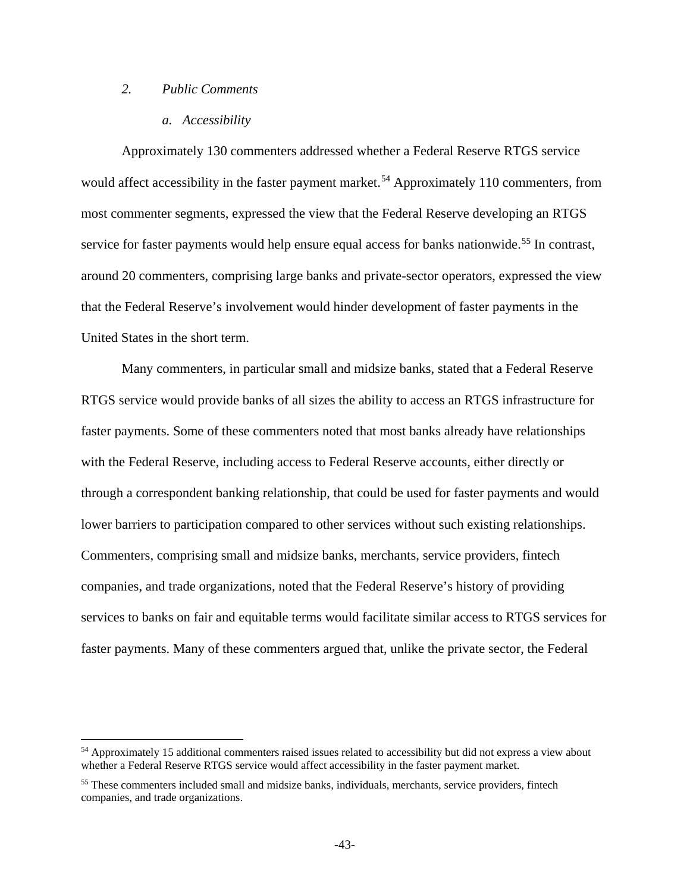### *2. Public Comments*

#### *a. Accessibility*

Approximately 130 commenters addressed whether a Federal Reserve RTGS service would affect accessibility in the faster payment market.[54] Approximately 110 commenters, from most commenter segments, expressed the view that the Federal Reserve developing an RTGS service for faster payments would help ensure equal access for banks nationwide.[55] In contrast, around 20 commenters, comprising large banks and private-sector operators, expressed the view that the Federal Reserve's involvement would hinder development of faster payments in the United States in the short term.

Many commenters, in particular small and midsize banks, stated that a Federal Reserve RTGS service would provide banks of all sizes the ability to access an RTGS infrastructure for faster payments. Some of these commenters noted that most banks already have relationships with the Federal Reserve, including access to Federal Reserve accounts, either directly or through a correspondent banking relationship, that could be used for faster payments and would lower barriers to participation compared to other services without such existing relationships. Commenters, comprising small and midsize banks, merchants, service providers, fintech companies, and trade organizations, noted that the Federal Reserve's history of providing services to banks on fair and equitable terms would facilitate similar access to RTGS services for faster payments. Many of these commenters argued that, unlike the private sector, the Federal

---

[54] Approximately 15 additional commenters raised issues related to accessibility but did not express a view about whether a Federal Reserve RTGS service would affect accessibility in the faster payment market.

[55] These commenters included small and midsize banks, individuals, merchants, service providers, fintech companies, and trade organizations.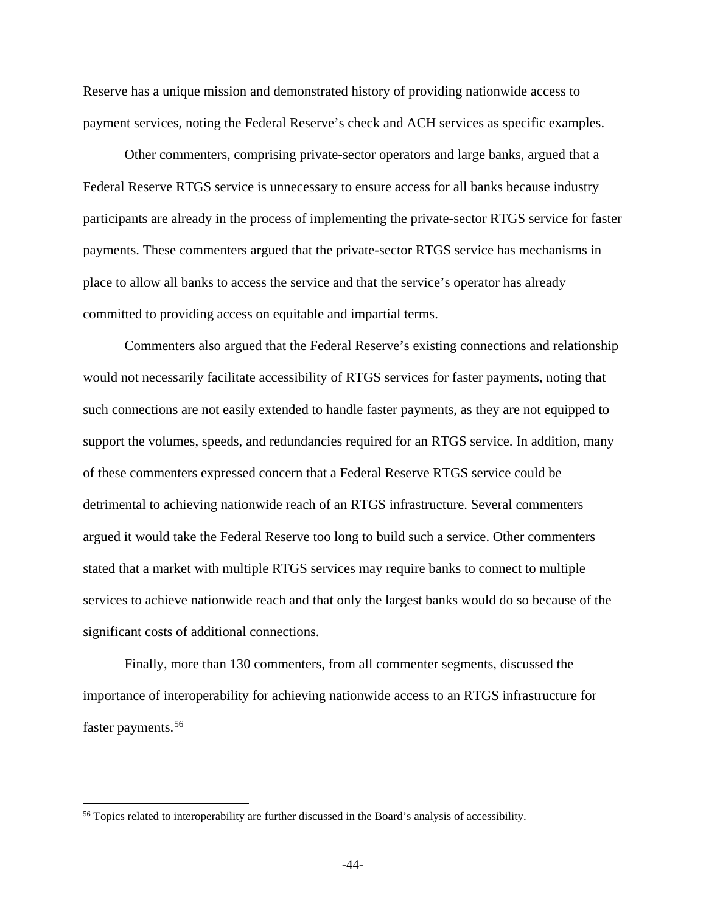Reserve has a unique mission and demonstrated history of providing nationwide access to payment services, noting the Federal Reserve's check and ACH services as specific examples.

Other commenters, comprising private-sector operators and large banks, argued that a Federal Reserve RTGS service is unnecessary to ensure access for all banks because industry participants are already in the process of implementing the private-sector RTGS service for faster payments. These commenters argued that the private-sector RTGS service has mechanisms in place to allow all banks to access the service and that the service's operator has already committed to providing access on equitable and impartial terms.

Commenters also argued that the Federal Reserve's existing connections and relationship would not necessarily facilitate accessibility of RTGS services for faster payments, noting that such connections are not easily extended to handle faster payments, as they are not equipped to support the volumes, speeds, and redundancies required for an RTGS service. In addition, many of these commenters expressed concern that a Federal Reserve RTGS service could be detrimental to achieving nationwide reach of an RTGS infrastructure. Several commenters argued it would take the Federal Reserve too long to build such a service. Other commenters stated that a market with multiple RTGS services may require banks to connect to multiple services to achieve nationwide reach and that only the largest banks would do so because of the significant costs of additional connections.

Finally, more than 130 commenters, from all commenter segments, discussed the importance of interoperability for achieving nationwide access to an RTGS infrastructure for faster payments.[56]

[56] Topics related to interoperability are further discussed in the Board's analysis of accessibility.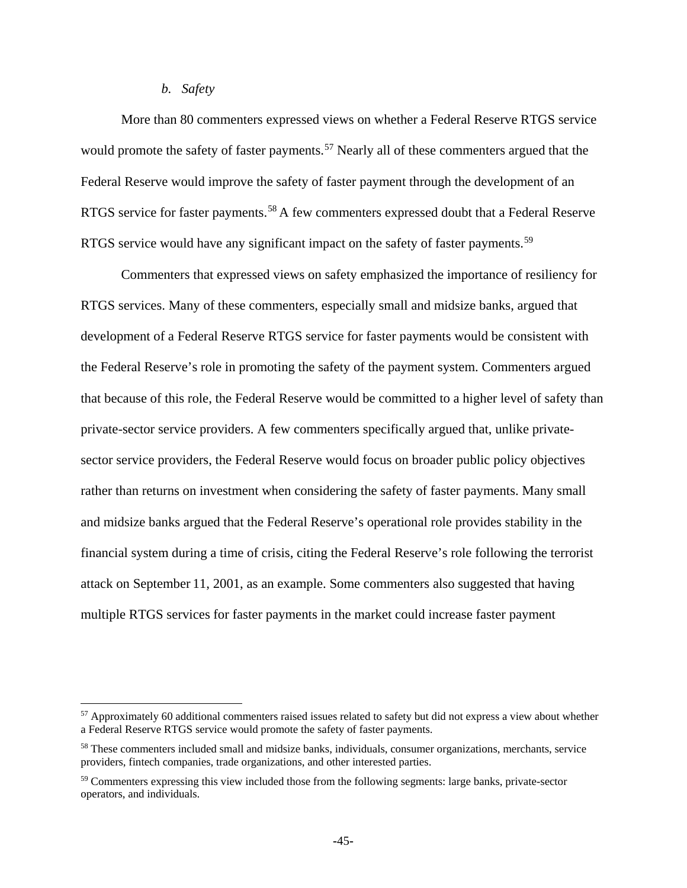#### *b. Safety*

More than 80 commenters expressed views on whether a Federal Reserve RTGS service would promote the safety of faster payments.[57] Nearly all of these commenters argued that the Federal Reserve would improve the safety of faster payment through the development of an RTGS service for faster payments.[58] A few commenters expressed doubt that a Federal Reserve RTGS service would have any significant impact on the safety of faster payments.[59]

Commenters that expressed views on safety emphasized the importance of resiliency for RTGS services. Many of these commenters, especially small and midsize banks, argued that development of a Federal Reserve RTGS service for faster payments would be consistent with the Federal Reserve's role in promoting the safety of the payment system. Commenters argued that because of this role, the Federal Reserve would be committed to a higher level of safety than private-sector service providers. A few commenters specifically argued that, unlike private-sector service providers, the Federal Reserve would focus on broader public policy objectives rather than returns on investment when considering the safety of faster payments. Many small and midsize banks argued that the Federal Reserve's operational role provides stability in the financial system during a time of crisis, citing the Federal Reserve's role following the terrorist attack on September 11, 2001, as an example. Some commenters also suggested that having multiple RTGS services for faster payments in the market could increase faster payment

[57] Approximately 60 additional commenters raised issues related to safety but did not express a view about whether a Federal Reserve RTGS service would promote the safety of faster payments.

[58] These commenters included small and midsize banks, individuals, consumer organizations, merchants, service providers, fintech companies, trade organizations, and other interested parties.

[59] Commenters expressing this view included those from the following segments: large banks, private-sector operators, and individuals.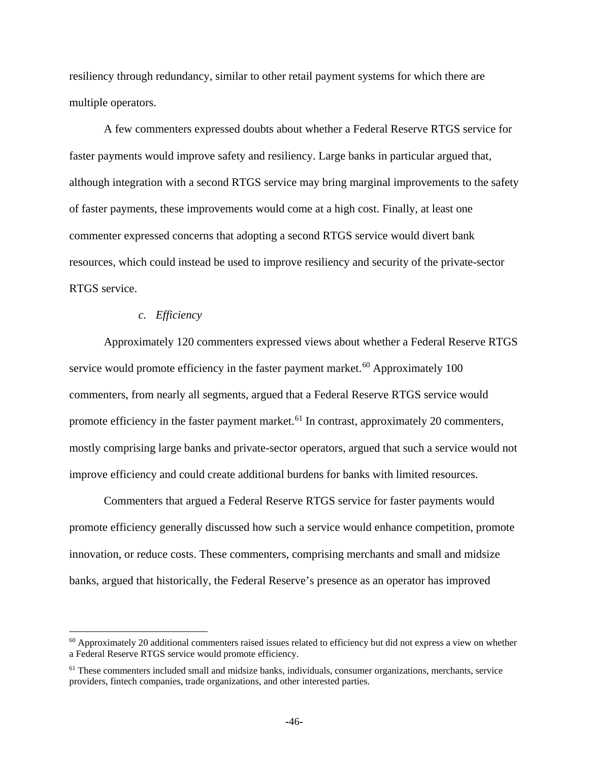resiliency through redundancy, similar to other retail payment systems for which there are multiple operators.

A few commenters expressed doubts about whether a Federal Reserve RTGS service for faster payments would improve safety and resiliency. Large banks in particular argued that, although integration with a second RTGS service may bring marginal improvements to the safety of faster payments, these improvements would come at a high cost. Finally, at least one commenter expressed concerns that adopting a second RTGS service would divert bank resources, which could instead be used to improve resiliency and security of the private-sector RTGS service.

#### *c. Efficiency*

Approximately 120 commenters expressed views about whether a Federal Reserve RTGS service would promote efficiency in the faster payment market.[60] Approximately 100 commenters, from nearly all segments, argued that a Federal Reserve RTGS service would promote efficiency in the faster payment market.[61] In contrast, approximately 20 commenters, mostly comprising large banks and private-sector operators, argued that such a service would not improve efficiency and could create additional burdens for banks with limited resources.

Commenters that argued a Federal Reserve RTGS service for faster payments would promote efficiency generally discussed how such a service would enhance competition, promote innovation, or reduce costs. These commenters, comprising merchants and small and midsize banks, argued that historically, the Federal Reserve's presence as an operator has improved

---

[60] Approximately 20 additional commenters raised issues related to efficiency but did not express a view on whether a Federal Reserve RTGS service would promote efficiency.

[61] These commenters included small and midsize banks, individuals, consumer organizations, merchants, service providers, fintech companies, trade organizations, and other interested parties.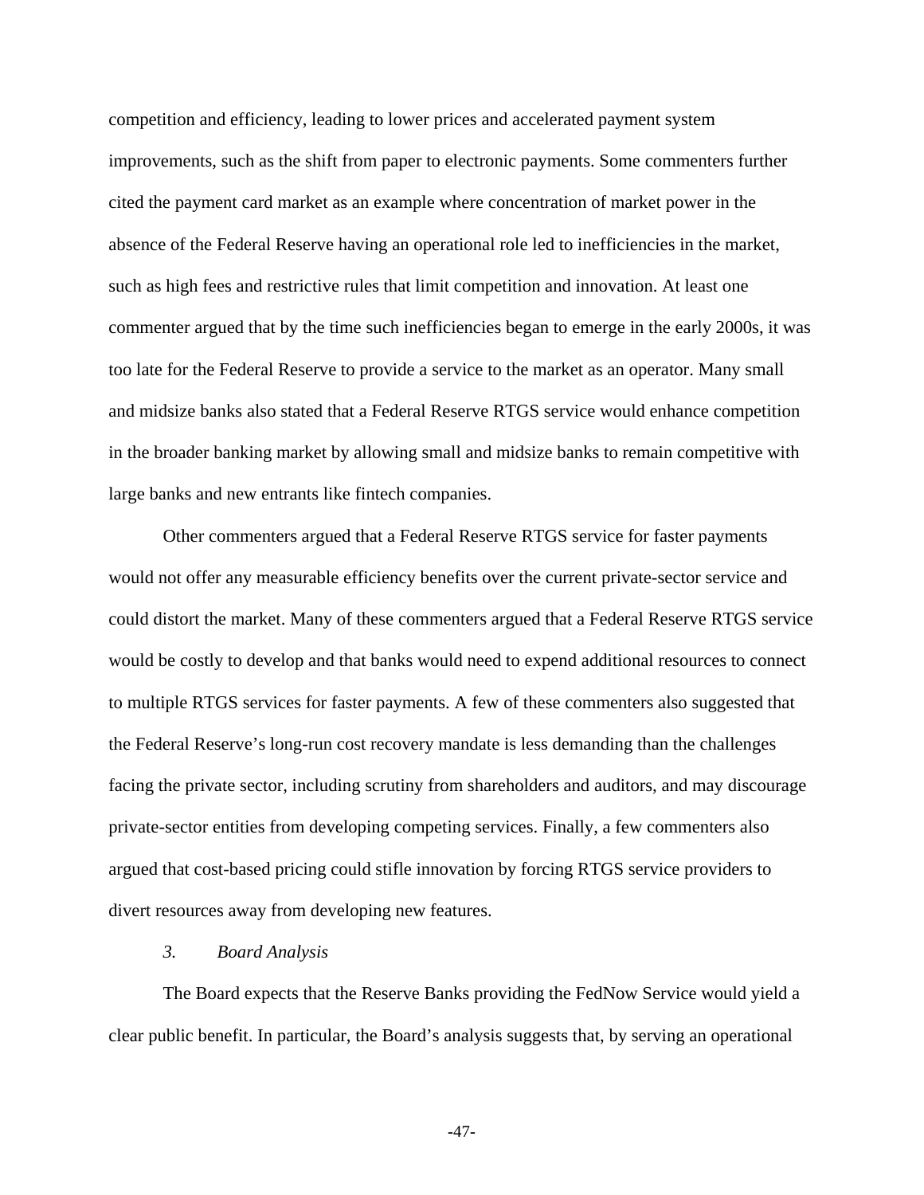competition and efficiency, leading to lower prices and accelerated payment system improvements, such as the shift from paper to electronic payments. Some commenters further cited the payment card market as an example where concentration of market power in the absence of the Federal Reserve having an operational role led to inefficiencies in the market, such as high fees and restrictive rules that limit competition and innovation. At least one commenter argued that by the time such inefficiencies began to emerge in the early 2000s, it was too late for the Federal Reserve to provide a service to the market as an operator. Many small and midsize banks also stated that a Federal Reserve RTGS service would enhance competition in the broader banking market by allowing small and midsize banks to remain competitive with large banks and new entrants like fintech companies.

Other commenters argued that a Federal Reserve RTGS service for faster payments would not offer any measurable efficiency benefits over the current private-sector service and could distort the market. Many of these commenters argued that a Federal Reserve RTGS service would be costly to develop and that banks would need to expend additional resources to connect to multiple RTGS services for faster payments. A few of these commenters also suggested that the Federal Reserve's long-run cost recovery mandate is less demanding than the challenges facing the private sector, including scrutiny from shareholders and auditors, and may discourage private-sector entities from developing competing services. Finally, a few commenters also argued that cost-based pricing could stifle innovation by forcing RTGS service providers to divert resources away from developing new features.

*3. Board Analysis*

The Board expects that the Reserve Banks providing the FedNow Service would yield a clear public benefit. In particular, the Board's analysis suggests that, by serving an operational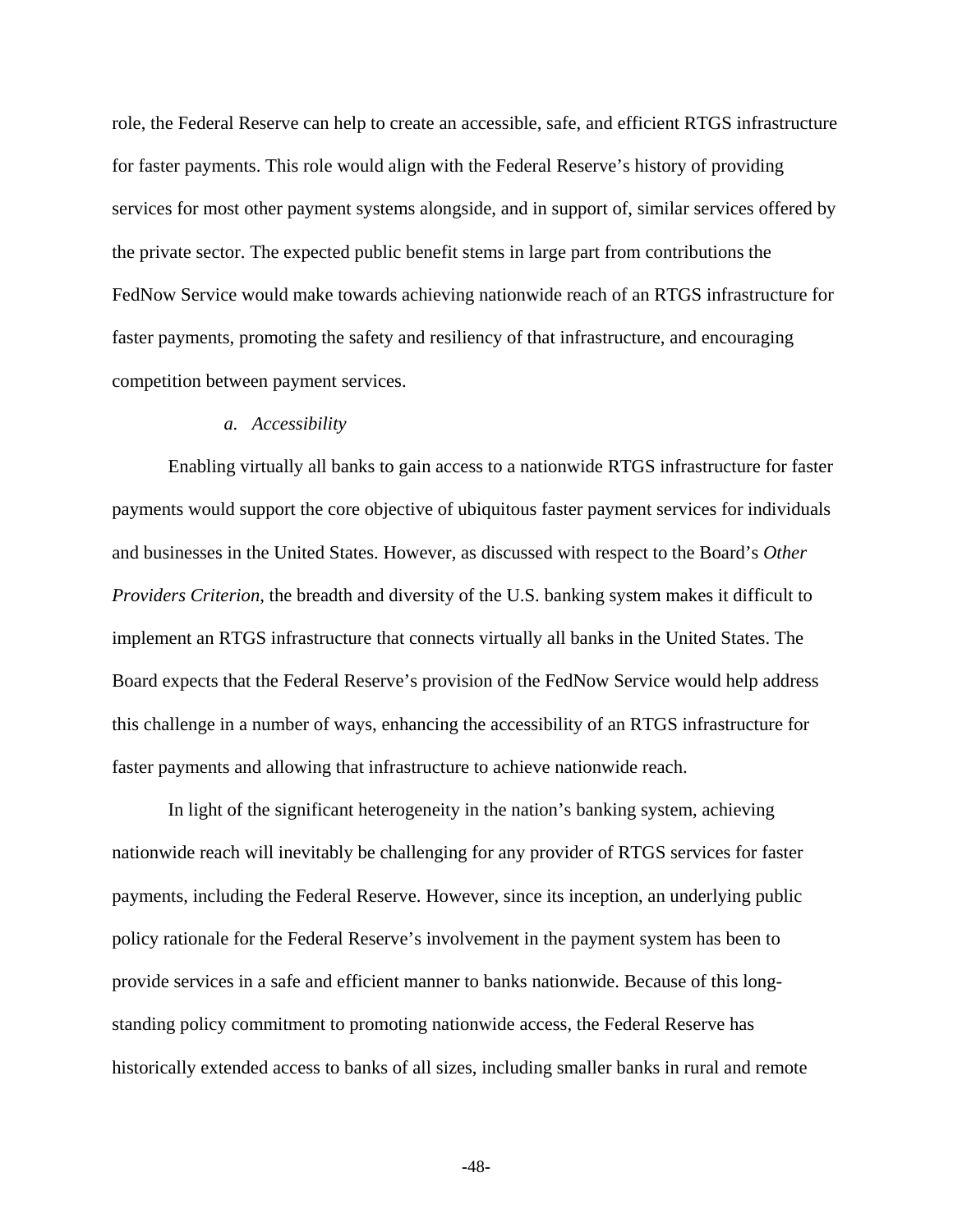role, the Federal Reserve can help to create an accessible, safe, and efficient RTGS infrastructure for faster payments. This role would align with the Federal Reserve's history of providing services for most other payment systems alongside, and in support of, similar services offered by the private sector. The expected public benefit stems in large part from contributions the FedNow Service would make towards achieving nationwide reach of an RTGS infrastructure for faster payments, promoting the safety and resiliency of that infrastructure, and encouraging competition between payment services.

*a. Accessibility*

Enabling virtually all banks to gain access to a nationwide RTGS infrastructure for faster payments would support the core objective of ubiquitous faster payment services for individuals and businesses in the United States. However, as discussed with respect to the Board's *Other Providers Criterion*, the breadth and diversity of the U.S. banking system makes it difficult to implement an RTGS infrastructure that connects virtually all banks in the United States. The Board expects that the Federal Reserve's provision of the FedNow Service would help address this challenge in a number of ways, enhancing the accessibility of an RTGS infrastructure for faster payments and allowing that infrastructure to achieve nationwide reach.

In light of the significant heterogeneity in the nation's banking system, achieving nationwide reach will inevitably be challenging for any provider of RTGS services for faster payments, including the Federal Reserve. However, since its inception, an underlying public policy rationale for the Federal Reserve's involvement in the payment system has been to provide services in a safe and efficient manner to banks nationwide. Because of this long-standing policy commitment to promoting nationwide access, the Federal Reserve has historically extended access to banks of all sizes, including smaller banks in rural and remote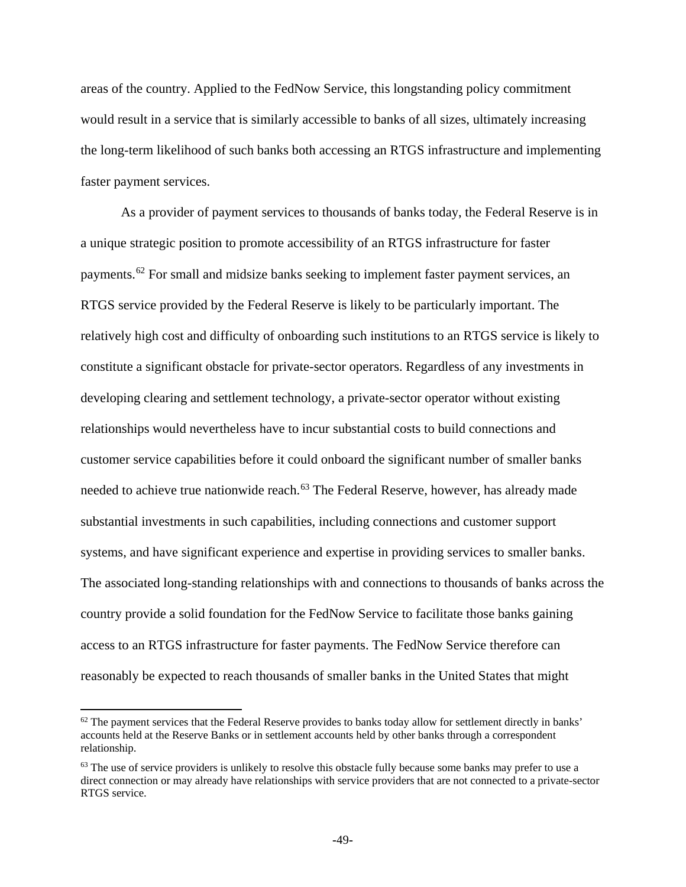areas of the country. Applied to the FedNow Service, this longstanding policy commitment would result in a service that is similarly accessible to banks of all sizes, ultimately increasing the long-term likelihood of such banks both accessing an RTGS infrastructure and implementing faster payment services.

As a provider of payment services to thousands of banks today, the Federal Reserve is in a unique strategic position to promote accessibility of an RTGS infrastructure for faster payments.[62] For small and midsize banks seeking to implement faster payment services, an RTGS service provided by the Federal Reserve is likely to be particularly important. The relatively high cost and difficulty of onboarding such institutions to an RTGS service is likely to constitute a significant obstacle for private-sector operators. Regardless of any investments in developing clearing and settlement technology, a private-sector operator without existing relationships would nevertheless have to incur substantial costs to build connections and customer service capabilities before it could onboard the significant number of smaller banks needed to achieve true nationwide reach.[63] The Federal Reserve, however, has already made substantial investments in such capabilities, including connections and customer support systems, and have significant experience and expertise in providing services to smaller banks. The associated long-standing relationships with and connections to thousands of banks across the country provide a solid foundation for the FedNow Service to facilitate those banks gaining access to an RTGS infrastructure for faster payments. The FedNow Service therefore can reasonably be expected to reach thousands of smaller banks in the United States that might

---

[62] The payment services that the Federal Reserve provides to banks today allow for settlement directly in banks' accounts held at the Reserve Banks or in settlement accounts held by other banks through a correspondent relationship.

[63] The use of service providers is unlikely to resolve this obstacle fully because some banks may prefer to use a direct connection or may already have relationships with service providers that are not connected to a private-sector RTGS service.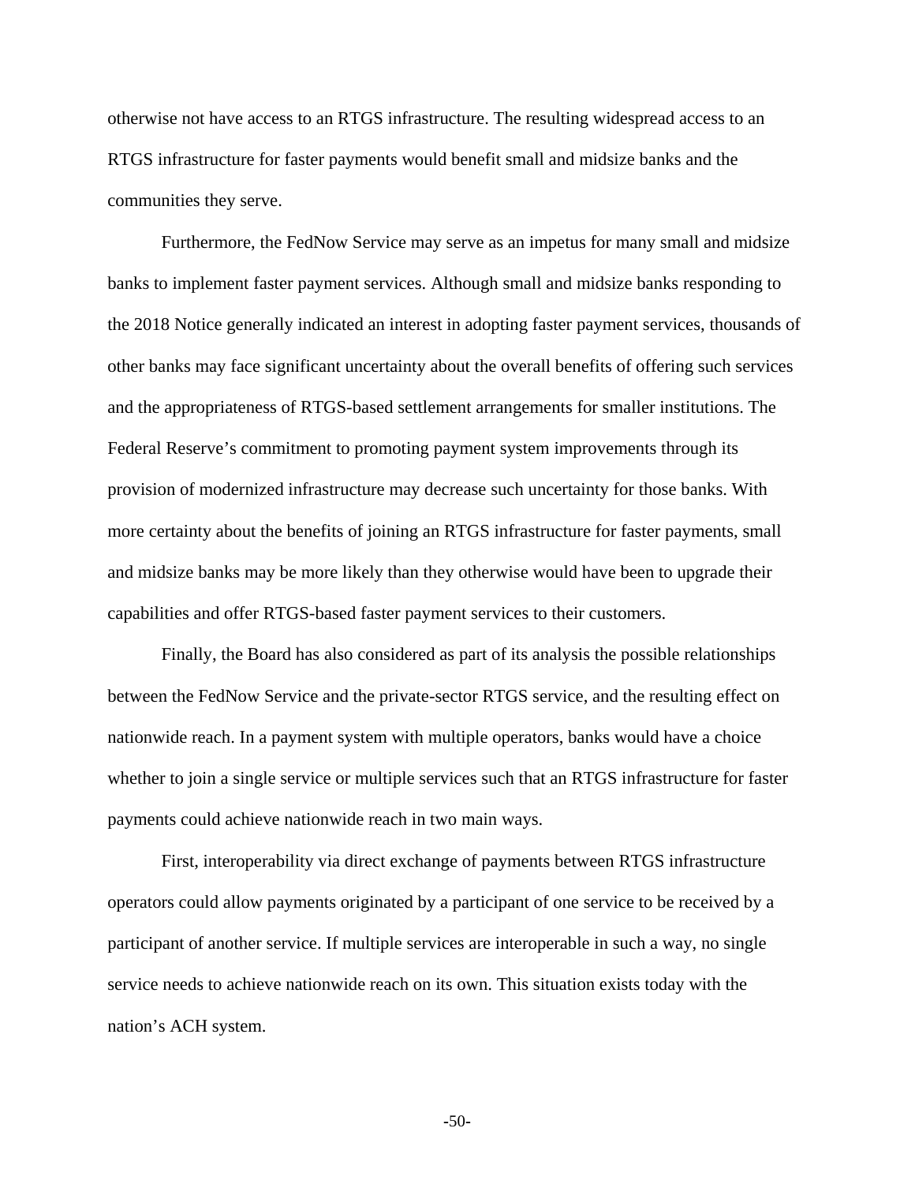otherwise not have access to an RTGS infrastructure. The resulting widespread access to an RTGS infrastructure for faster payments would benefit small and midsize banks and the communities they serve.

Furthermore, the FedNow Service may serve as an impetus for many small and midsize banks to implement faster payment services. Although small and midsize banks responding to the 2018 Notice generally indicated an interest in adopting faster payment services, thousands of other banks may face significant uncertainty about the overall benefits of offering such services and the appropriateness of RTGS-based settlement arrangements for smaller institutions. The Federal Reserve's commitment to promoting payment system improvements through its provision of modernized infrastructure may decrease such uncertainty for those banks. With more certainty about the benefits of joining an RTGS infrastructure for faster payments, small and midsize banks may be more likely than they otherwise would have been to upgrade their capabilities and offer RTGS-based faster payment services to their customers.

Finally, the Board has also considered as part of its analysis the possible relationships between the FedNow Service and the private-sector RTGS service, and the resulting effect on nationwide reach. In a payment system with multiple operators, banks would have a choice whether to join a single service or multiple services such that an RTGS infrastructure for faster payments could achieve nationwide reach in two main ways.

First, interoperability via direct exchange of payments between RTGS infrastructure operators could allow payments originated by a participant of one service to be received by a participant of another service. If multiple services are interoperable in such a way, no single service needs to achieve nationwide reach on its own. This situation exists today with the nation's ACH system.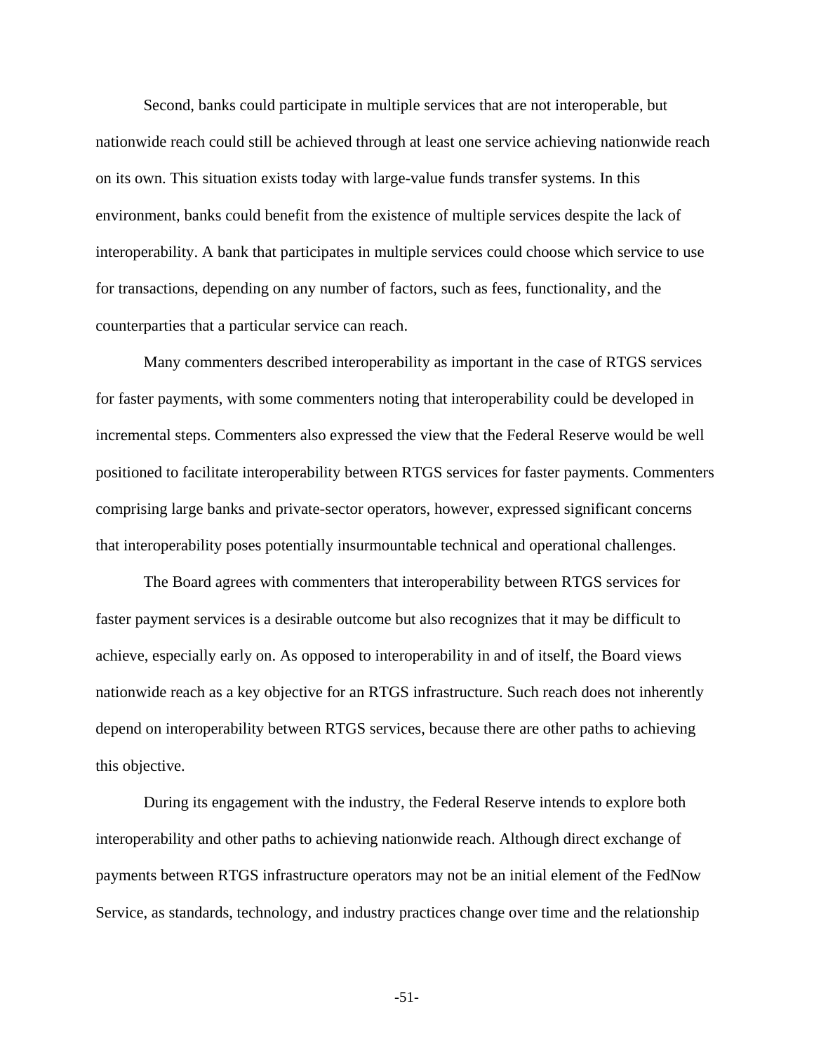Second, banks could participate in multiple services that are not interoperable, but nationwide reach could still be achieved through at least one service achieving nationwide reach on its own. This situation exists today with large-value funds transfer systems. In this environment, banks could benefit from the existence of multiple services despite the lack of interoperability. A bank that participates in multiple services could choose which service to use for transactions, depending on any number of factors, such as fees, functionality, and the counterparties that a particular service can reach.

Many commenters described interoperability as important in the case of RTGS services for faster payments, with some commenters noting that interoperability could be developed in incremental steps. Commenters also expressed the view that the Federal Reserve would be well positioned to facilitate interoperability between RTGS services for faster payments. Commenters comprising large banks and private-sector operators, however, expressed significant concerns that interoperability poses potentially insurmountable technical and operational challenges.

The Board agrees with commenters that interoperability between RTGS services for faster payment services is a desirable outcome but also recognizes that it may be difficult to achieve, especially early on. As opposed to interoperability in and of itself, the Board views nationwide reach as a key objective for an RTGS infrastructure. Such reach does not inherently depend on interoperability between RTGS services, because there are other paths to achieving this objective.

During its engagement with the industry, the Federal Reserve intends to explore both interoperability and other paths to achieving nationwide reach. Although direct exchange of payments between RTGS infrastructure operators may not be an initial element of the FedNow Service, as standards, technology, and industry practices change over time and the relationship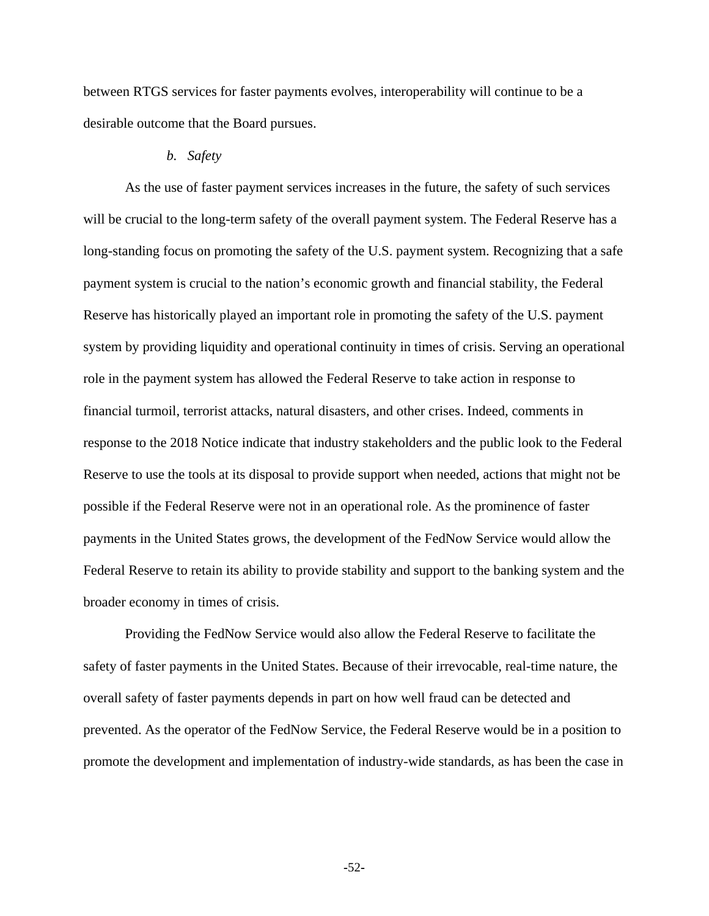between RTGS services for faster payments evolves, interoperability will continue to be a desirable outcome that the Board pursues.

#### *b. Safety*

As the use of faster payment services increases in the future, the safety of such services will be crucial to the long-term safety of the overall payment system. The Federal Reserve has a long-standing focus on promoting the safety of the U.S. payment system. Recognizing that a safe payment system is crucial to the nation's economic growth and financial stability, the Federal Reserve has historically played an important role in promoting the safety of the U.S. payment system by providing liquidity and operational continuity in times of crisis. Serving an operational role in the payment system has allowed the Federal Reserve to take action in response to financial turmoil, terrorist attacks, natural disasters, and other crises. Indeed, comments in response to the 2018 Notice indicate that industry stakeholders and the public look to the Federal Reserve to use the tools at its disposal to provide support when needed, actions that might not be possible if the Federal Reserve were not in an operational role. As the prominence of faster payments in the United States grows, the development of the FedNow Service would allow the Federal Reserve to retain its ability to provide stability and support to the banking system and the broader economy in times of crisis.

Providing the FedNow Service would also allow the Federal Reserve to facilitate the safety of faster payments in the United States. Because of their irrevocable, real-time nature, the overall safety of faster payments depends in part on how well fraud can be detected and prevented. As the operator of the FedNow Service, the Federal Reserve would be in a position to promote the development and implementation of industry-wide standards, as has been the case in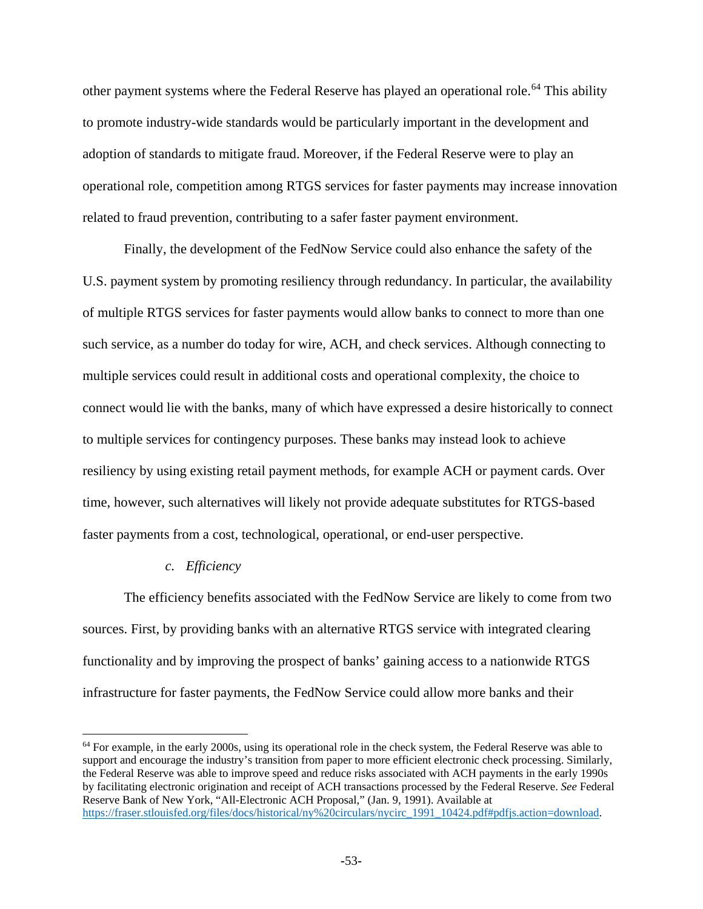other payment systems where the Federal Reserve has played an operational role.[64] This ability to promote industry-wide standards would be particularly important in the development and adoption of standards to mitigate fraud. Moreover, if the Federal Reserve were to play an operational role, competition among RTGS services for faster payments may increase innovation related to fraud prevention, contributing to a safer faster payment environment.

Finally, the development of the FedNow Service could also enhance the safety of the U.S. payment system by promoting resiliency through redundancy. In particular, the availability of multiple RTGS services for faster payments would allow banks to connect to more than one such service, as a number do today for wire, ACH, and check services. Although connecting to multiple services could result in additional costs and operational complexity, the choice to connect would lie with the banks, many of which have expressed a desire historically to connect to multiple services for contingency purposes. These banks may instead look to achieve resiliency by using existing retail payment methods, for example ACH or payment cards. Over time, however, such alternatives will likely not provide adequate substitutes for RTGS-based faster payments from a cost, technological, operational, or end-user perspective.

*c. Efficiency*

The efficiency benefits associated with the FedNow Service are likely to come from two sources. First, by providing banks with an alternative RTGS service with integrated clearing functionality and by improving the prospect of banks' gaining access to a nationwide RTGS infrastructure for faster payments, the FedNow Service could allow more banks and their

---

[64] For example, in the early 2000s, using its operational role in the check system, the Federal Reserve was able to support and encourage the industry's transition from paper to more efficient electronic check processing. Similarly, the Federal Reserve was able to improve speed and reduce risks associated with ACH payments in the early 1990s by facilitating electronic origination and receipt of ACH transactions processed by the Federal Reserve. *See* Federal Reserve Bank of New York, "All-Electronic ACH Proposal," (Jan. 9, 1991). Available at https://fraser.stlouisfed.org/files/docs/historical/ny%20circulars/nycirc_1991_10424.pdf#pdfjs.action=download.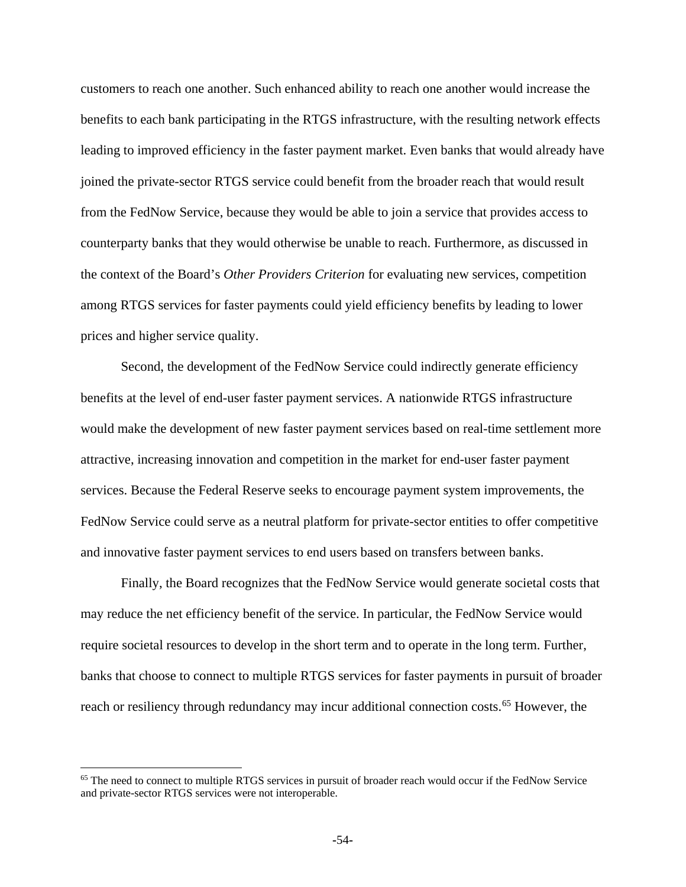customers to reach one another. Such enhanced ability to reach one another would increase the benefits to each bank participating in the RTGS infrastructure, with the resulting network effects leading to improved efficiency in the faster payment market. Even banks that would already have joined the private-sector RTGS service could benefit from the broader reach that would result from the FedNow Service, because they would be able to join a service that provides access to counterparty banks that they would otherwise be unable to reach. Furthermore, as discussed in the context of the Board's *Other Providers Criterion* for evaluating new services, competition among RTGS services for faster payments could yield efficiency benefits by leading to lower prices and higher service quality.

Second, the development of the FedNow Service could indirectly generate efficiency benefits at the level of end-user faster payment services. A nationwide RTGS infrastructure would make the development of new faster payment services based on real-time settlement more attractive, increasing innovation and competition in the market for end-user faster payment services. Because the Federal Reserve seeks to encourage payment system improvements, the FedNow Service could serve as a neutral platform for private-sector entities to offer competitive and innovative faster payment services to end users based on transfers between banks.

Finally, the Board recognizes that the FedNow Service would generate societal costs that may reduce the net efficiency benefit of the service. In particular, the FedNow Service would require societal resources to develop in the short term and to operate in the long term. Further, banks that choose to connect to multiple RTGS services for faster payments in pursuit of broader reach or resiliency through redundancy may incur additional connection costs.[65] However, the

[65] The need to connect to multiple RTGS services in pursuit of broader reach would occur if the FedNow Service and private-sector RTGS services were not interoperable.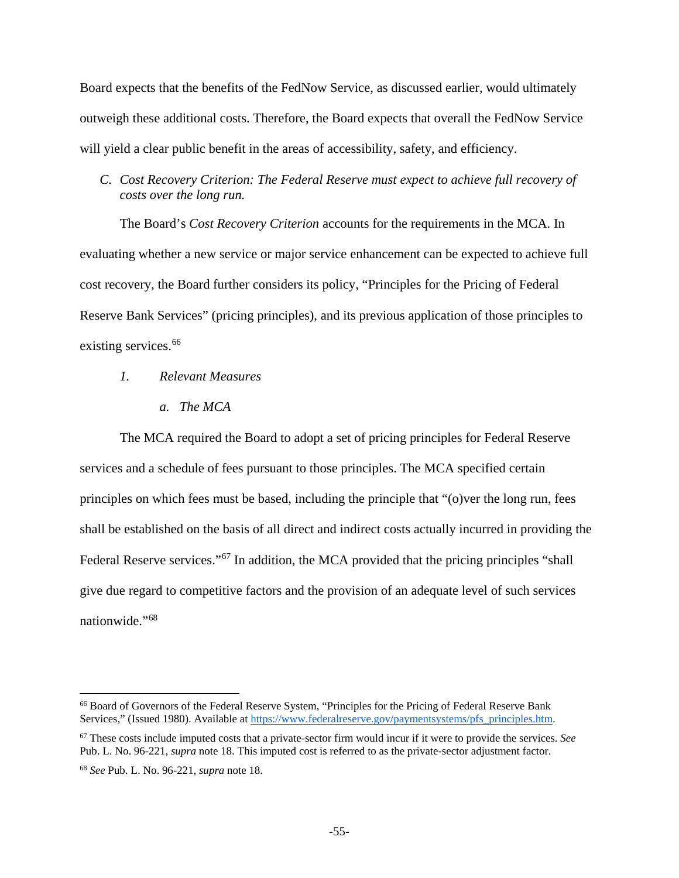Board expects that the benefits of the FedNow Service, as discussed earlier, would ultimately outweigh these additional costs. Therefore, the Board expects that overall the FedNow Service will yield a clear public benefit in the areas of accessibility, safety, and efficiency.

### *C. Cost Recovery Criterion: The Federal Reserve must expect to achieve full recovery of costs over the long run.*

The Board's *Cost Recovery Criterion* accounts for the requirements in the MCA. In evaluating whether a new service or major service enhancement can be expected to achieve full cost recovery, the Board further considers its policy, "Principles for the Pricing of Federal Reserve Bank Services" (pricing principles), and its previous application of those principles to existing services.[66]

#### *1. Relevant Measures*

##### *a. The MCA*

The MCA required the Board to adopt a set of pricing principles for Federal Reserve services and a schedule of fees pursuant to those principles. The MCA specified certain principles on which fees must be based, including the principle that "(o)ver the long run, fees shall be established on the basis of all direct and indirect costs actually incurred in providing the Federal Reserve services."[67] In addition, the MCA provided that the pricing principles "shall give due regard to competitive factors and the provision of an adequate level of such services nationwide."[68]

---

[66] Board of Governors of the Federal Reserve System, "Principles for the Pricing of Federal Reserve Bank Services," (Issued 1980). Available at https://www.federalreserve.gov/paymentsystems/pfs_principles.htm.

[67] These costs include imputed costs that a private-sector firm would incur if it were to provide the services. *See* Pub. L. No. 96-221, *supra* note 18. This imputed cost is referred to as the private-sector adjustment factor.

[68] *See* Pub. L. No. 96-221, *supra* note 18.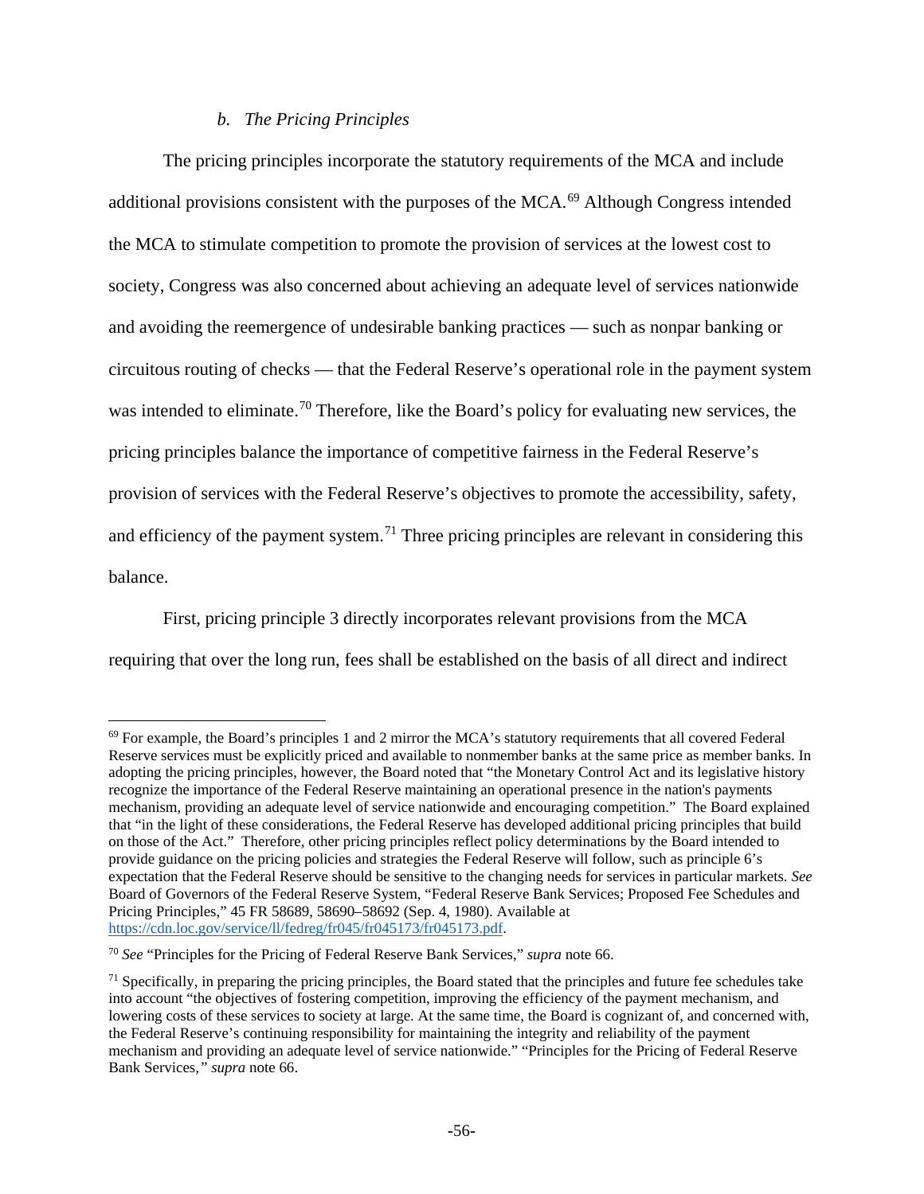### *b. The Pricing Principles*

The pricing principles incorporate the statutory requirements of the MCA and include additional provisions consistent with the purposes of the MCA.[69] Although Congress intended the MCA to stimulate competition to promote the provision of services at the lowest cost to society, Congress was also concerned about achieving an adequate level of services nationwide and avoiding the reemergence of undesirable banking practices — such as nonpar banking or circuitous routing of checks — that the Federal Reserve's operational role in the payment system was intended to eliminate.[70] Therefore, like the Board's policy for evaluating new services, the pricing principles balance the importance of competitive fairness in the Federal Reserve's provision of services with the Federal Reserve's objectives to promote the accessibility, safety, and efficiency of the payment system.[71] Three pricing principles are relevant in considering this balance.

First, pricing principle 3 directly incorporates relevant provisions from the MCA requiring that over the long run, fees shall be established on the basis of all direct and indirect

---

[69] For example, the Board's principles 1 and 2 mirror the MCA's statutory requirements that all covered Federal Reserve services must be explicitly priced and available to nonmember banks at the same price as member banks. In adopting the pricing principles, however, the Board noted that "the Monetary Control Act and its legislative history recognize the importance of the Federal Reserve maintaining an operational presence in the nation's payments mechanism, providing an adequate level of service nationwide and encouraging competition." The Board explained that "in the light of these considerations, the Federal Reserve has developed additional pricing principles that build on those of the Act." Therefore, other pricing principles reflect policy determinations by the Board intended to provide guidance on the pricing policies and strategies the Federal Reserve will follow, such as principle 6's expectation that the Federal Reserve should be sensitive to the changing needs for services in particular markets. *See* Board of Governors of the Federal Reserve System, "Federal Reserve Bank Services; Proposed Fee Schedules and Pricing Principles," 45 FR 58689, 58690–58692 (Sep. 4, 1980). Available at https://cdn.loc.gov/service/ll/fedreg/fr045/fr045173/fr045173.pdf.

[70] *See* "Principles for the Pricing of Federal Reserve Bank Services," *supra* note 66.

[71] Specifically, in preparing the pricing principles, the Board stated that the principles and future fee schedules take into account "the objectives of fostering competition, improving the efficiency of the payment mechanism, and lowering costs of these services to society at large. At the same time, the Board is cognizant of, and concerned with, the Federal Reserve's continuing responsibility for maintaining the integrity and reliability of the payment mechanism and providing an adequate level of service nationwide." "Principles for the Pricing of Federal Reserve Bank Services*,*" *supra* note 66.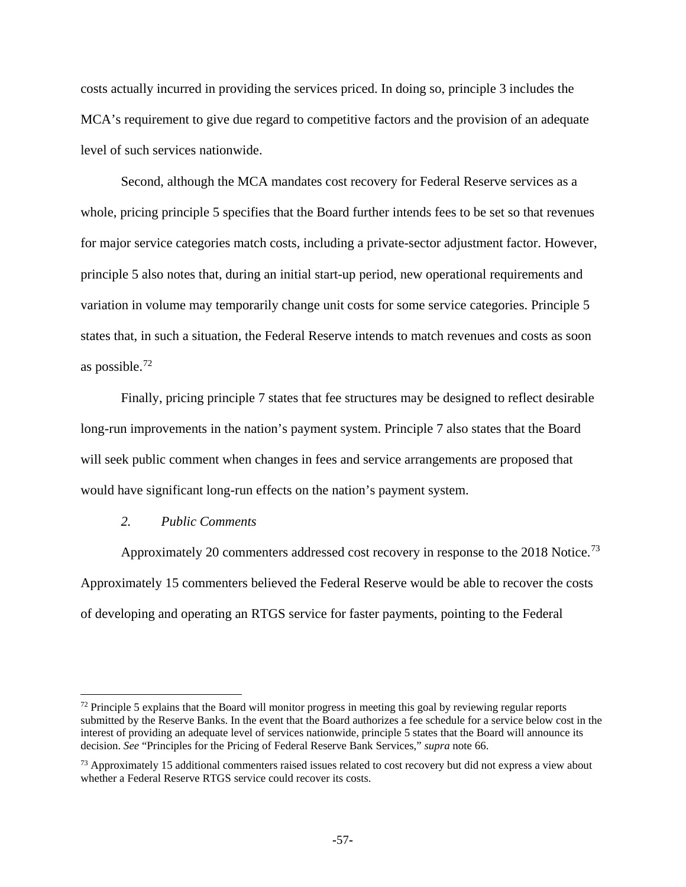costs actually incurred in providing the services priced. In doing so, principle 3 includes the MCA's requirement to give due regard to competitive factors and the provision of an adequate level of such services nationwide.

Second, although the MCA mandates cost recovery for Federal Reserve services as a whole, pricing principle 5 specifies that the Board further intends fees to be set so that revenues for major service categories match costs, including a private-sector adjustment factor. However, principle 5 also notes that, during an initial start-up period, new operational requirements and variation in volume may temporarily change unit costs for some service categories. Principle 5 states that, in such a situation, the Federal Reserve intends to match revenues and costs as soon as possible.[72]

Finally, pricing principle 7 states that fee structures may be designed to reflect desirable long-run improvements in the nation's payment system. Principle 7 also states that the Board will seek public comment when changes in fees and service arrangements are proposed that would have significant long-run effects on the nation's payment system.

### *2. Public Comments*

Approximately 20 commenters addressed cost recovery in response to the 2018 Notice.[73] Approximately 15 commenters believed the Federal Reserve would be able to recover the costs of developing and operating an RTGS service for faster payments, pointing to the Federal

---

[72] Principle 5 explains that the Board will monitor progress in meeting this goal by reviewing regular reports submitted by the Reserve Banks. In the event that the Board authorizes a fee schedule for a service below cost in the interest of providing an adequate level of services nationwide, principle 5 states that the Board will announce its decision. *See* "Principles for the Pricing of Federal Reserve Bank Services," *supra* note 66.

[73] Approximately 15 additional commenters raised issues related to cost recovery but did not express a view about whether a Federal Reserve RTGS service could recover its costs.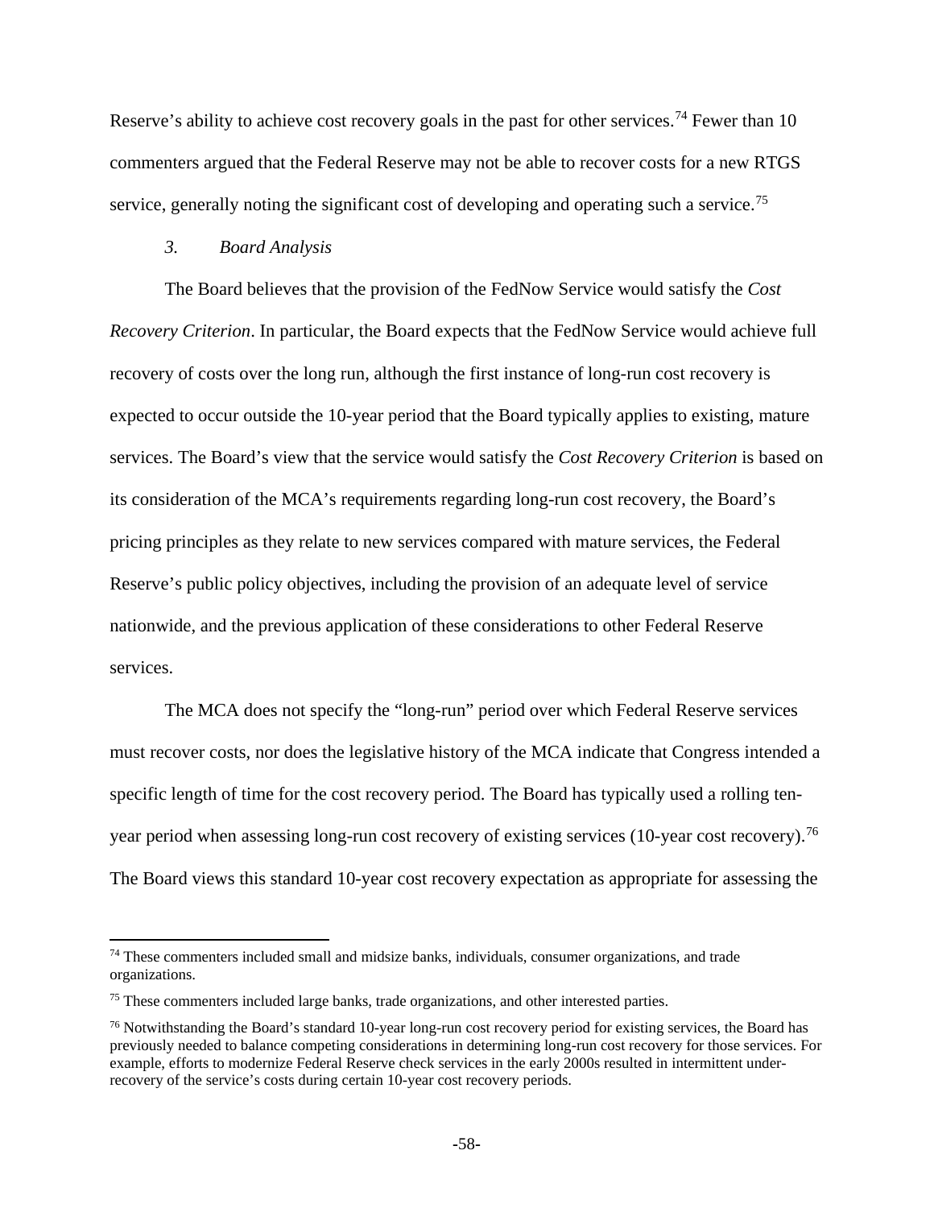Reserve's ability to achieve cost recovery goals in the past for other services.[74] Fewer than 10 commenters argued that the Federal Reserve may not be able to recover costs for a new RTGS service, generally noting the significant cost of developing and operating such a service.[75]

### *3. Board Analysis*

The Board believes that the provision of the FedNow Service would satisfy the *Cost Recovery Criterion*. In particular, the Board expects that the FedNow Service would achieve full recovery of costs over the long run, although the first instance of long-run cost recovery is expected to occur outside the 10-year period that the Board typically applies to existing, mature services. The Board's view that the service would satisfy the *Cost Recovery Criterion* is based on its consideration of the MCA's requirements regarding long-run cost recovery, the Board's pricing principles as they relate to new services compared with mature services, the Federal Reserve's public policy objectives, including the provision of an adequate level of service nationwide, and the previous application of these considerations to other Federal Reserve services.

The MCA does not specify the "long-run" period over which Federal Reserve services must recover costs, nor does the legislative history of the MCA indicate that Congress intended a specific length of time for the cost recovery period. The Board has typically used a rolling ten-year period when assessing long-run cost recovery of existing services (10-year cost recovery).[76] The Board views this standard 10-year cost recovery expectation as appropriate for assessing the

---

[74] These commenters included small and midsize banks, individuals, consumer organizations, and trade organizations.

[75] These commenters included large banks, trade organizations, and other interested parties.

[76] Notwithstanding the Board's standard 10-year long-run cost recovery period for existing services, the Board has previously needed to balance competing considerations in determining long-run cost recovery for those services. For example, efforts to modernize Federal Reserve check services in the early 2000s resulted in intermittent under-recovery of the service's costs during certain 10-year cost recovery periods.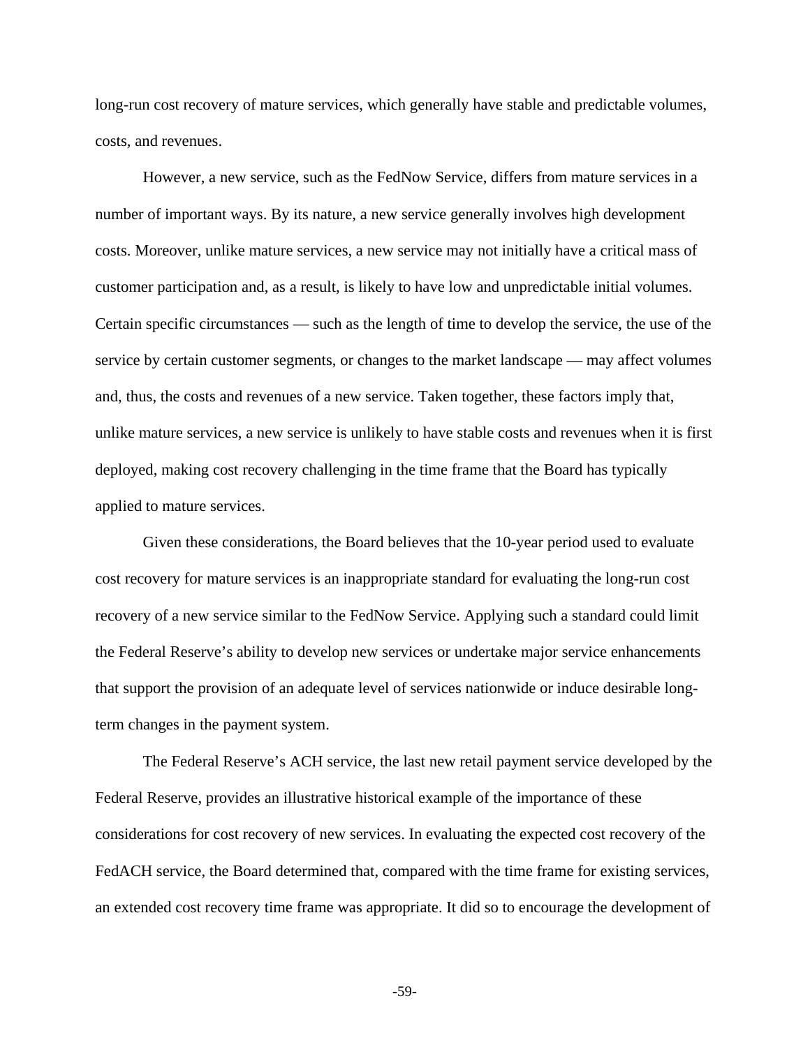long-run cost recovery of mature services, which generally have stable and predictable volumes, costs, and revenues.

However, a new service, such as the FedNow Service, differs from mature services in a number of important ways. By its nature, a new service generally involves high development costs. Moreover, unlike mature services, a new service may not initially have a critical mass of customer participation and, as a result, is likely to have low and unpredictable initial volumes. Certain specific circumstances — such as the length of time to develop the service, the use of the service by certain customer segments, or changes to the market landscape — may affect volumes and, thus, the costs and revenues of a new service. Taken together, these factors imply that, unlike mature services, a new service is unlikely to have stable costs and revenues when it is first deployed, making cost recovery challenging in the time frame that the Board has typically applied to mature services.

Given these considerations, the Board believes that the 10-year period used to evaluate cost recovery for mature services is an inappropriate standard for evaluating the long-run cost recovery of a new service similar to the FedNow Service. Applying such a standard could limit the Federal Reserve's ability to develop new services or undertake major service enhancements that support the provision of an adequate level of services nationwide or induce desirable long-term changes in the payment system.

The Federal Reserve's ACH service, the last new retail payment service developed by the Federal Reserve, provides an illustrative historical example of the importance of these considerations for cost recovery of new services. In evaluating the expected cost recovery of the FedACH service, the Board determined that, compared with the time frame for existing services, an extended cost recovery time frame was appropriate. It did so to encourage the development of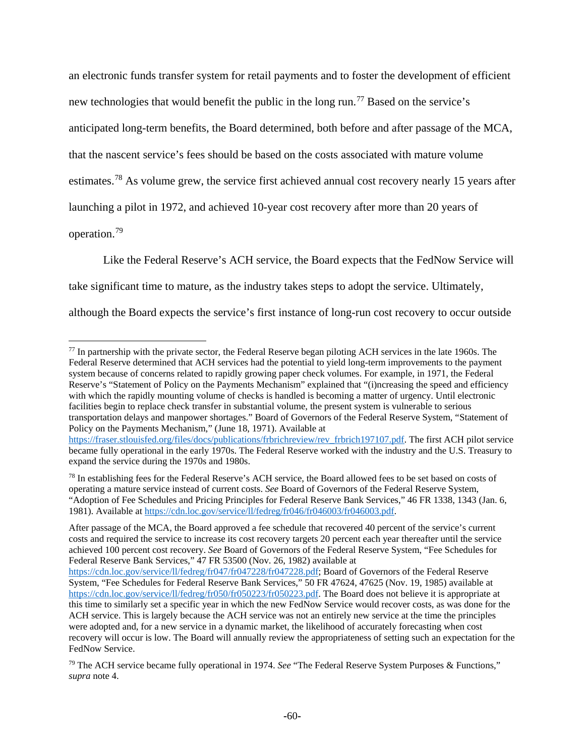an electronic funds transfer system for retail payments and to foster the development of efficient new technologies that would benefit the public in the long run.[77] Based on the service's anticipated long-term benefits, the Board determined, both before and after passage of the MCA, that the nascent service's fees should be based on the costs associated with mature volume estimates.[78] As volume grew, the service first achieved annual cost recovery nearly 15 years after launching a pilot in 1972, and achieved 10-year cost recovery after more than 20 years of operation.[79]

Like the Federal Reserve's ACH service, the Board expects that the FedNow Service will take significant time to mature, as the industry takes steps to adopt the service. Ultimately, although the Board expects the service's first instance of long-run cost recovery to occur outside

---

[77] In partnership with the private sector, the Federal Reserve began piloting ACH services in the late 1960s. The Federal Reserve determined that ACH services had the potential to yield long-term improvements to the payment system because of concerns related to rapidly growing paper check volumes. For example, in 1971, the Federal Reserve's "Statement of Policy on the Payments Mechanism" explained that "(i)ncreasing the speed and efficiency with which the rapidly mounting volume of checks is handled is becoming a matter of urgency. Until electronic facilities begin to replace check transfer in substantial volume, the present system is vulnerable to serious transportation delays and manpower shortages." Board of Governors of the Federal Reserve System, "Statement of Policy on the Payments Mechanism," (June 18, 1971). Available at https://fraser.stlouisfed.org/files/docs/publications/frbrichreview/rev_frbrich197107.pdf. The first ACH pilot service became fully operational in the early 1970s. The Federal Reserve worked with the industry and the U.S. Treasury to expand the service during the 1970s and 1980s.

[78] In establishing fees for the Federal Reserve's ACH service, the Board allowed fees to be set based on costs of operating a mature service instead of current costs. *See* Board of Governors of the Federal Reserve System, "Adoption of Fee Schedules and Pricing Principles for Federal Reserve Bank Services," 46 FR 1338, 1343 (Jan. 6, 1981). Available at https://cdn.loc.gov/service/ll/fedreg/fr046/fr046003/fr046003.pdf.

After passage of the MCA, the Board approved a fee schedule that recovered 40 percent of the service's current costs and required the service to increase its cost recovery targets 20 percent each year thereafter until the service achieved 100 percent cost recovery. *See* Board of Governors of the Federal Reserve System, "Fee Schedules for Federal Reserve Bank Services," 47 FR 53500 (Nov. 26, 1982) available at https://cdn.loc.gov/service/ll/fedreg/fr047/fr047228/fr047228.pdf; Board of Governors of the Federal Reserve System, "Fee Schedules for Federal Reserve Bank Services," 50 FR 47624, 47625 (Nov. 19, 1985) available at https://cdn.loc.gov/service/ll/fedreg/fr050/fr050223/fr050223.pdf. The Board does not believe it is appropriate at this time to similarly set a specific year in which the new FedNow Service would recover costs, as was done for the ACH service. This is largely because the ACH service was not an entirely new service at the time the principles were adopted and, for a new service in a dynamic market, the likelihood of accurately forecasting when cost recovery will occur is low. The Board will annually review the appropriateness of setting such an expectation for the FedNow Service.

[79] The ACH service became fully operational in 1974. *See* "The Federal Reserve System Purposes & Functions," *supra* note 4.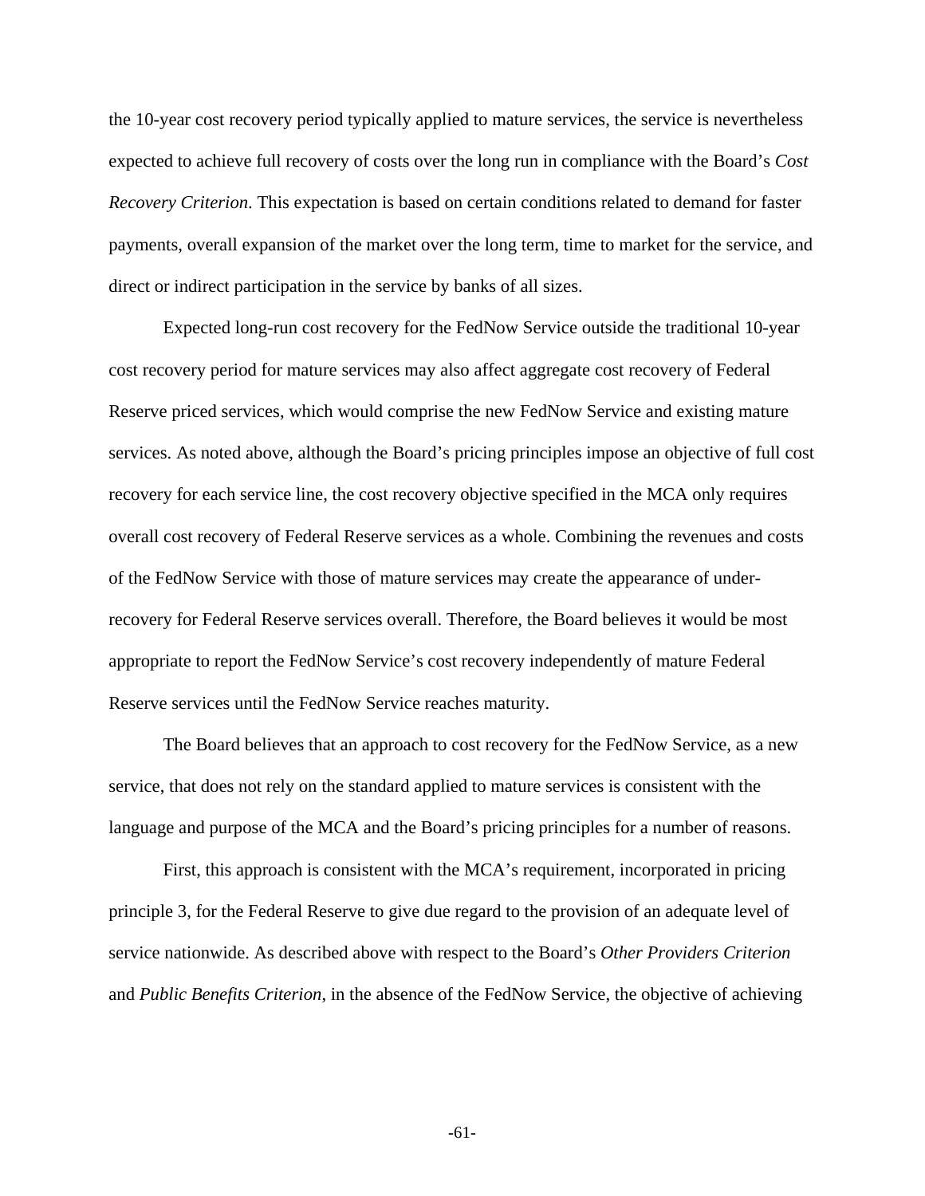the 10-year cost recovery period typically applied to mature services, the service is nevertheless expected to achieve full recovery of costs over the long run in compliance with the Board's *Cost Recovery Criterion*. This expectation is based on certain conditions related to demand for faster payments, overall expansion of the market over the long term, time to market for the service, and direct or indirect participation in the service by banks of all sizes.

Expected long-run cost recovery for the FedNow Service outside the traditional 10-year cost recovery period for mature services may also affect aggregate cost recovery of Federal Reserve priced services, which would comprise the new FedNow Service and existing mature services. As noted above, although the Board's pricing principles impose an objective of full cost recovery for each service line, the cost recovery objective specified in the MCA only requires overall cost recovery of Federal Reserve services as a whole. Combining the revenues and costs of the FedNow Service with those of mature services may create the appearance of under-recovery for Federal Reserve services overall. Therefore, the Board believes it would be most appropriate to report the FedNow Service's cost recovery independently of mature Federal Reserve services until the FedNow Service reaches maturity.

The Board believes that an approach to cost recovery for the FedNow Service, as a new service, that does not rely on the standard applied to mature services is consistent with the language and purpose of the MCA and the Board's pricing principles for a number of reasons.

First, this approach is consistent with the MCA's requirement, incorporated in pricing principle 3, for the Federal Reserve to give due regard to the provision of an adequate level of service nationwide. As described above with respect to the Board's *Other Providers Criterion* and *Public Benefits Criterion*, in the absence of the FedNow Service, the objective of achieving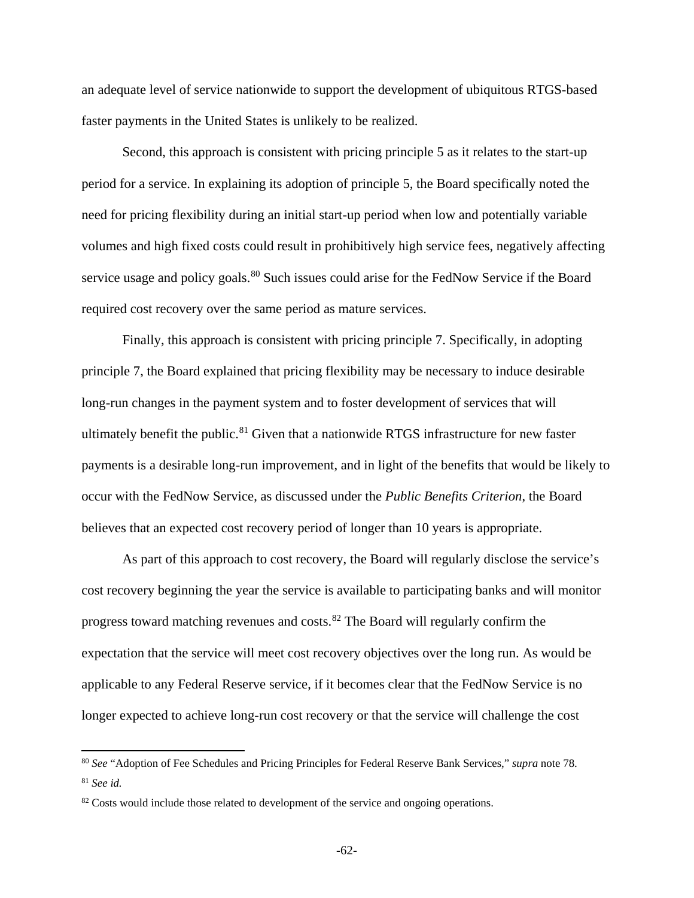an adequate level of service nationwide to support the development of ubiquitous RTGS-based faster payments in the United States is unlikely to be realized.

Second, this approach is consistent with pricing principle 5 as it relates to the start-up period for a service. In explaining its adoption of principle 5, the Board specifically noted the need for pricing flexibility during an initial start-up period when low and potentially variable volumes and high fixed costs could result in prohibitively high service fees, negatively affecting service usage and policy goals.[80] Such issues could arise for the FedNow Service if the Board required cost recovery over the same period as mature services.

Finally, this approach is consistent with pricing principle 7. Specifically, in adopting principle 7, the Board explained that pricing flexibility may be necessary to induce desirable long-run changes in the payment system and to foster development of services that will ultimately benefit the public.[81] Given that a nationwide RTGS infrastructure for new faster payments is a desirable long-run improvement, and in light of the benefits that would be likely to occur with the FedNow Service, as discussed under the *Public Benefits Criterion*, the Board believes that an expected cost recovery period of longer than 10 years is appropriate.

As part of this approach to cost recovery, the Board will regularly disclose the service's cost recovery beginning the year the service is available to participating banks and will monitor progress toward matching revenues and costs.[82] The Board will regularly confirm the expectation that the service will meet cost recovery objectives over the long run. As would be applicable to any Federal Reserve service, if it becomes clear that the FedNow Service is no longer expected to achieve long-run cost recovery or that the service will challenge the cost

---

[80] *See* "Adoption of Fee Schedules and Pricing Principles for Federal Reserve Bank Services," *supra* note 78.

[81] *See id.*

[82] Costs would include those related to development of the service and ongoing operations.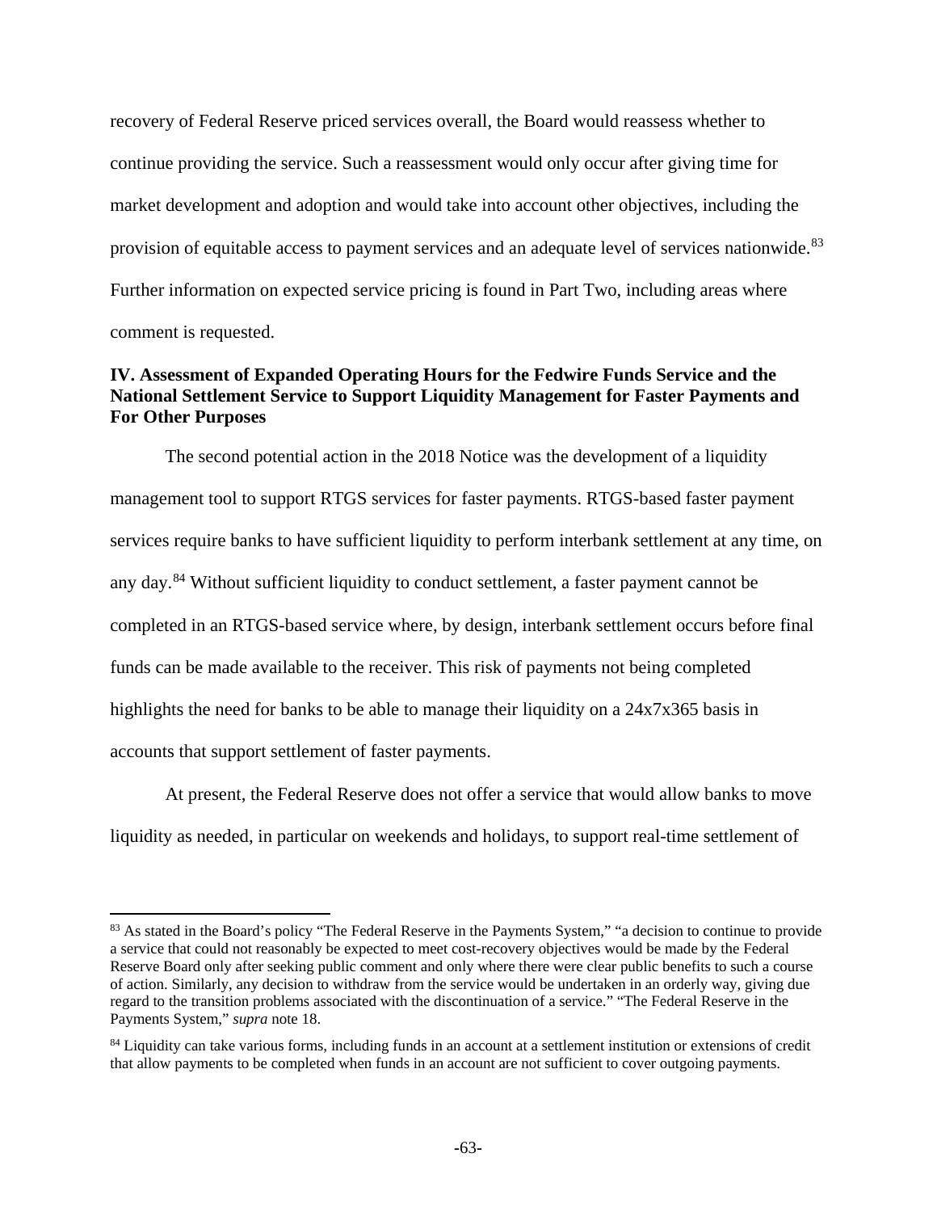recovery of Federal Reserve priced services overall, the Board would reassess whether to continue providing the service. Such a reassessment would only occur after giving time for market development and adoption and would take into account other objectives, including the provision of equitable access to payment services and an adequate level of services nationwide.[83] Further information on expected service pricing is found in Part Two, including areas where comment is requested.

## IV. Assessment of Expanded Operating Hours for the Fedwire Funds Service and the National Settlement Service to Support Liquidity Management for Faster Payments and For Other Purposes

The second potential action in the 2018 Notice was the development of a liquidity management tool to support RTGS services for faster payments. RTGS-based faster payment services require banks to have sufficient liquidity to perform interbank settlement at any time, on any day.[84] Without sufficient liquidity to conduct settlement, a faster payment cannot be completed in an RTGS-based service where, by design, interbank settlement occurs before final funds can be made available to the receiver. This risk of payments not being completed highlights the need for banks to be able to manage their liquidity on a 24x7x365 basis in accounts that support settlement of faster payments.

At present, the Federal Reserve does not offer a service that would allow banks to move liquidity as needed, in particular on weekends and holidays, to support real-time settlement of

---

[83] As stated in the Board's policy "The Federal Reserve in the Payments System," "a decision to continue to provide a service that could not reasonably be expected to meet cost-recovery objectives would be made by the Federal Reserve Board only after seeking public comment and only where there were clear public benefits to such a course of action. Similarly, any decision to withdraw from the service would be undertaken in an orderly way, giving due regard to the transition problems associated with the discontinuation of a service." "The Federal Reserve in the Payments System," *supra* note 18.

[84] Liquidity can take various forms, including funds in an account at a settlement institution or extensions of credit that allow payments to be completed when funds in an account are not sufficient to cover outgoing payments.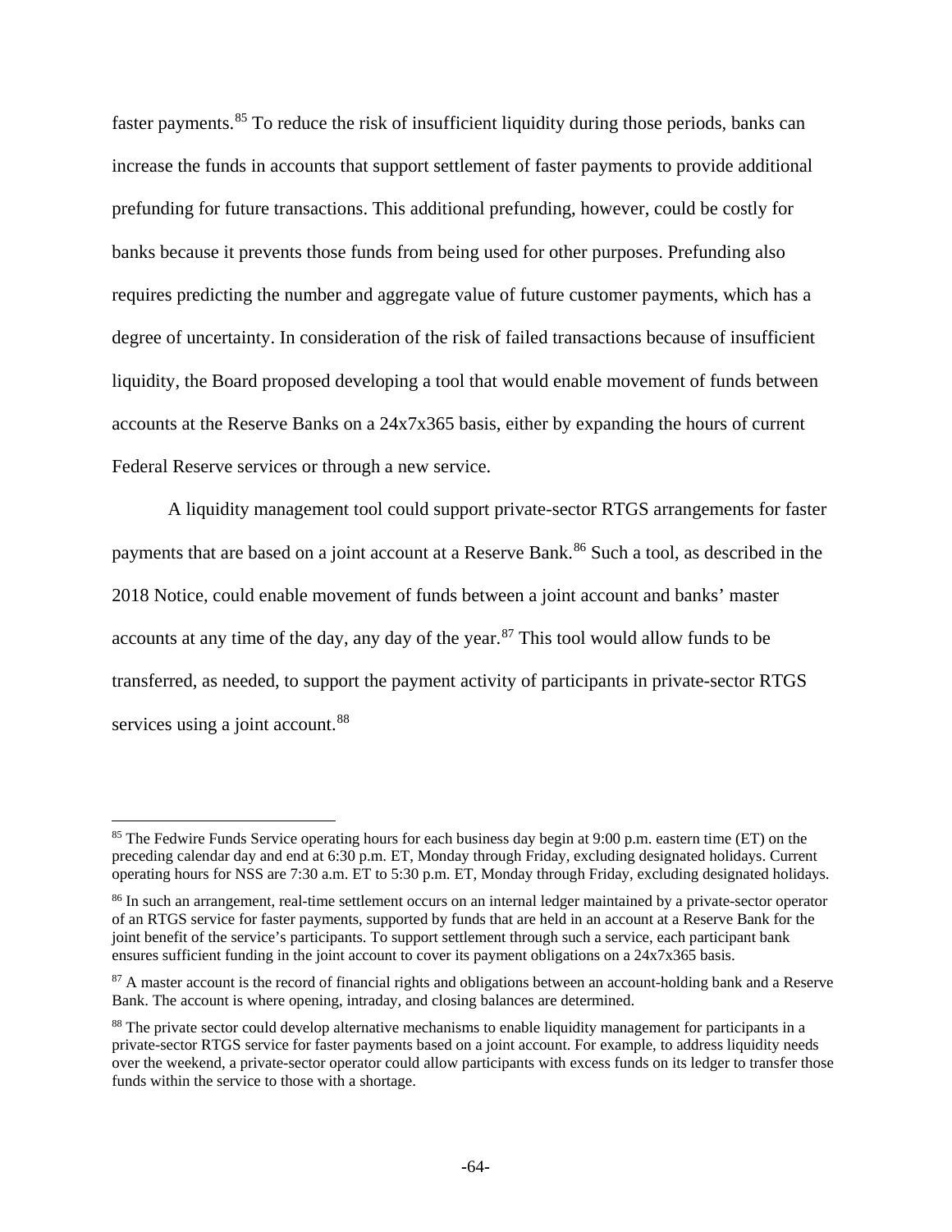faster payments.[85] To reduce the risk of insufficient liquidity during those periods, banks can increase the funds in accounts that support settlement of faster payments to provide additional prefunding for future transactions. This additional prefunding, however, could be costly for banks because it prevents those funds from being used for other purposes. Prefunding also requires predicting the number and aggregate value of future customer payments, which has a degree of uncertainty. In consideration of the risk of failed transactions because of insufficient liquidity, the Board proposed developing a tool that would enable movement of funds between accounts at the Reserve Banks on a 24x7x365 basis, either by expanding the hours of current Federal Reserve services or through a new service.

A liquidity management tool could support private-sector RTGS arrangements for faster payments that are based on a joint account at a Reserve Bank.[86] Such a tool, as described in the 2018 Notice, could enable movement of funds between a joint account and banks' master accounts at any time of the day, any day of the year.[87] This tool would allow funds to be transferred, as needed, to support the payment activity of participants in private-sector RTGS services using a joint account.[88]

---

[85] The Fedwire Funds Service operating hours for each business day begin at 9:00 p.m. eastern time (ET) on the preceding calendar day and end at 6:30 p.m. ET, Monday through Friday, excluding designated holidays. Current operating hours for NSS are 7:30 a.m. ET to 5:30 p.m. ET, Monday through Friday, excluding designated holidays.

[86] In such an arrangement, real-time settlement occurs on an internal ledger maintained by a private-sector operator of an RTGS service for faster payments, supported by funds that are held in an account at a Reserve Bank for the joint benefit of the service's participants. To support settlement through such a service, each participant bank ensures sufficient funding in the joint account to cover its payment obligations on a 24x7x365 basis.

[87] A master account is the record of financial rights and obligations between an account-holding bank and a Reserve Bank. The account is where opening, intraday, and closing balances are determined.

[88] The private sector could develop alternative mechanisms to enable liquidity management for participants in a private-sector RTGS service for faster payments based on a joint account. For example, to address liquidity needs over the weekend, a private-sector operator could allow participants with excess funds on its ledger to transfer those funds within the service to those with a shortage.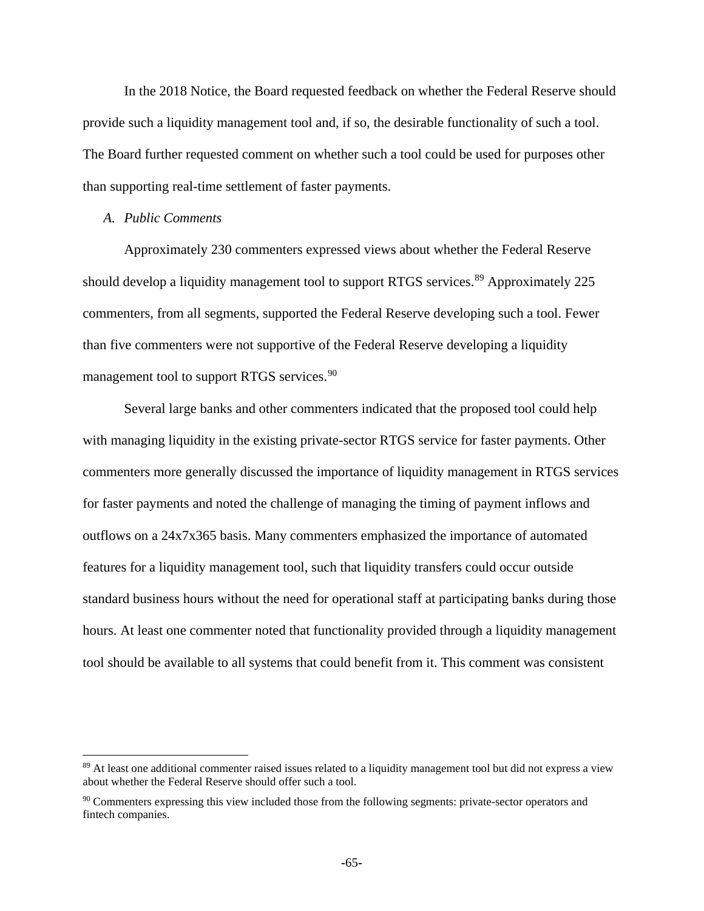In the 2018 Notice, the Board requested feedback on whether the Federal Reserve should provide such a liquidity management tool and, if so, the desirable functionality of such a tool. The Board further requested comment on whether such a tool could be used for purposes other than supporting real-time settlement of faster payments.

### *A. Public Comments*

Approximately 230 commenters expressed views about whether the Federal Reserve should develop a liquidity management tool to support RTGS services.[89] Approximately 225 commenters, from all segments, supported the Federal Reserve developing such a tool. Fewer than five commenters were not supportive of the Federal Reserve developing a liquidity management tool to support RTGS services.[90]

Several large banks and other commenters indicated that the proposed tool could help with managing liquidity in the existing private-sector RTGS service for faster payments. Other commenters more generally discussed the importance of liquidity management in RTGS services for faster payments and noted the challenge of managing the timing of payment inflows and outflows on a 24x7x365 basis. Many commenters emphasized the importance of automated features for a liquidity management tool, such that liquidity transfers could occur outside standard business hours without the need for operational staff at participating banks during those hours. At least one commenter noted that functionality provided through a liquidity management tool should be available to all systems that could benefit from it. This comment was consistent

---

[89] At least one additional commenter raised issues related to a liquidity management tool but did not express a view about whether the Federal Reserve should offer such a tool.

[90] Commenters expressing this view included those from the following segments: private-sector operators and fintech companies.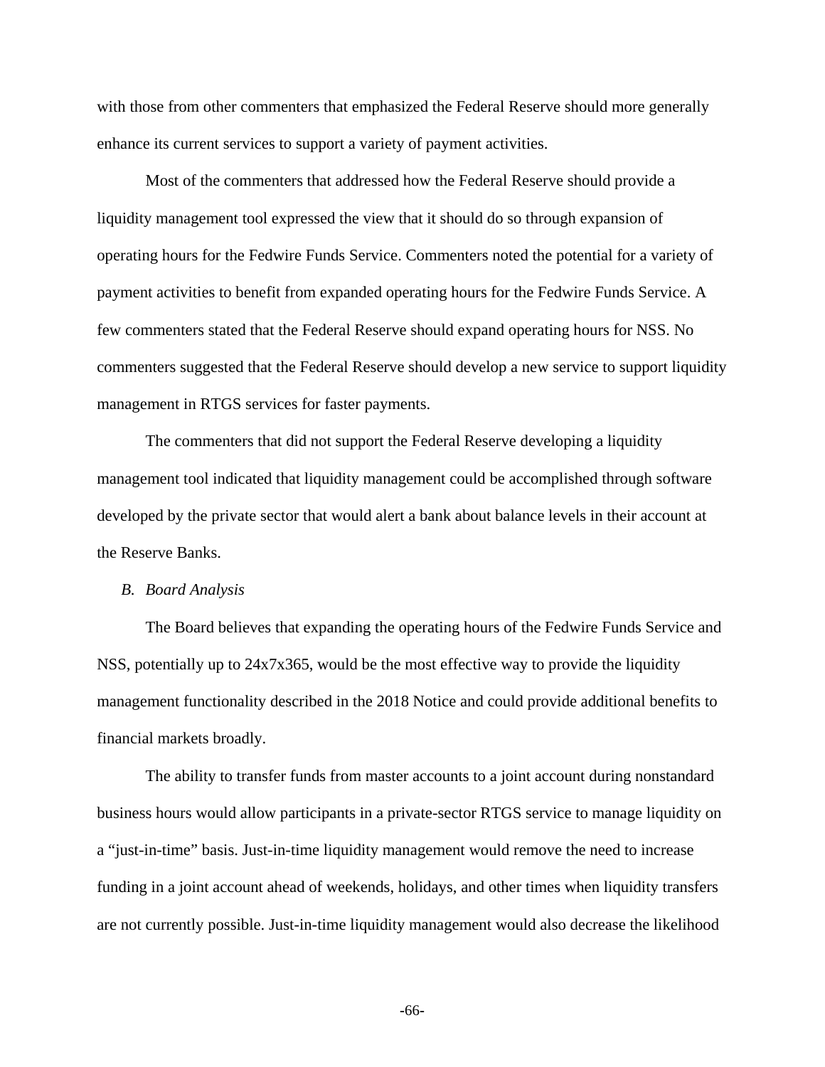with those from other commenters that emphasized the Federal Reserve should more generally enhance its current services to support a variety of payment activities.

Most of the commenters that addressed how the Federal Reserve should provide a liquidity management tool expressed the view that it should do so through expansion of operating hours for the Fedwire Funds Service. Commenters noted the potential for a variety of payment activities to benefit from expanded operating hours for the Fedwire Funds Service. A few commenters stated that the Federal Reserve should expand operating hours for NSS. No commenters suggested that the Federal Reserve should develop a new service to support liquidity management in RTGS services for faster payments.

The commenters that did not support the Federal Reserve developing a liquidity management tool indicated that liquidity management could be accomplished through software developed by the private sector that would alert a bank about balance levels in their account at the Reserve Banks.

*B. Board Analysis*

The Board believes that expanding the operating hours of the Fedwire Funds Service and NSS, potentially up to 24x7x365, would be the most effective way to provide the liquidity management functionality described in the 2018 Notice and could provide additional benefits to financial markets broadly.

The ability to transfer funds from master accounts to a joint account during nonstandard business hours would allow participants in a private-sector RTGS service to manage liquidity on a "just-in-time" basis. Just-in-time liquidity management would remove the need to increase funding in a joint account ahead of weekends, holidays, and other times when liquidity transfers are not currently possible. Just-in-time liquidity management would also decrease the likelihood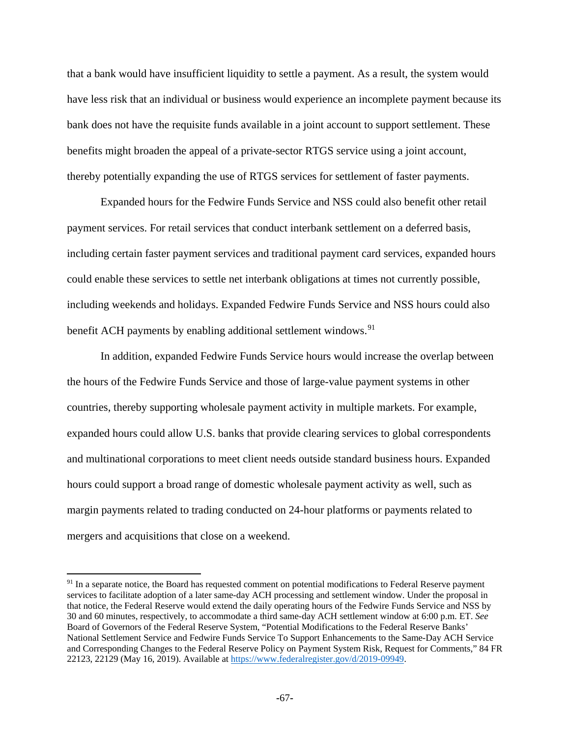that a bank would have insufficient liquidity to settle a payment. As a result, the system would have less risk that an individual or business would experience an incomplete payment because its bank does not have the requisite funds available in a joint account to support settlement. These benefits might broaden the appeal of a private-sector RTGS service using a joint account, thereby potentially expanding the use of RTGS services for settlement of faster payments.

Expanded hours for the Fedwire Funds Service and NSS could also benefit other retail payment services. For retail services that conduct interbank settlement on a deferred basis, including certain faster payment services and traditional payment card services, expanded hours could enable these services to settle net interbank obligations at times not currently possible, including weekends and holidays. Expanded Fedwire Funds Service and NSS hours could also benefit ACH payments by enabling additional settlement windows.[91]

In addition, expanded Fedwire Funds Service hours would increase the overlap between the hours of the Fedwire Funds Service and those of large-value payment systems in other countries, thereby supporting wholesale payment activity in multiple markets. For example, expanded hours could allow U.S. banks that provide clearing services to global correspondents and multinational corporations to meet client needs outside standard business hours. Expanded hours could support a broad range of domestic wholesale payment activity as well, such as margin payments related to trading conducted on 24-hour platforms or payments related to mergers and acquisitions that close on a weekend.

---

[91] In a separate notice, the Board has requested comment on potential modifications to Federal Reserve payment services to facilitate adoption of a later same-day ACH processing and settlement window. Under the proposal in that notice, the Federal Reserve would extend the daily operating hours of the Fedwire Funds Service and NSS by 30 and 60 minutes, respectively, to accommodate a third same-day ACH settlement window at 6:00 p.m. ET. *See* Board of Governors of the Federal Reserve System, "Potential Modifications to the Federal Reserve Banks' National Settlement Service and Fedwire Funds Service To Support Enhancements to the Same-Day ACH Service and Corresponding Changes to the Federal Reserve Policy on Payment System Risk, Request for Comments," 84 FR 22123, 22129 (May 16, 2019). Available at https://www.federalregister.gov/d/2019-09949.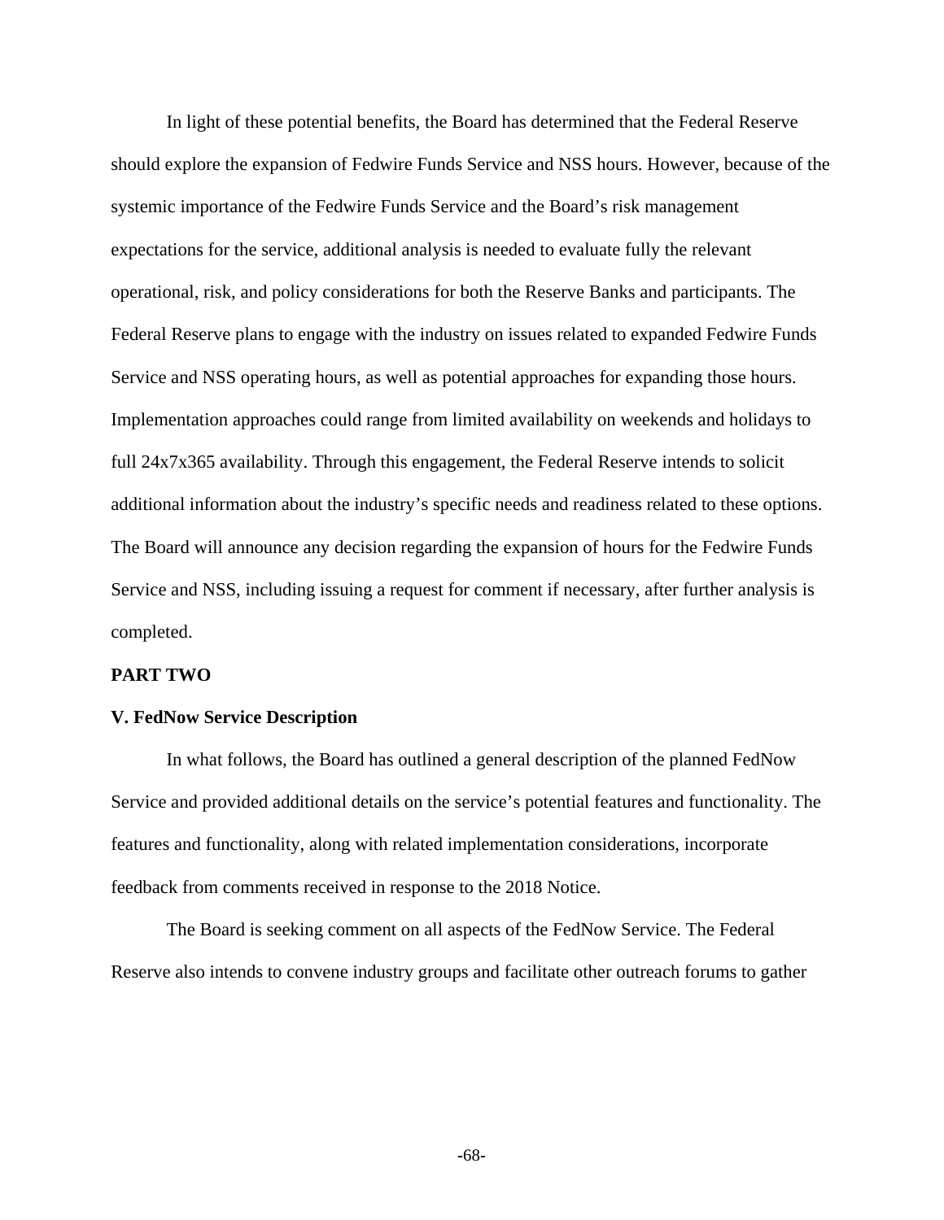In light of these potential benefits, the Board has determined that the Federal Reserve should explore the expansion of Fedwire Funds Service and NSS hours. However, because of the systemic importance of the Fedwire Funds Service and the Board's risk management expectations for the service, additional analysis is needed to evaluate fully the relevant operational, risk, and policy considerations for both the Reserve Banks and participants. The Federal Reserve plans to engage with the industry on issues related to expanded Fedwire Funds Service and NSS operating hours, as well as potential approaches for expanding those hours. Implementation approaches could range from limited availability on weekends and holidays to full 24x7x365 availability. Through this engagement, the Federal Reserve intends to solicit additional information about the industry's specific needs and readiness related to these options. The Board will announce any decision regarding the expansion of hours for the Fedwire Funds Service and NSS, including issuing a request for comment if necessary, after further analysis is completed.

## PART TWO

### V. FedNow Service Description

In what follows, the Board has outlined a general description of the planned FedNow Service and provided additional details on the service's potential features and functionality. The features and functionality, along with related implementation considerations, incorporate feedback from comments received in response to the 2018 Notice.

The Board is seeking comment on all aspects of the FedNow Service. The Federal Reserve also intends to convene industry groups and facilitate other outreach forums to gather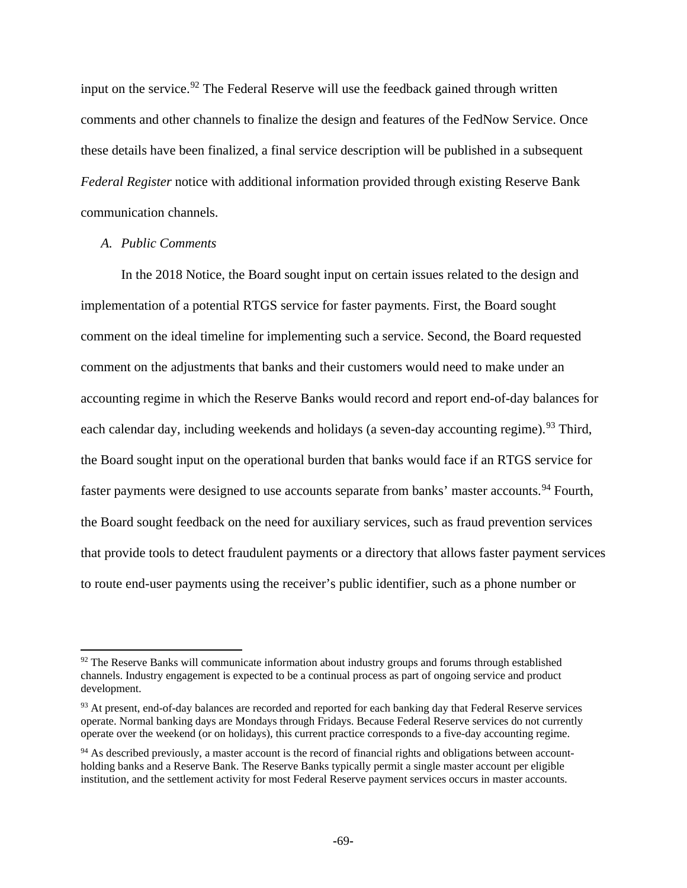input on the service.[92] The Federal Reserve will use the feedback gained through written comments and other channels to finalize the design and features of the FedNow Service. Once these details have been finalized, a final service description will be published in a subsequent *Federal Register* notice with additional information provided through existing Reserve Bank communication channels.

### *A. Public Comments*

In the 2018 Notice, the Board sought input on certain issues related to the design and implementation of a potential RTGS service for faster payments. First, the Board sought comment on the ideal timeline for implementing such a service. Second, the Board requested comment on the adjustments that banks and their customers would need to make under an accounting regime in which the Reserve Banks would record and report end-of-day balances for each calendar day, including weekends and holidays (a seven-day accounting regime).[93] Third, the Board sought input on the operational burden that banks would face if an RTGS service for faster payments were designed to use accounts separate from banks' master accounts.[94] Fourth, the Board sought feedback on the need for auxiliary services, such as fraud prevention services that provide tools to detect fraudulent payments or a directory that allows faster payment services to route end-user payments using the receiver's public identifier, such as a phone number or

---

[92] The Reserve Banks will communicate information about industry groups and forums through established channels. Industry engagement is expected to be a continual process as part of ongoing service and product development.

[93] At present, end-of-day balances are recorded and reported for each banking day that Federal Reserve services operate. Normal banking days are Mondays through Fridays. Because Federal Reserve services do not currently operate over the weekend (or on holidays), this current practice corresponds to a five-day accounting regime.

[94] As described previously, a master account is the record of financial rights and obligations between account-holding banks and a Reserve Bank. The Reserve Banks typically permit a single master account per eligible institution, and the settlement activity for most Federal Reserve payment services occurs in master accounts.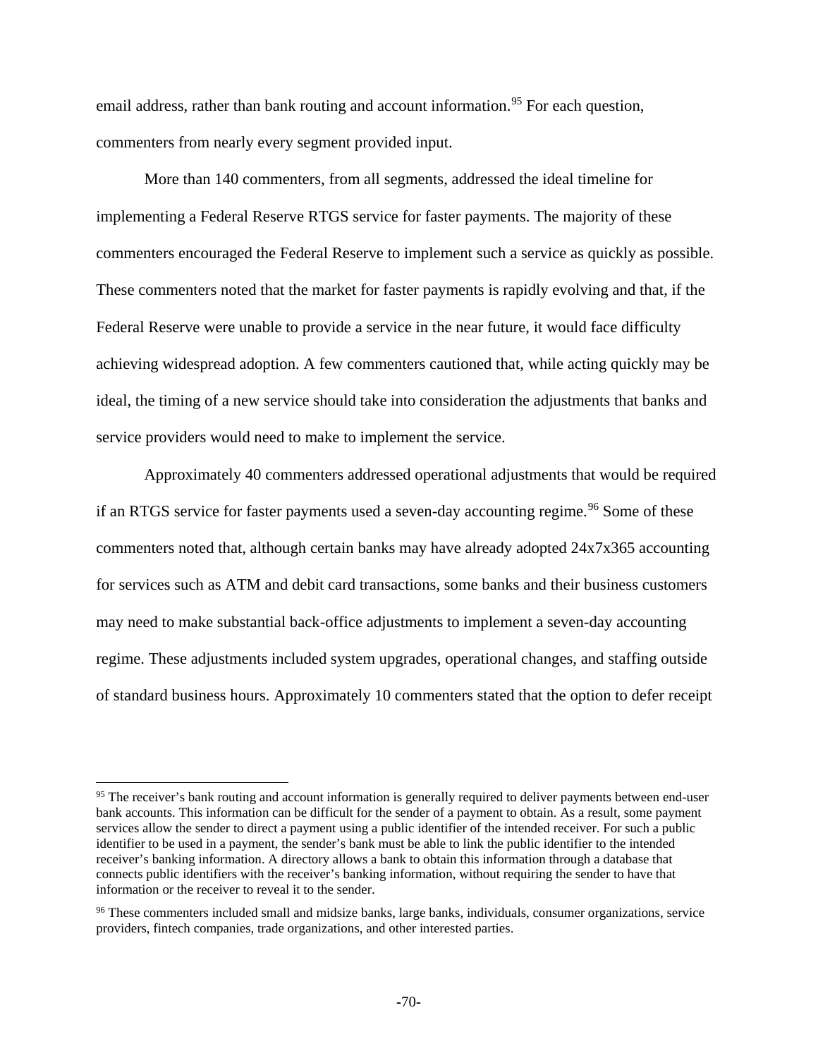email address, rather than bank routing and account information.[95] For each question, commenters from nearly every segment provided input.

More than 140 commenters, from all segments, addressed the ideal timeline for implementing a Federal Reserve RTGS service for faster payments. The majority of these commenters encouraged the Federal Reserve to implement such a service as quickly as possible. These commenters noted that the market for faster payments is rapidly evolving and that, if the Federal Reserve were unable to provide a service in the near future, it would face difficulty achieving widespread adoption. A few commenters cautioned that, while acting quickly may be ideal, the timing of a new service should take into consideration the adjustments that banks and service providers would need to make to implement the service.

Approximately 40 commenters addressed operational adjustments that would be required if an RTGS service for faster payments used a seven-day accounting regime.[96] Some of these commenters noted that, although certain banks may have already adopted 24x7x365 accounting for services such as ATM and debit card transactions, some banks and their business customers may need to make substantial back-office adjustments to implement a seven-day accounting regime. These adjustments included system upgrades, operational changes, and staffing outside of standard business hours. Approximately 10 commenters stated that the option to defer receipt

---

[95] The receiver's bank routing and account information is generally required to deliver payments between end-user bank accounts. This information can be difficult for the sender of a payment to obtain. As a result, some payment services allow the sender to direct a payment using a public identifier of the intended receiver. For such a public identifier to be used in a payment, the sender's bank must be able to link the public identifier to the intended receiver's banking information. A directory allows a bank to obtain this information through a database that connects public identifiers with the receiver's banking information, without requiring the sender to have that information or the receiver to reveal it to the sender.

[96] These commenters included small and midsize banks, large banks, individuals, consumer organizations, service providers, fintech companies, trade organizations, and other interested parties.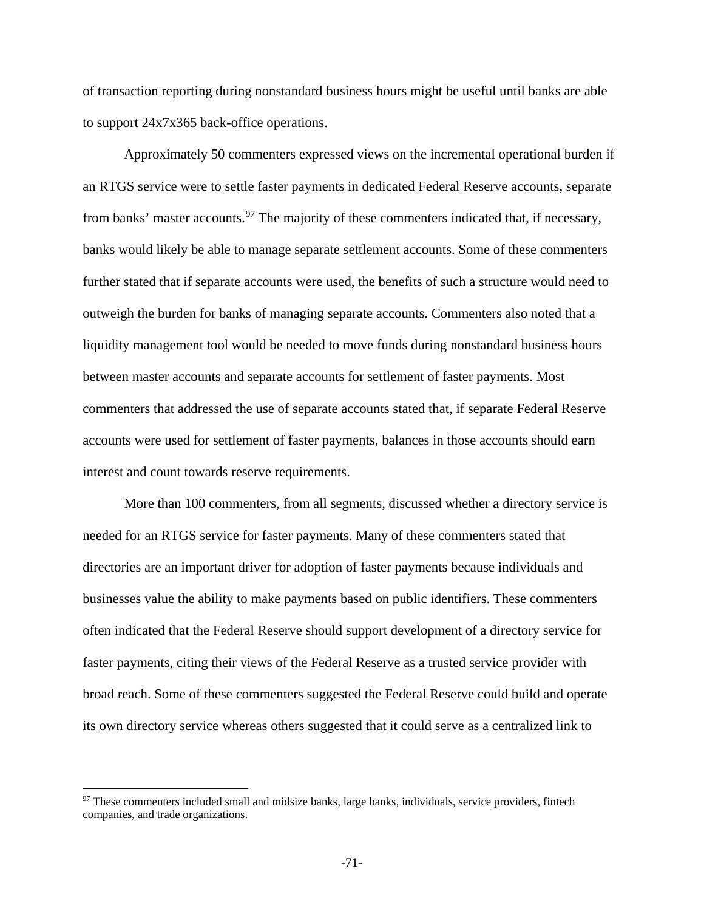of transaction reporting during nonstandard business hours might be useful until banks are able to support 24x7x365 back-office operations.

Approximately 50 commenters expressed views on the incremental operational burden if an RTGS service were to settle faster payments in dedicated Federal Reserve accounts, separate from banks' master accounts.[97] The majority of these commenters indicated that, if necessary, banks would likely be able to manage separate settlement accounts. Some of these commenters further stated that if separate accounts were used, the benefits of such a structure would need to outweigh the burden for banks of managing separate accounts. Commenters also noted that a liquidity management tool would be needed to move funds during nonstandard business hours between master accounts and separate accounts for settlement of faster payments. Most commenters that addressed the use of separate accounts stated that, if separate Federal Reserve accounts were used for settlement of faster payments, balances in those accounts should earn interest and count towards reserve requirements.

More than 100 commenters, from all segments, discussed whether a directory service is needed for an RTGS service for faster payments. Many of these commenters stated that directories are an important driver for adoption of faster payments because individuals and businesses value the ability to make payments based on public identifiers. These commenters often indicated that the Federal Reserve should support development of a directory service for faster payments, citing their views of the Federal Reserve as a trusted service provider with broad reach. Some of these commenters suggested the Federal Reserve could build and operate its own directory service whereas others suggested that it could serve as a centralized link to

---

[97] These commenters included small and midsize banks, large banks, individuals, service providers, fintech companies, and trade organizations.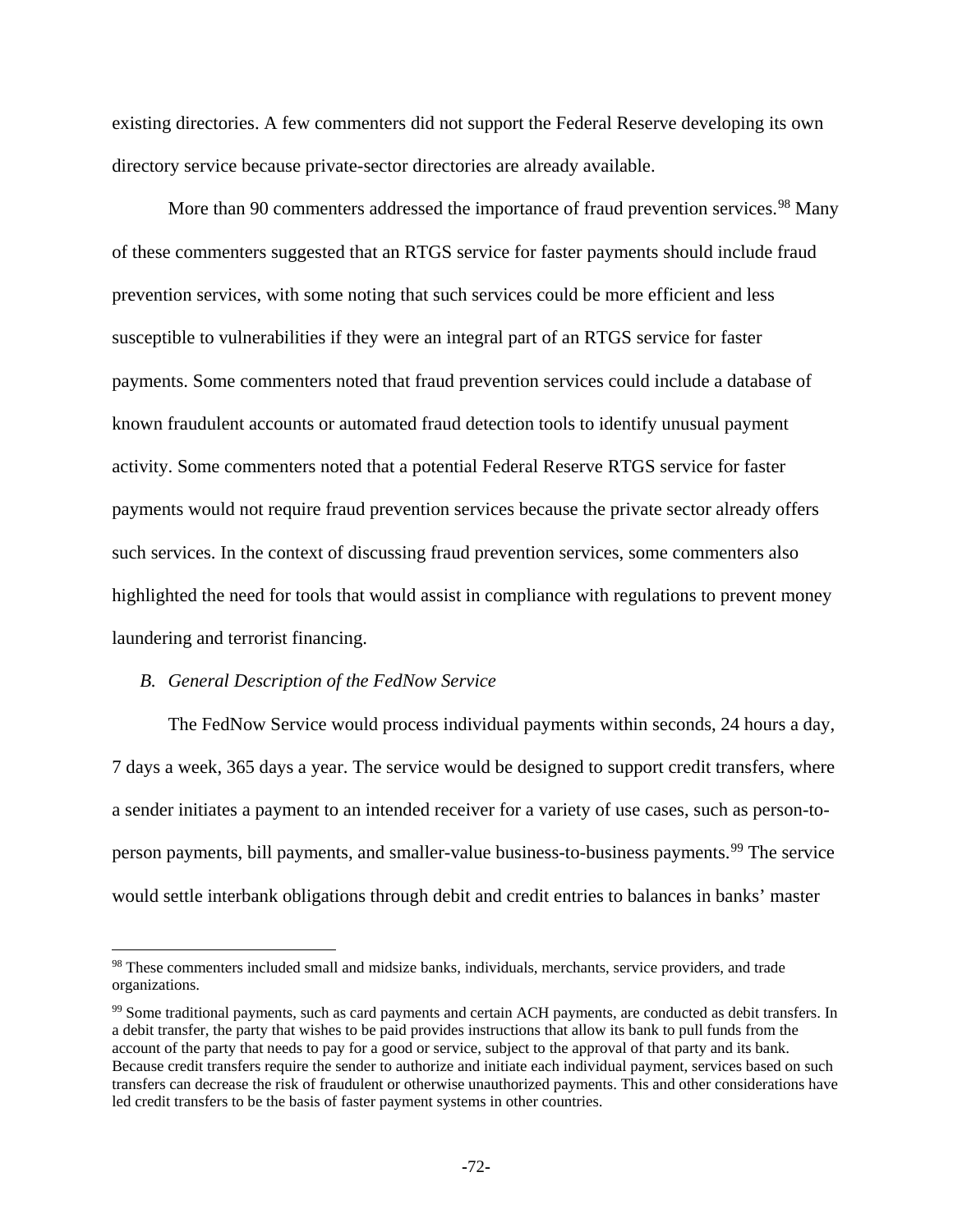existing directories. A few commenters did not support the Federal Reserve developing its own directory service because private-sector directories are already available.

More than 90 commenters addressed the importance of fraud prevention services.[98] Many of these commenters suggested that an RTGS service for faster payments should include fraud prevention services, with some noting that such services could be more efficient and less susceptible to vulnerabilities if they were an integral part of an RTGS service for faster payments. Some commenters noted that fraud prevention services could include a database of known fraudulent accounts or automated fraud detection tools to identify unusual payment activity. Some commenters noted that a potential Federal Reserve RTGS service for faster payments would not require fraud prevention services because the private sector already offers such services. In the context of discussing fraud prevention services, some commenters also highlighted the need for tools that would assist in compliance with regulations to prevent money laundering and terrorist financing.

### *B. General Description of the FedNow Service*

The FedNow Service would process individual payments within seconds, 24 hours a day, 7 days a week, 365 days a year. The service would be designed to support credit transfers, where a sender initiates a payment to an intended receiver for a variety of use cases, such as person-to-person payments, bill payments, and smaller-value business-to-business payments.[99] The service would settle interbank obligations through debit and credit entries to balances in banks' master

---

[98] These commenters included small and midsize banks, individuals, merchants, service providers, and trade organizations.

[99] Some traditional payments, such as card payments and certain ACH payments, are conducted as debit transfers. In a debit transfer, the party that wishes to be paid provides instructions that allow its bank to pull funds from the account of the party that needs to pay for a good or service, subject to the approval of that party and its bank. Because credit transfers require the sender to authorize and initiate each individual payment, services based on such transfers can decrease the risk of fraudulent or otherwise unauthorized payments. This and other considerations have led credit transfers to be the basis of faster payment systems in other countries.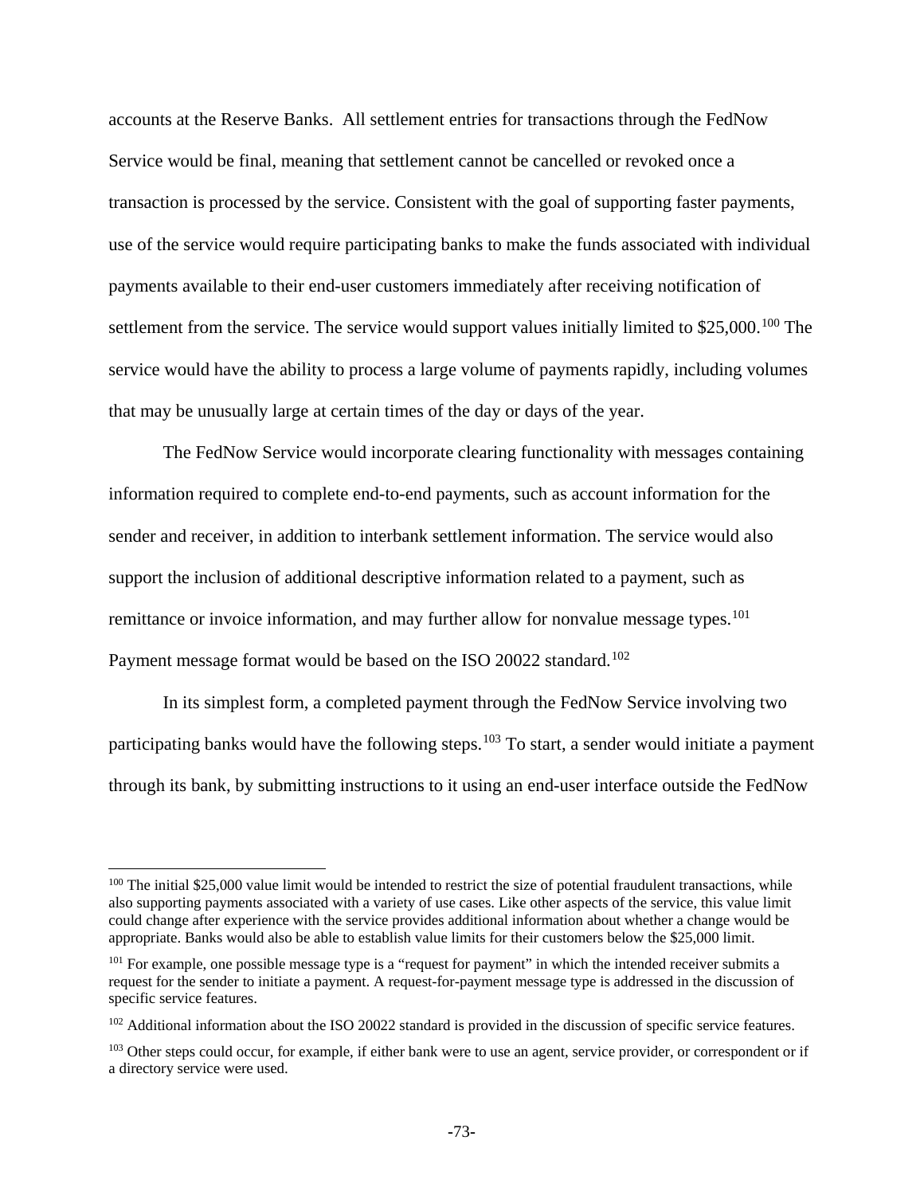accounts at the Reserve Banks. All settlement entries for transactions through the FedNow Service would be final, meaning that settlement cannot be cancelled or revoked once a transaction is processed by the service. Consistent with the goal of supporting faster payments, use of the service would require participating banks to make the funds associated with individual payments available to their end-user customers immediately after receiving notification of settlement from the service. The service would support values initially limited to $25,000.[100] The service would have the ability to process a large volume of payments rapidly, including volumes that may be unusually large at certain times of the day or days of the year.

The FedNow Service would incorporate clearing functionality with messages containing information required to complete end-to-end payments, such as account information for the sender and receiver, in addition to interbank settlement information. The service would also support the inclusion of additional descriptive information related to a payment, such as remittance or invoice information, and may further allow for nonvalue message types.[101] Payment message format would be based on the ISO 20022 standard.[102]

In its simplest form, a completed payment through the FedNow Service involving two participating banks would have the following steps.[103] To start, a sender would initiate a payment through its bank, by submitting instructions to it using an end-user interface outside the FedNow

---

[100] The initial $25,000 value limit would be intended to restrict the size of potential fraudulent transactions, while also supporting payments associated with a variety of use cases. Like other aspects of the service, this value limit could change after experience with the service provides additional information about whether a change would be appropriate. Banks would also be able to establish value limits for their customers below the $25,000 limit.

[101] For example, one possible message type is a "request for payment" in which the intended receiver submits a request for the sender to initiate a payment. A request-for-payment message type is addressed in the discussion of specific service features.

[102] Additional information about the ISO 20022 standard is provided in the discussion of specific service features.

[103] Other steps could occur, for example, if either bank were to use an agent, service provider, or correspondent or if a directory service were used.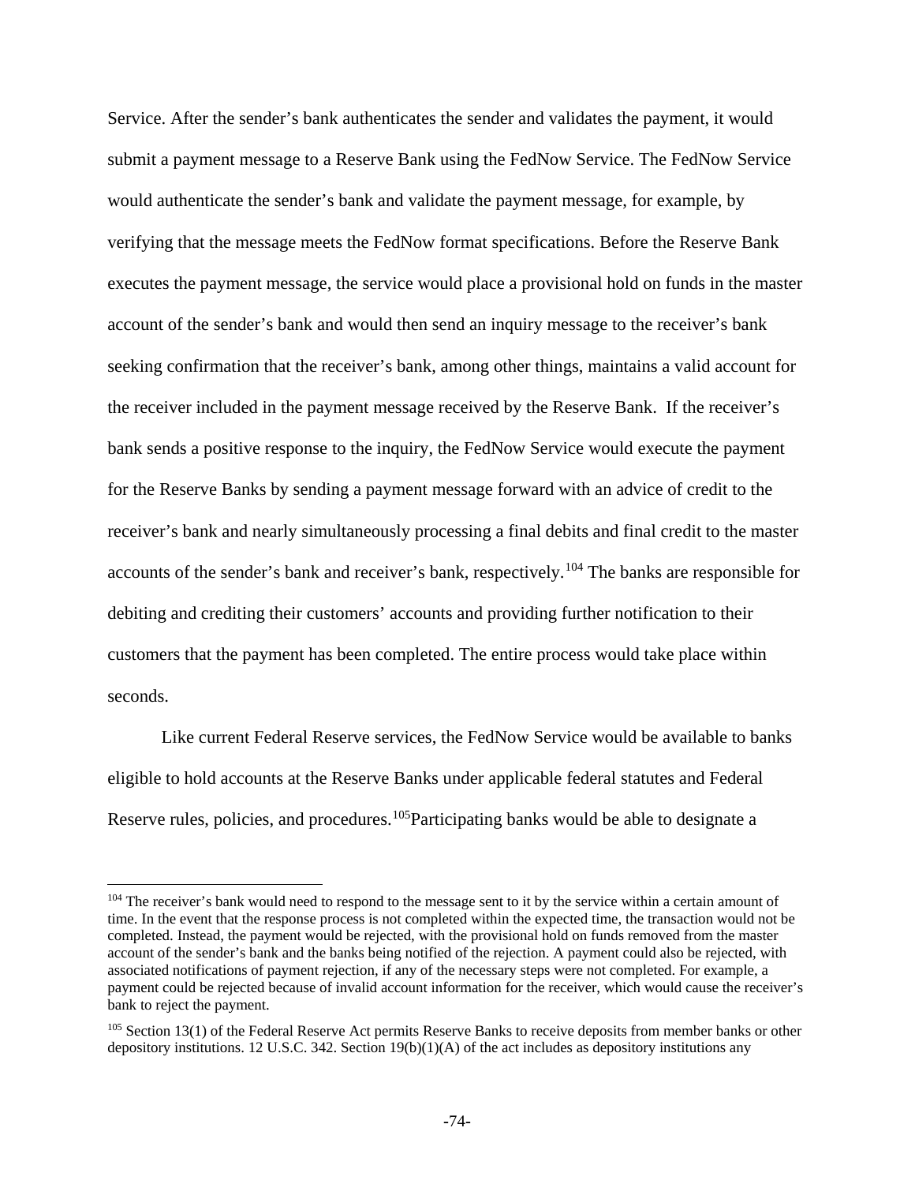Service. After the sender's bank authenticates the sender and validates the payment, it would submit a payment message to a Reserve Bank using the FedNow Service. The FedNow Service would authenticate the sender's bank and validate the payment message, for example, by verifying that the message meets the FedNow format specifications. Before the Reserve Bank executes the payment message, the service would place a provisional hold on funds in the master account of the sender's bank and would then send an inquiry message to the receiver's bank seeking confirmation that the receiver's bank, among other things, maintains a valid account for the receiver included in the payment message received by the Reserve Bank. If the receiver's bank sends a positive response to the inquiry, the FedNow Service would execute the payment for the Reserve Banks by sending a payment message forward with an advice of credit to the receiver's bank and nearly simultaneously processing a final debits and final credit to the master accounts of the sender's bank and receiver's bank, respectively.[104] The banks are responsible for debiting and crediting their customers' accounts and providing further notification to their customers that the payment has been completed. The entire process would take place within seconds.

Like current Federal Reserve services, the FedNow Service would be available to banks eligible to hold accounts at the Reserve Banks under applicable federal statutes and Federal Reserve rules, policies, and procedures.[105]Participating banks would be able to designate a

[104] The receiver's bank would need to respond to the message sent to it by the service within a certain amount of time. In the event that the response process is not completed within the expected time, the transaction would not be completed. Instead, the payment would be rejected, with the provisional hold on funds removed from the master account of the sender's bank and the banks being notified of the rejection. A payment could also be rejected, with associated notifications of payment rejection, if any of the necessary steps were not completed. For example, a payment could be rejected because of invalid account information for the receiver, which would cause the receiver's bank to reject the payment.

[105] Section 13(1) of the Federal Reserve Act permits Reserve Banks to receive deposits from member banks or other depository institutions. 12 U.S.C. 342. Section 19(b)(1)(A) of the act includes as depository institutions any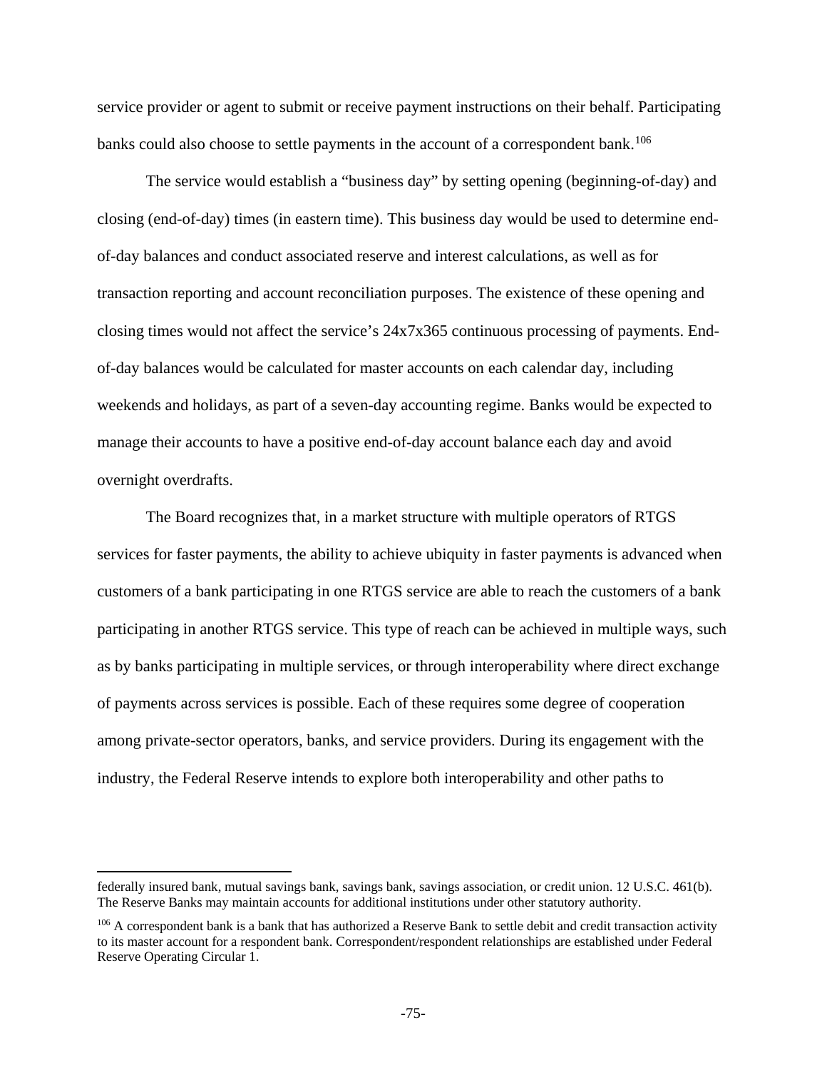service provider or agent to submit or receive payment instructions on their behalf. Participating banks could also choose to settle payments in the account of a correspondent bank.[106]

The service would establish a "business day" by setting opening (beginning-of-day) and closing (end-of-day) times (in eastern time). This business day would be used to determine end-of-day balances and conduct associated reserve and interest calculations, as well as for transaction reporting and account reconciliation purposes. The existence of these opening and closing times would not affect the service's 24x7x365 continuous processing of payments. End-of-day balances would be calculated for master accounts on each calendar day, including weekends and holidays, as part of a seven-day accounting regime. Banks would be expected to manage their accounts to have a positive end-of-day account balance each day and avoid overnight overdrafts.

The Board recognizes that, in a market structure with multiple operators of RTGS services for faster payments, the ability to achieve ubiquity in faster payments is advanced when customers of a bank participating in one RTGS service are able to reach the customers of a bank participating in another RTGS service. This type of reach can be achieved in multiple ways, such as by banks participating in multiple services, or through interoperability where direct exchange of payments across services is possible. Each of these requires some degree of cooperation among private-sector operators, banks, and service providers. During its engagement with the industry, the Federal Reserve intends to explore both interoperability and other paths to

---

federally insured bank, mutual savings bank, savings bank, savings association, or credit union. 12 U.S.C. 461(b). The Reserve Banks may maintain accounts for additional institutions under other statutory authority.

[106] A correspondent bank is a bank that has authorized a Reserve Bank to settle debit and credit transaction activity to its master account for a respondent bank. Correspondent/respondent relationships are established under Federal Reserve Operating Circular 1.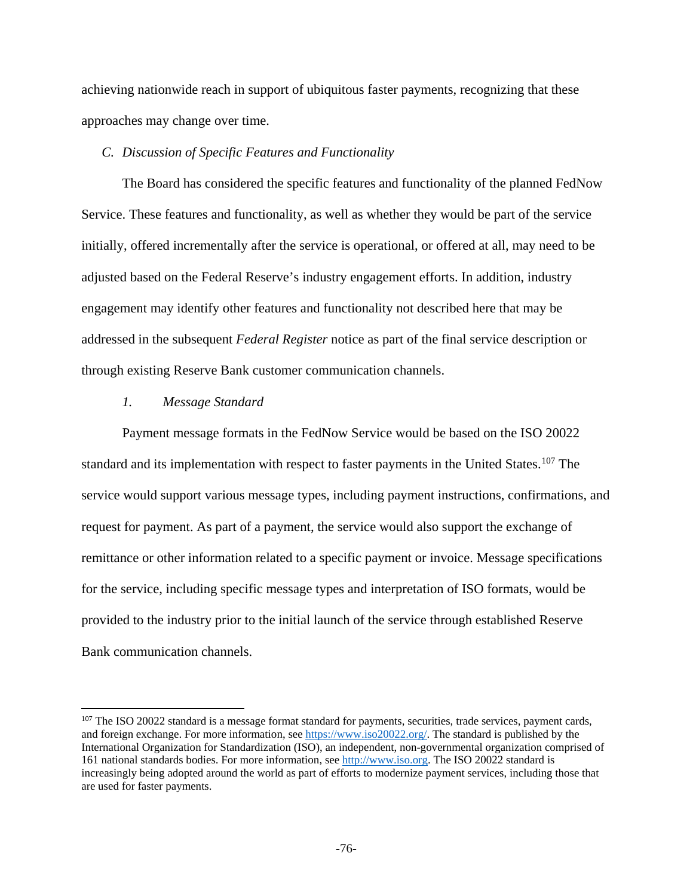achieving nationwide reach in support of ubiquitous faster payments, recognizing that these approaches may change over time.

### *C. Discussion of Specific Features and Functionality*

The Board has considered the specific features and functionality of the planned FedNow Service. These features and functionality, as well as whether they would be part of the service initially, offered incrementally after the service is operational, or offered at all, may need to be adjusted based on the Federal Reserve's industry engagement efforts. In addition, industry engagement may identify other features and functionality not described here that may be addressed in the subsequent *Federal Register* notice as part of the final service description or through existing Reserve Bank customer communication channels.

#### *1. Message Standard*

Payment message formats in the FedNow Service would be based on the ISO 20022 standard and its implementation with respect to faster payments in the United States.[107] The service would support various message types, including payment instructions, confirmations, and request for payment. As part of a payment, the service would also support the exchange of remittance or other information related to a specific payment or invoice. Message specifications for the service, including specific message types and interpretation of ISO formats, would be provided to the industry prior to the initial launch of the service through established Reserve Bank communication channels.

---

[107] The ISO 20022 standard is a message format standard for payments, securities, trade services, payment cards, and foreign exchange. For more information, see https://www.iso20022.org/. The standard is published by the International Organization for Standardization (ISO), an independent, non-governmental organization comprised of 161 national standards bodies. For more information, see http://www.iso.org. The ISO 20022 standard is increasingly being adopted around the world as part of efforts to modernize payment services, including those that are used for faster payments.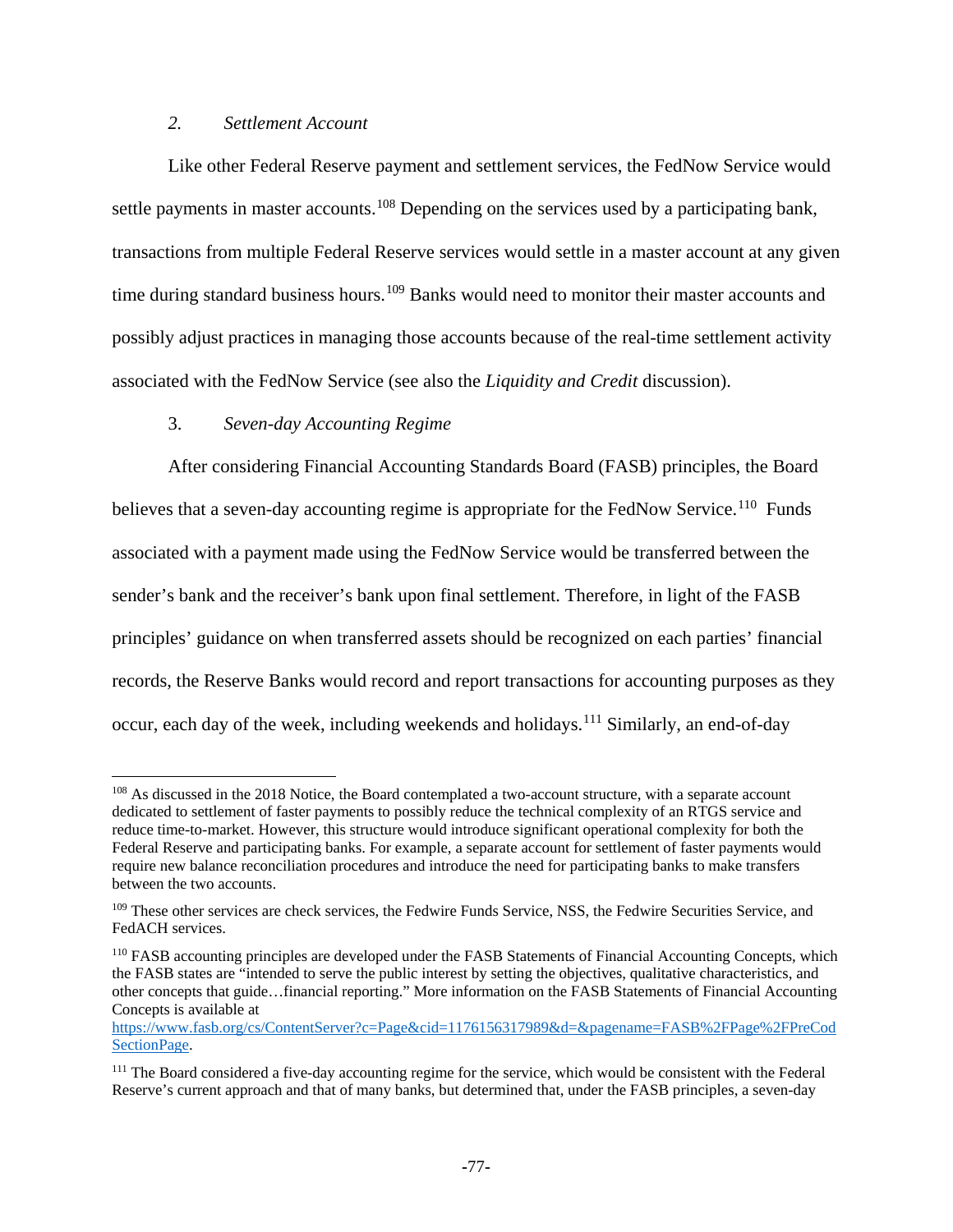### *2. Settlement Account*

Like other Federal Reserve payment and settlement services, the FedNow Service would settle payments in master accounts.[108] Depending on the services used by a participating bank, transactions from multiple Federal Reserve services would settle in a master account at any given time during standard business hours.[109] Banks would need to monitor their master accounts and possibly adjust practices in managing those accounts because of the real-time settlement activity associated with the FedNow Service (see also the *Liquidity and Credit* discussion).

### 3. *Seven-day Accounting Regime*

After considering Financial Accounting Standards Board (FASB) principles, the Board believes that a seven-day accounting regime is appropriate for the FedNow Service.[110] Funds associated with a payment made using the FedNow Service would be transferred between the sender's bank and the receiver's bank upon final settlement. Therefore, in light of the FASB principles' guidance on when transferred assets should be recognized on each parties' financial records, the Reserve Banks would record and report transactions for accounting purposes as they occur, each day of the week, including weekends and holidays.[111] Similarly, an end-of-day

---

[108] As discussed in the 2018 Notice, the Board contemplated a two-account structure, with a separate account dedicated to settlement of faster payments to possibly reduce the technical complexity of an RTGS service and reduce time-to-market. However, this structure would introduce significant operational complexity for both the Federal Reserve and participating banks. For example, a separate account for settlement of faster payments would require new balance reconciliation procedures and introduce the need for participating banks to make transfers between the two accounts.

[109] These other services are check services, the Fedwire Funds Service, NSS, the Fedwire Securities Service, and FedACH services.

[110] FASB accounting principles are developed under the FASB Statements of Financial Accounting Concepts, which the FASB states are "intended to serve the public interest by setting the objectives, qualitative characteristics, and other concepts that guide…financial reporting." More information on the FASB Statements of Financial Accounting Concepts is available at https://www.fasb.org/cs/ContentServer?c=Page&cid=1176156317989&d=&pagename=FASB%2FPage%2FPreCodSectionPage.

[111] The Board considered a five-day accounting regime for the service, which would be consistent with the Federal Reserve's current approach and that of many banks, but determined that, under the FASB principles, a seven-day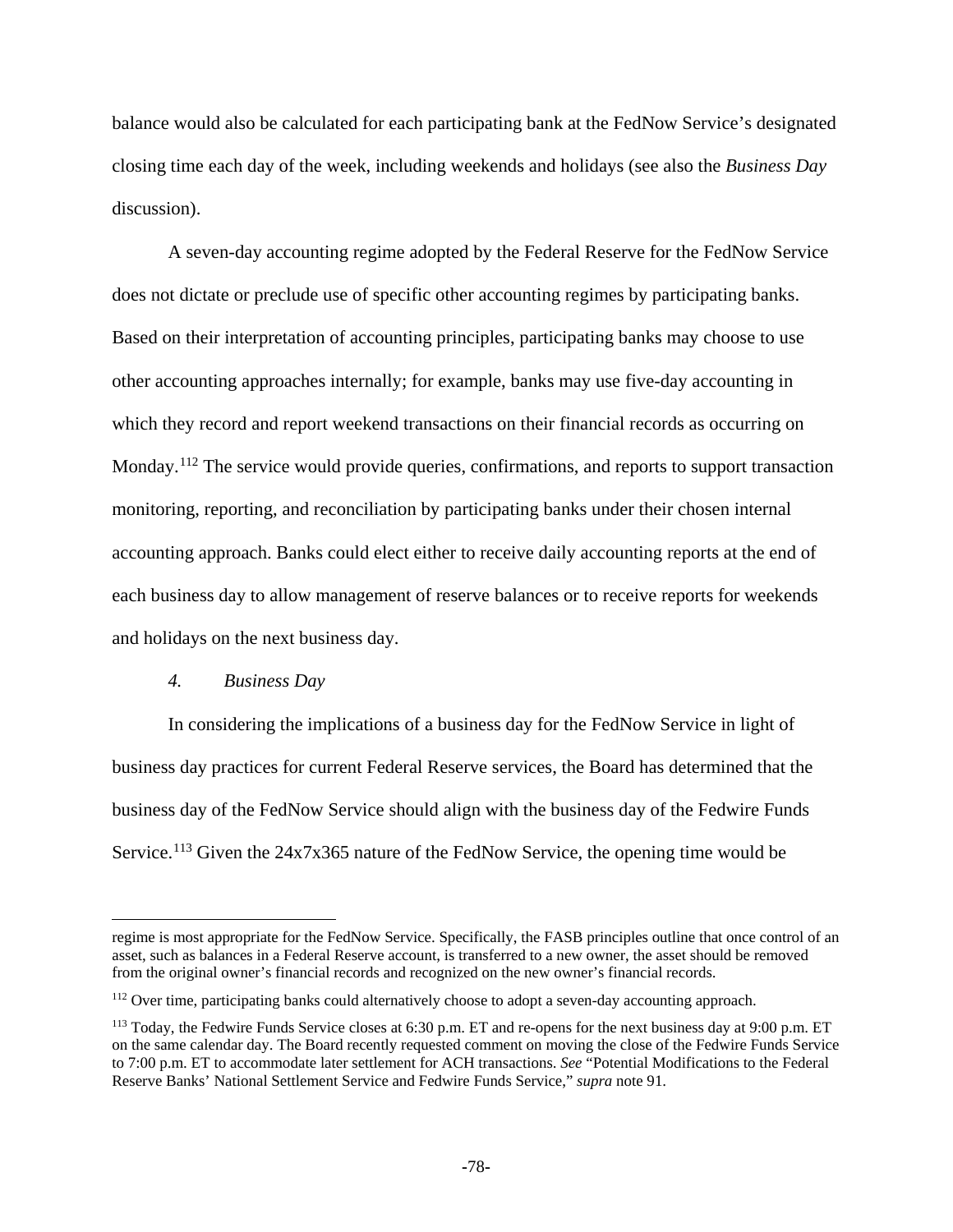balance would also be calculated for each participating bank at the FedNow Service's designated closing time each day of the week, including weekends and holidays (see also the *Business Day* discussion).

A seven-day accounting regime adopted by the Federal Reserve for the FedNow Service does not dictate or preclude use of specific other accounting regimes by participating banks. Based on their interpretation of accounting principles, participating banks may choose to use other accounting approaches internally; for example, banks may use five-day accounting in which they record and report weekend transactions on their financial records as occurring on Monday.[112] The service would provide queries, confirmations, and reports to support transaction monitoring, reporting, and reconciliation by participating banks under their chosen internal accounting approach. Banks could elect either to receive daily accounting reports at the end of each business day to allow management of reserve balances or to receive reports for weekends and holidays on the next business day.

### *4. Business Day*

In considering the implications of a business day for the FedNow Service in light of business day practices for current Federal Reserve services, the Board has determined that the business day of the FedNow Service should align with the business day of the Fedwire Funds Service.[113] Given the 24x7x365 nature of the FedNow Service, the opening time would be

---

regime is most appropriate for the FedNow Service. Specifically, the FASB principles outline that once control of an asset, such as balances in a Federal Reserve account, is transferred to a new owner, the asset should be removed from the original owner's financial records and recognized on the new owner's financial records.

[112] Over time, participating banks could alternatively choose to adopt a seven-day accounting approach.

[113] Today, the Fedwire Funds Service closes at 6:30 p.m. ET and re-opens for the next business day at 9:00 p.m. ET on the same calendar day. The Board recently requested comment on moving the close of the Fedwire Funds Service to 7:00 p.m. ET to accommodate later settlement for ACH transactions. *See* "Potential Modifications to the Federal Reserve Banks' National Settlement Service and Fedwire Funds Service," *supra* note 91.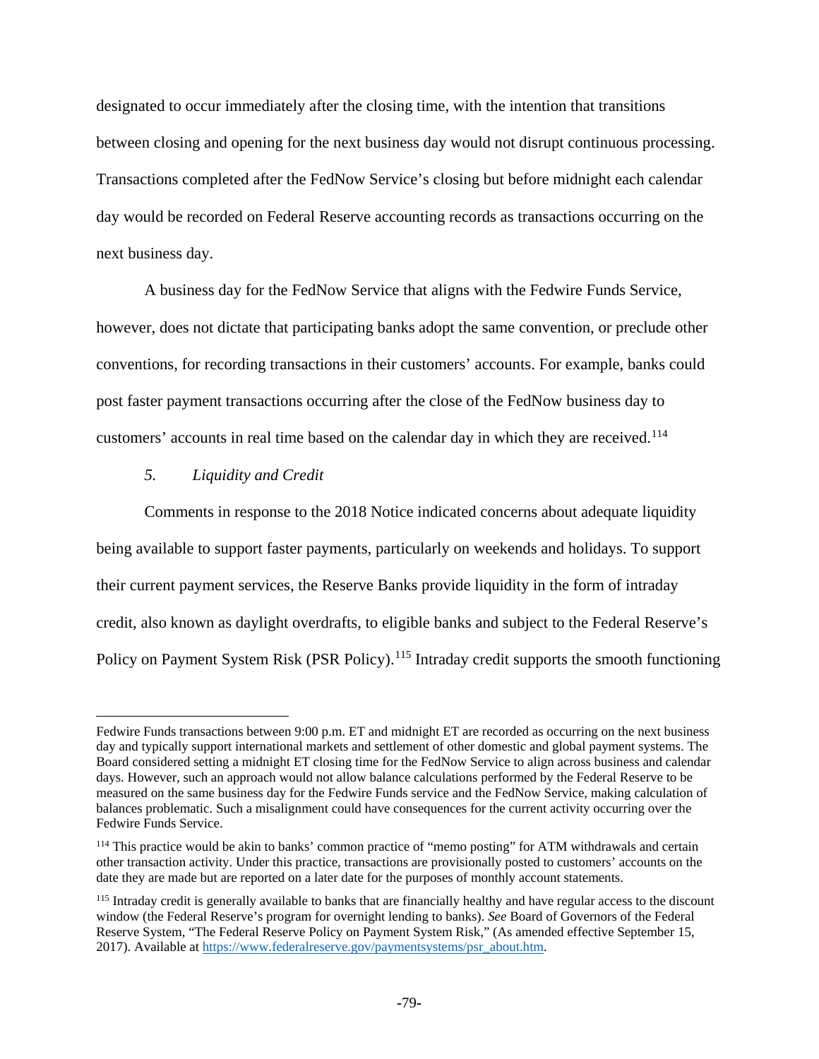designated to occur immediately after the closing time, with the intention that transitions between closing and opening for the next business day would not disrupt continuous processing. Transactions completed after the FedNow Service's closing but before midnight each calendar day would be recorded on Federal Reserve accounting records as transactions occurring on the next business day.

A business day for the FedNow Service that aligns with the Fedwire Funds Service, however, does not dictate that participating banks adopt the same convention, or preclude other conventions, for recording transactions in their customers' accounts. For example, banks could post faster payment transactions occurring after the close of the FedNow business day to customers' accounts in real time based on the calendar day in which they are received.[114]

### *5. Liquidity and Credit*

Comments in response to the 2018 Notice indicated concerns about adequate liquidity being available to support faster payments, particularly on weekends and holidays. To support their current payment services, the Reserve Banks provide liquidity in the form of intraday credit, also known as daylight overdrafts, to eligible banks and subject to the Federal Reserve's Policy on Payment System Risk (PSR Policy).[115] Intraday credit supports the smooth functioning

---

Fedwire Funds transactions between 9:00 p.m. ET and midnight ET are recorded as occurring on the next business day and typically support international markets and settlement of other domestic and global payment systems. The Board considered setting a midnight ET closing time for the FedNow Service to align across business and calendar days. However, such an approach would not allow balance calculations performed by the Federal Reserve to be measured on the same business day for the Fedwire Funds service and the FedNow Service, making calculation of balances problematic. Such a misalignment could have consequences for the current activity occurring over the Fedwire Funds Service.

[114] This practice would be akin to banks' common practice of "memo posting" for ATM withdrawals and certain other transaction activity. Under this practice, transactions are provisionally posted to customers' accounts on the date they are made but are reported on a later date for the purposes of monthly account statements.

[115] Intraday credit is generally available to banks that are financially healthy and have regular access to the discount window (the Federal Reserve's program for overnight lending to banks). *See* Board of Governors of the Federal Reserve System, "The Federal Reserve Policy on Payment System Risk," (As amended effective September 15, 2017). Available at https://www.federalreserve.gov/paymentsystems/psr_about.htm.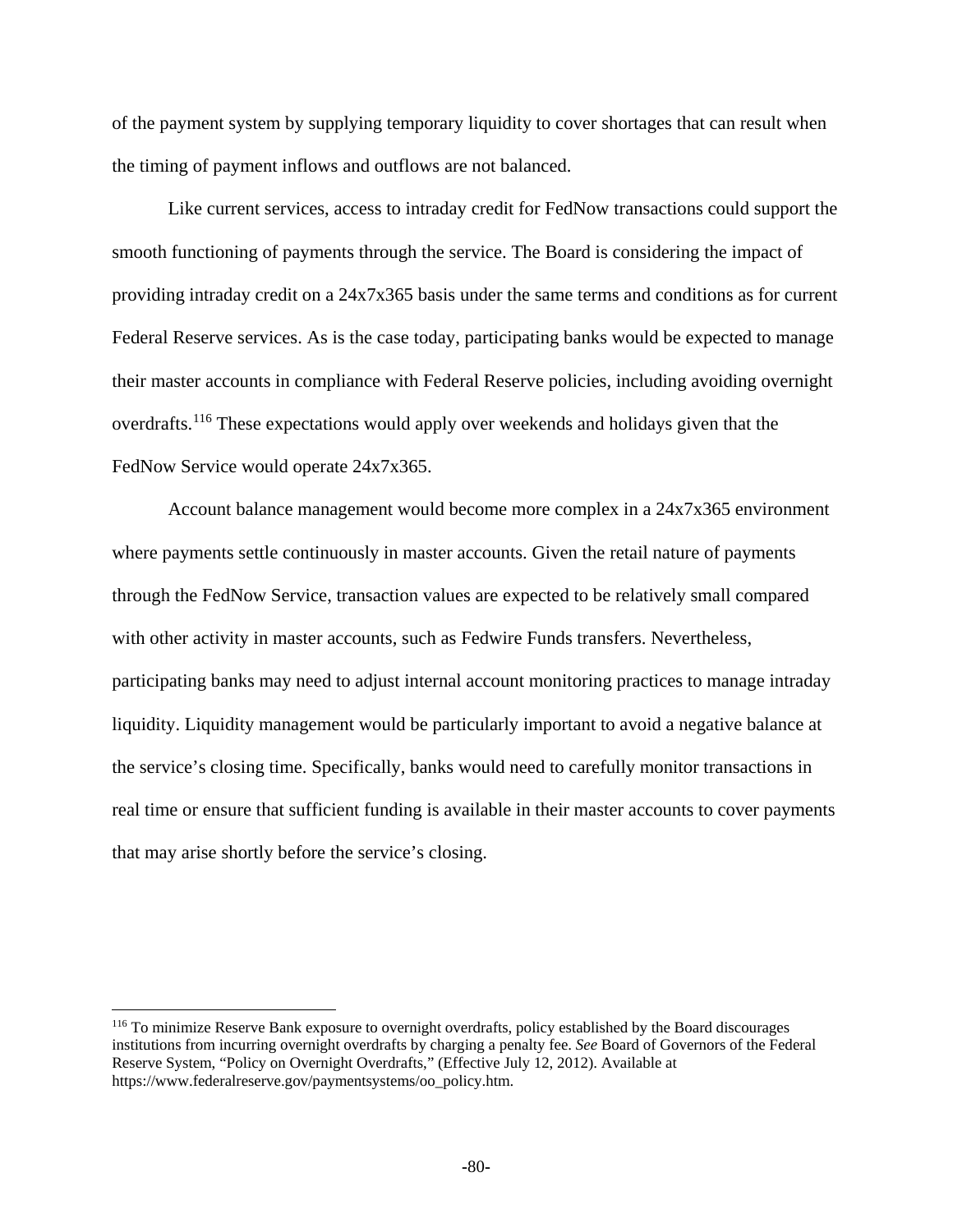of the payment system by supplying temporary liquidity to cover shortages that can result when the timing of payment inflows and outflows are not balanced.

Like current services, access to intraday credit for FedNow transactions could support the smooth functioning of payments through the service. The Board is considering the impact of providing intraday credit on a 24x7x365 basis under the same terms and conditions as for current Federal Reserve services. As is the case today, participating banks would be expected to manage their master accounts in compliance with Federal Reserve policies, including avoiding overnight overdrafts.[116] These expectations would apply over weekends and holidays given that the FedNow Service would operate 24x7x365.

Account balance management would become more complex in a 24x7x365 environment where payments settle continuously in master accounts. Given the retail nature of payments through the FedNow Service, transaction values are expected to be relatively small compared with other activity in master accounts, such as Fedwire Funds transfers. Nevertheless, participating banks may need to adjust internal account monitoring practices to manage intraday liquidity. Liquidity management would be particularly important to avoid a negative balance at the service's closing time. Specifically, banks would need to carefully monitor transactions in real time or ensure that sufficient funding is available in their master accounts to cover payments that may arise shortly before the service's closing.

---

[116] To minimize Reserve Bank exposure to overnight overdrafts, policy established by the Board discourages institutions from incurring overnight overdrafts by charging a penalty fee. *See* Board of Governors of the Federal Reserve System, "Policy on Overnight Overdrafts," (Effective July 12, 2012). Available at https://www.federalreserve.gov/paymentsystems/oo_policy.htm.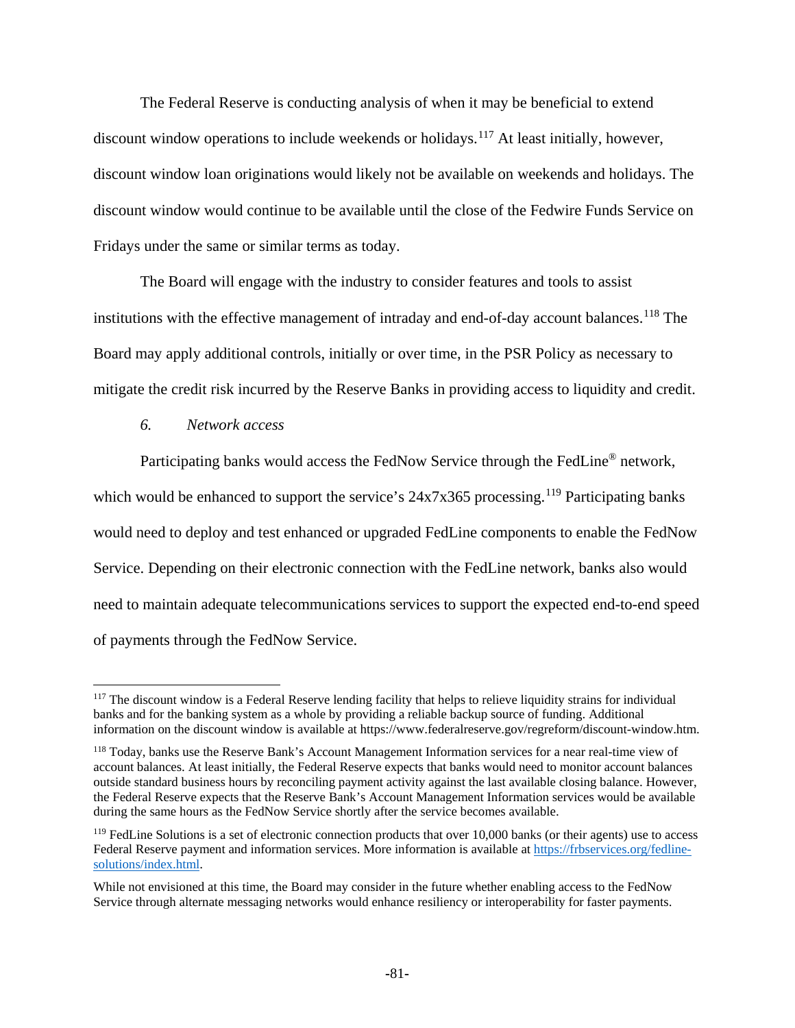The Federal Reserve is conducting analysis of when it may be beneficial to extend discount window operations to include weekends or holidays.[117] At least initially, however, discount window loan originations would likely not be available on weekends and holidays. The discount window would continue to be available until the close of the Fedwire Funds Service on Fridays under the same or similar terms as today.

The Board will engage with the industry to consider features and tools to assist institutions with the effective management of intraday and end-of-day account balances.[118] The Board may apply additional controls, initially or over time, in the PSR Policy as necessary to mitigate the credit risk incurred by the Reserve Banks in providing access to liquidity and credit.

### *6. Network access*

Participating banks would access the FedNow Service through the FedLine® network, which would be enhanced to support the service's 24x7x365 processing.[119] Participating banks would need to deploy and test enhanced or upgraded FedLine components to enable the FedNow Service. Depending on their electronic connection with the FedLine network, banks also would need to maintain adequate telecommunications services to support the expected end-to-end speed of payments through the FedNow Service.

---

[117] The discount window is a Federal Reserve lending facility that helps to relieve liquidity strains for individual banks and for the banking system as a whole by providing a reliable backup source of funding. Additional information on the discount window is available at https://www.federalreserve.gov/regreform/discount-window.htm.

[118] Today, banks use the Reserve Bank's Account Management Information services for a near real-time view of account balances. At least initially, the Federal Reserve expects that banks would need to monitor account balances outside standard business hours by reconciling payment activity against the last available closing balance. However, the Federal Reserve expects that the Reserve Bank's Account Management Information services would be available during the same hours as the FedNow Service shortly after the service becomes available.

[119] FedLine Solutions is a set of electronic connection products that over 10,000 banks (or their agents) use to access Federal Reserve payment and information services. More information is available at [https://frbservices.org/fedline-solutions/index.html](https://frbservices.org/fedline-solutions/index.html).

While not envisioned at this time, the Board may consider in the future whether enabling access to the FedNow Service through alternate messaging networks would enhance resiliency or interoperability for faster payments.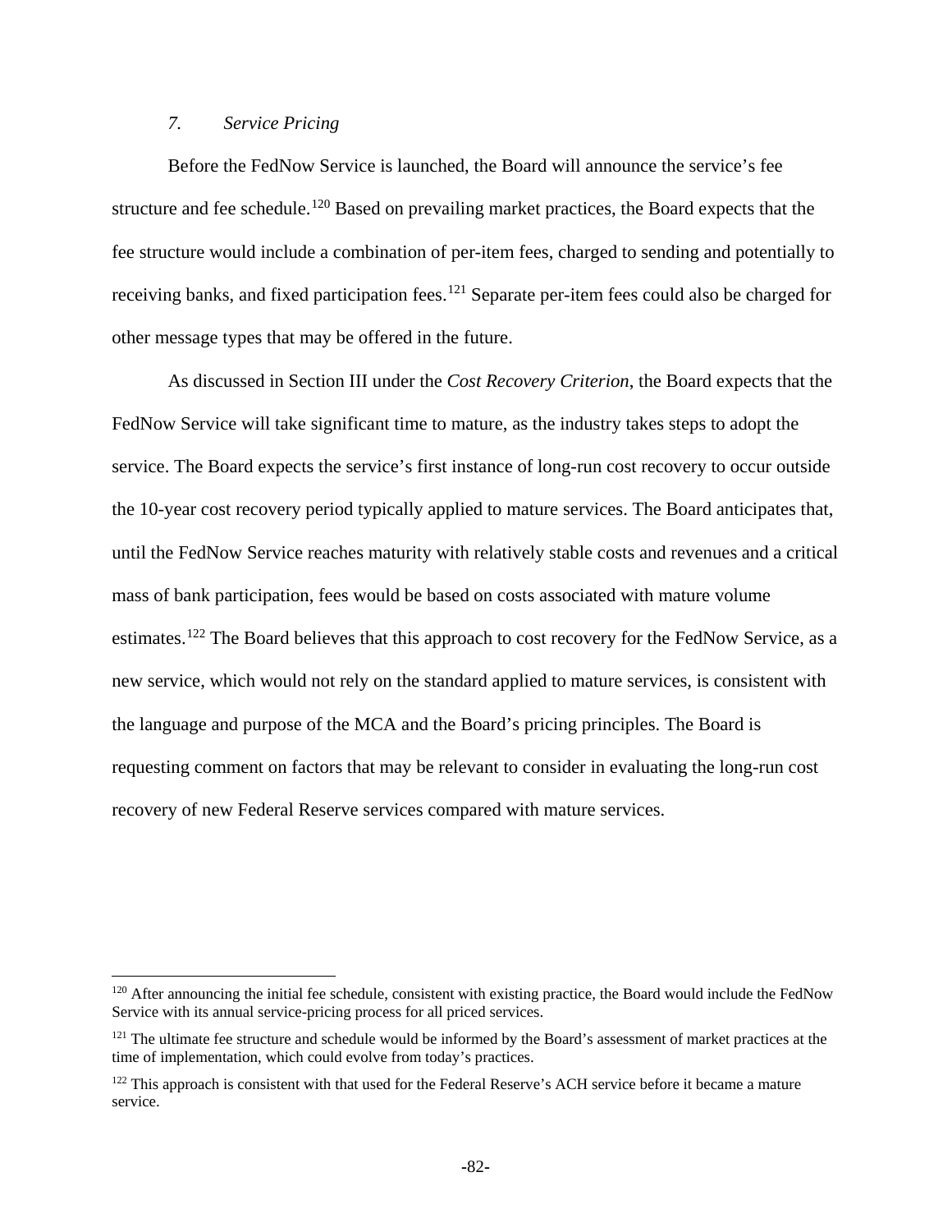### *7. Service Pricing*

Before the FedNow Service is launched, the Board will announce the service's fee structure and fee schedule.[120] Based on prevailing market practices, the Board expects that the fee structure would include a combination of per-item fees, charged to sending and potentially to receiving banks, and fixed participation fees.[121] Separate per-item fees could also be charged for other message types that may be offered in the future.

As discussed in Section III under the *Cost Recovery Criterion*, the Board expects that the FedNow Service will take significant time to mature, as the industry takes steps to adopt the service. The Board expects the service's first instance of long-run cost recovery to occur outside the 10-year cost recovery period typically applied to mature services. The Board anticipates that, until the FedNow Service reaches maturity with relatively stable costs and revenues and a critical mass of bank participation, fees would be based on costs associated with mature volume estimates.[122] The Board believes that this approach to cost recovery for the FedNow Service, as a new service, which would not rely on the standard applied to mature services, is consistent with the language and purpose of the MCA and the Board's pricing principles. The Board is requesting comment on factors that may be relevant to consider in evaluating the long-run cost recovery of new Federal Reserve services compared with mature services.

---

[120] After announcing the initial fee schedule, consistent with existing practice, the Board would include the FedNow Service with its annual service-pricing process for all priced services.

[121] The ultimate fee structure and schedule would be informed by the Board's assessment of market practices at the time of implementation, which could evolve from today's practices.

[122] This approach is consistent with that used for the Federal Reserve's ACH service before it became a mature service.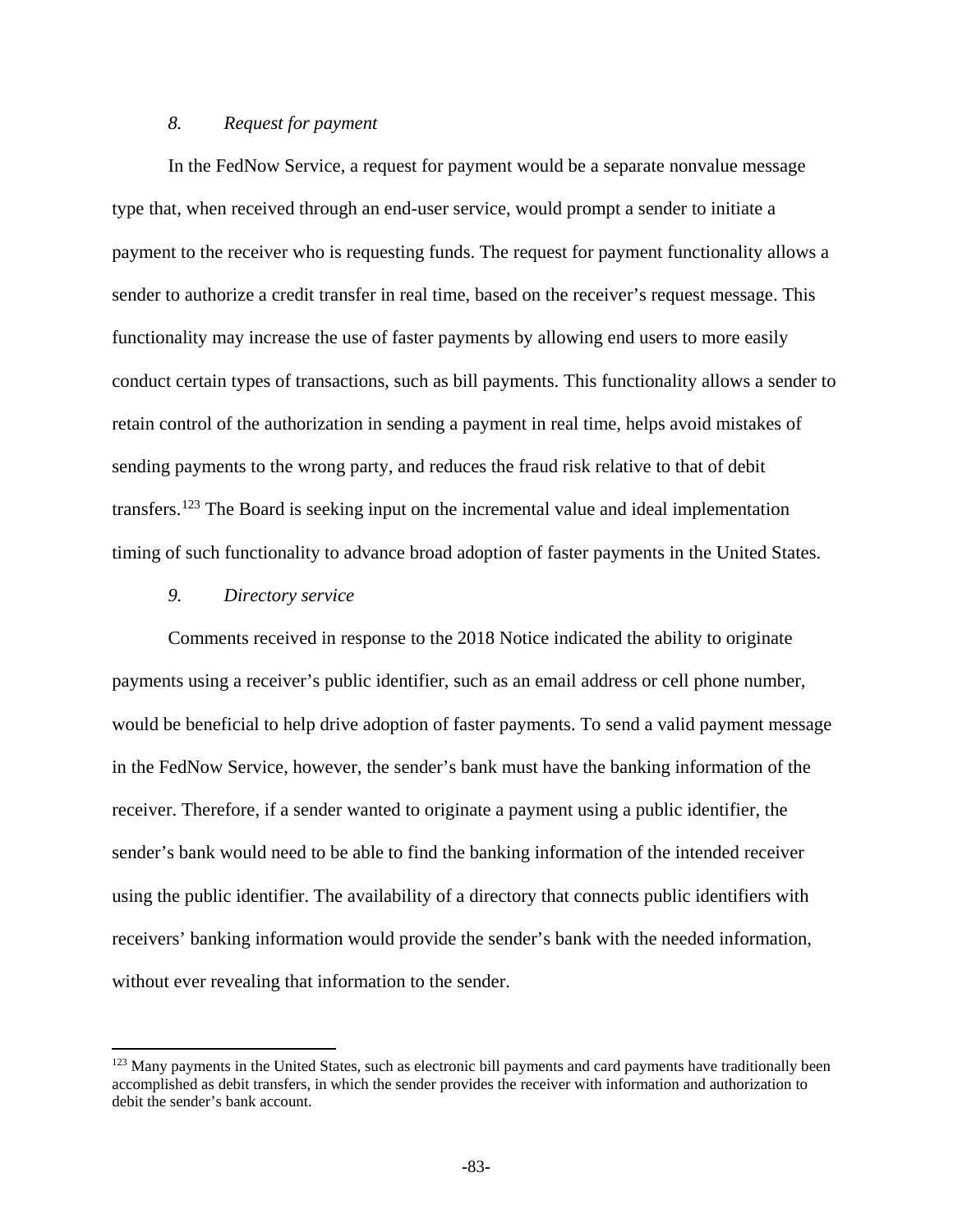### *8. Request for payment*

In the FedNow Service, a request for payment would be a separate nonvalue message type that, when received through an end-user service, would prompt a sender to initiate a payment to the receiver who is requesting funds. The request for payment functionality allows a sender to authorize a credit transfer in real time, based on the receiver's request message. This functionality may increase the use of faster payments by allowing end users to more easily conduct certain types of transactions, such as bill payments. This functionality allows a sender to retain control of the authorization in sending a payment in real time, helps avoid mistakes of sending payments to the wrong party, and reduces the fraud risk relative to that of debit transfers.[123] The Board is seeking input on the incremental value and ideal implementation timing of such functionality to advance broad adoption of faster payments in the United States.

### *9. Directory service*

Comments received in response to the 2018 Notice indicated the ability to originate payments using a receiver's public identifier, such as an email address or cell phone number, would be beneficial to help drive adoption of faster payments. To send a valid payment message in the FedNow Service, however, the sender's bank must have the banking information of the receiver. Therefore, if a sender wanted to originate a payment using a public identifier, the sender's bank would need to be able to find the banking information of the intended receiver using the public identifier. The availability of a directory that connects public identifiers with receivers' banking information would provide the sender's bank with the needed information, without ever revealing that information to the sender.

---

[123] Many payments in the United States, such as electronic bill payments and card payments have traditionally been accomplished as debit transfers, in which the sender provides the receiver with information and authorization to debit the sender's bank account.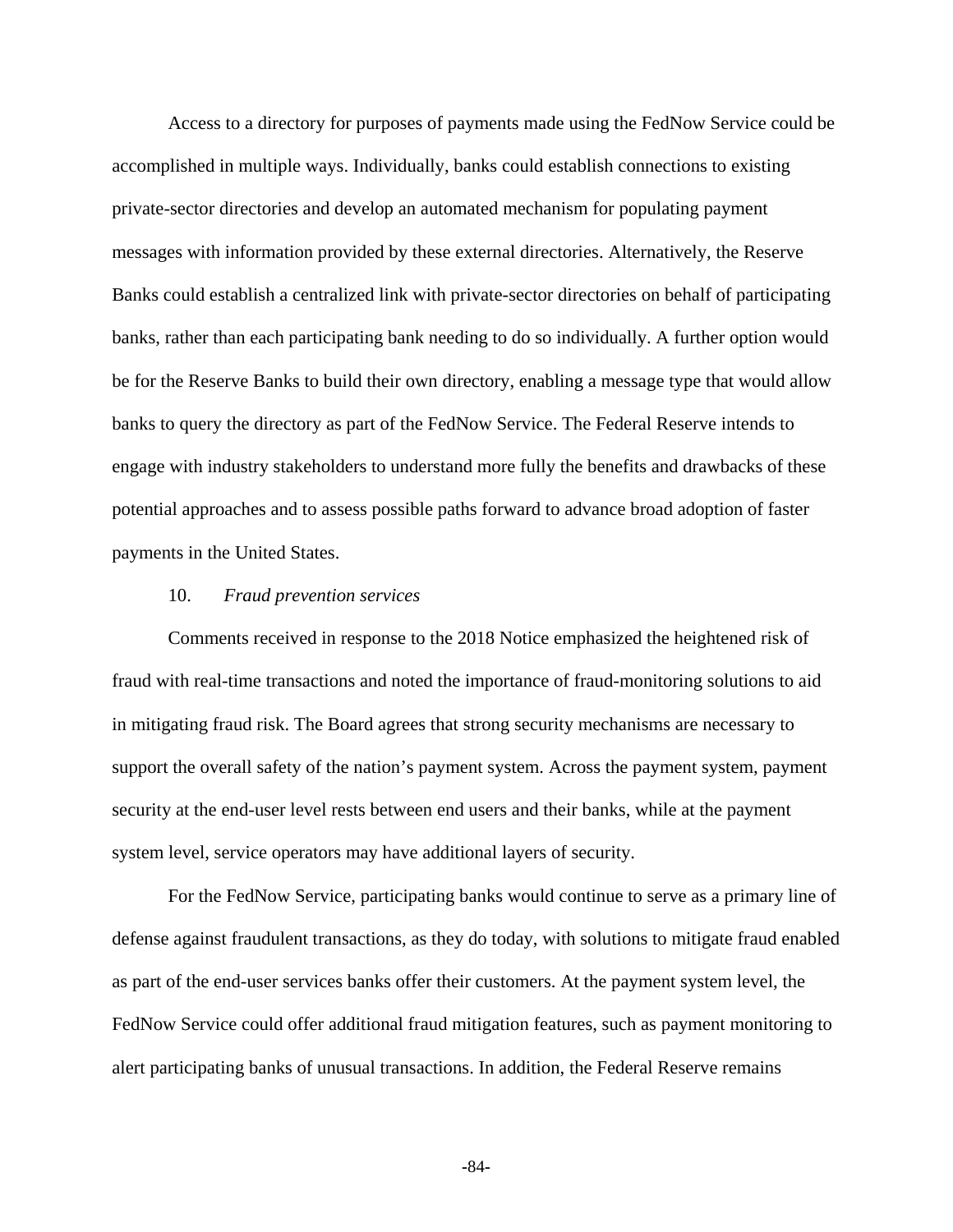Access to a directory for purposes of payments made using the FedNow Service could be accomplished in multiple ways. Individually, banks could establish connections to existing private-sector directories and develop an automated mechanism for populating payment messages with information provided by these external directories. Alternatively, the Reserve Banks could establish a centralized link with private-sector directories on behalf of participating banks, rather than each participating bank needing to do so individually. A further option would be for the Reserve Banks to build their own directory, enabling a message type that would allow banks to query the directory as part of the FedNow Service. The Federal Reserve intends to engage with industry stakeholders to understand more fully the benefits and drawbacks of these potential approaches and to assess possible paths forward to advance broad adoption of faster payments in the United States.

#### 10. *Fraud prevention services*

Comments received in response to the 2018 Notice emphasized the heightened risk of fraud with real-time transactions and noted the importance of fraud-monitoring solutions to aid in mitigating fraud risk. The Board agrees that strong security mechanisms are necessary to support the overall safety of the nation's payment system. Across the payment system, payment security at the end-user level rests between end users and their banks, while at the payment system level, service operators may have additional layers of security.

For the FedNow Service, participating banks would continue to serve as a primary line of defense against fraudulent transactions, as they do today, with solutions to mitigate fraud enabled as part of the end-user services banks offer their customers. At the payment system level, the FedNow Service could offer additional fraud mitigation features, such as payment monitoring to alert participating banks of unusual transactions. In addition, the Federal Reserve remains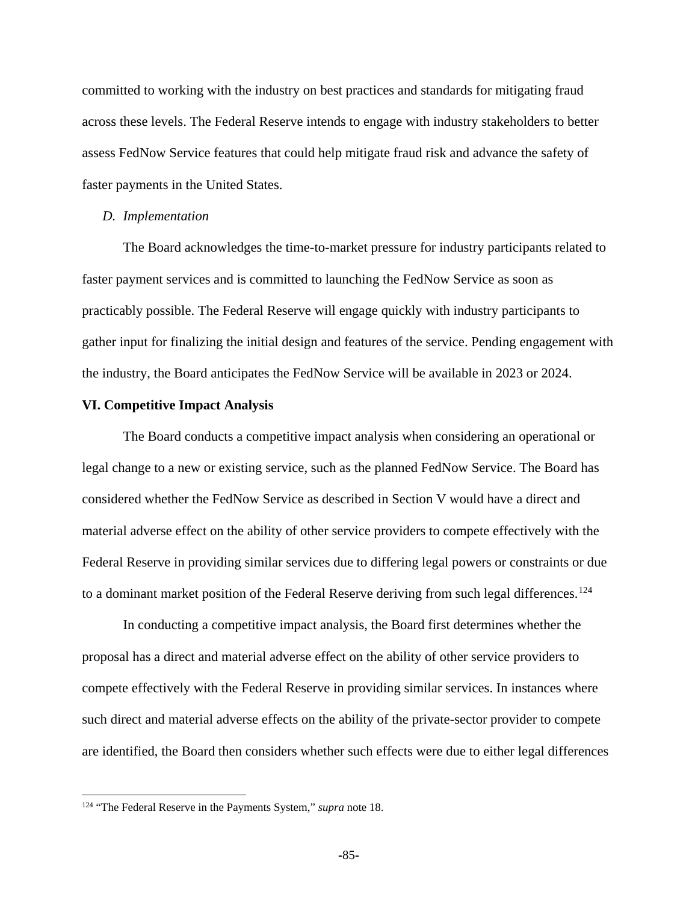committed to working with the industry on best practices and standards for mitigating fraud across these levels. The Federal Reserve intends to engage with industry stakeholders to better assess FedNow Service features that could help mitigate fraud risk and advance the safety of faster payments in the United States.

### *D. Implementation*

The Board acknowledges the time-to-market pressure for industry participants related to faster payment services and is committed to launching the FedNow Service as soon as practicably possible. The Federal Reserve will engage quickly with industry participants to gather input for finalizing the initial design and features of the service. Pending engagement with the industry, the Board anticipates the FedNow Service will be available in 2023 or 2024.

## VI. Competitive Impact Analysis

The Board conducts a competitive impact analysis when considering an operational or legal change to a new or existing service, such as the planned FedNow Service. The Board has considered whether the FedNow Service as described in Section V would have a direct and material adverse effect on the ability of other service providers to compete effectively with the Federal Reserve in providing similar services due to differing legal powers or constraints or due to a dominant market position of the Federal Reserve deriving from such legal differences.[124]

In conducting a competitive impact analysis, the Board first determines whether the proposal has a direct and material adverse effect on the ability of other service providers to compete effectively with the Federal Reserve in providing similar services. In instances where such direct and material adverse effects on the ability of the private-sector provider to compete are identified, the Board then considers whether such effects were due to either legal differences

---

[124] "The Federal Reserve in the Payments System," *supra* note 18.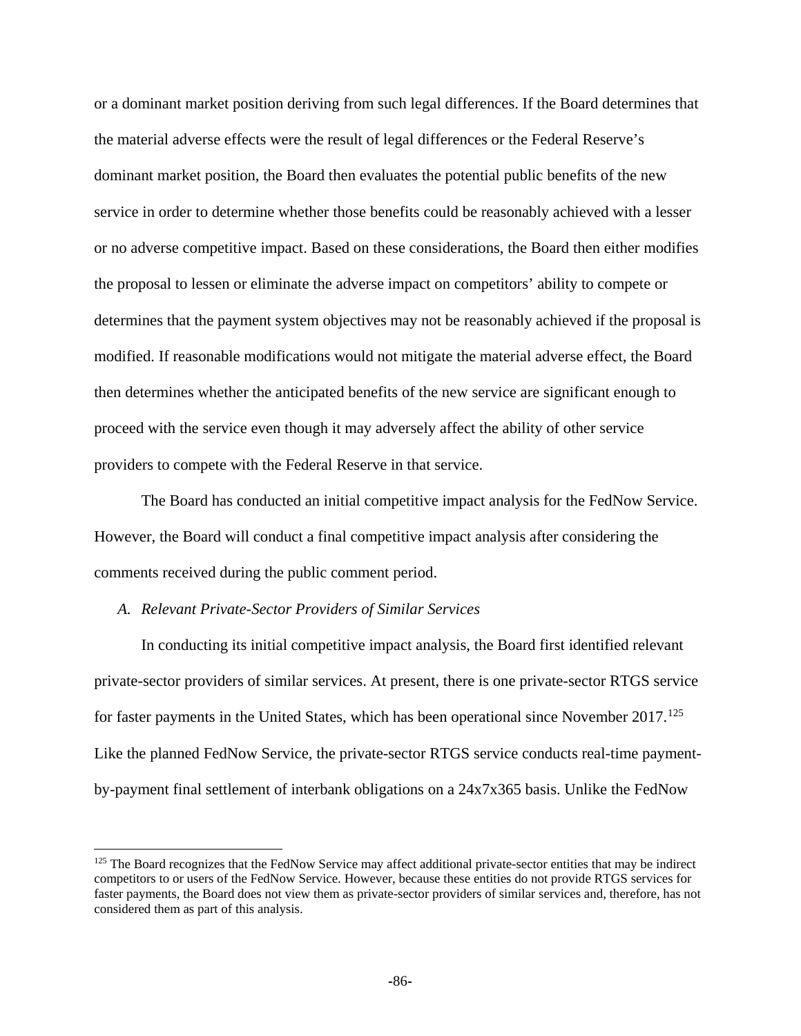or a dominant market position deriving from such legal differences. If the Board determines that the material adverse effects were the result of legal differences or the Federal Reserve's dominant market position, the Board then evaluates the potential public benefits of the new service in order to determine whether those benefits could be reasonably achieved with a lesser or no adverse competitive impact. Based on these considerations, the Board then either modifies the proposal to lessen or eliminate the adverse impact on competitors' ability to compete or determines that the payment system objectives may not be reasonably achieved if the proposal is modified. If reasonable modifications would not mitigate the material adverse effect, the Board then determines whether the anticipated benefits of the new service are significant enough to proceed with the service even though it may adversely affect the ability of other service providers to compete with the Federal Reserve in that service.

The Board has conducted an initial competitive impact analysis for the FedNow Service. However, the Board will conduct a final competitive impact analysis after considering the comments received during the public comment period.

### *A. Relevant Private-Sector Providers of Similar Services*

In conducting its initial competitive impact analysis, the Board first identified relevant private-sector providers of similar services. At present, there is one private-sector RTGS service for faster payments in the United States, which has been operational since November 2017.[125] Like the planned FedNow Service, the private-sector RTGS service conducts real-time payment-by-payment final settlement of interbank obligations on a 24x7x365 basis. Unlike the FedNow

[125] The Board recognizes that the FedNow Service may affect additional private-sector entities that may be indirect competitors to or users of the FedNow Service. However, because these entities do not provide RTGS services for faster payments, the Board does not view them as private-sector providers of similar services and, therefore, has not considered them as part of this analysis.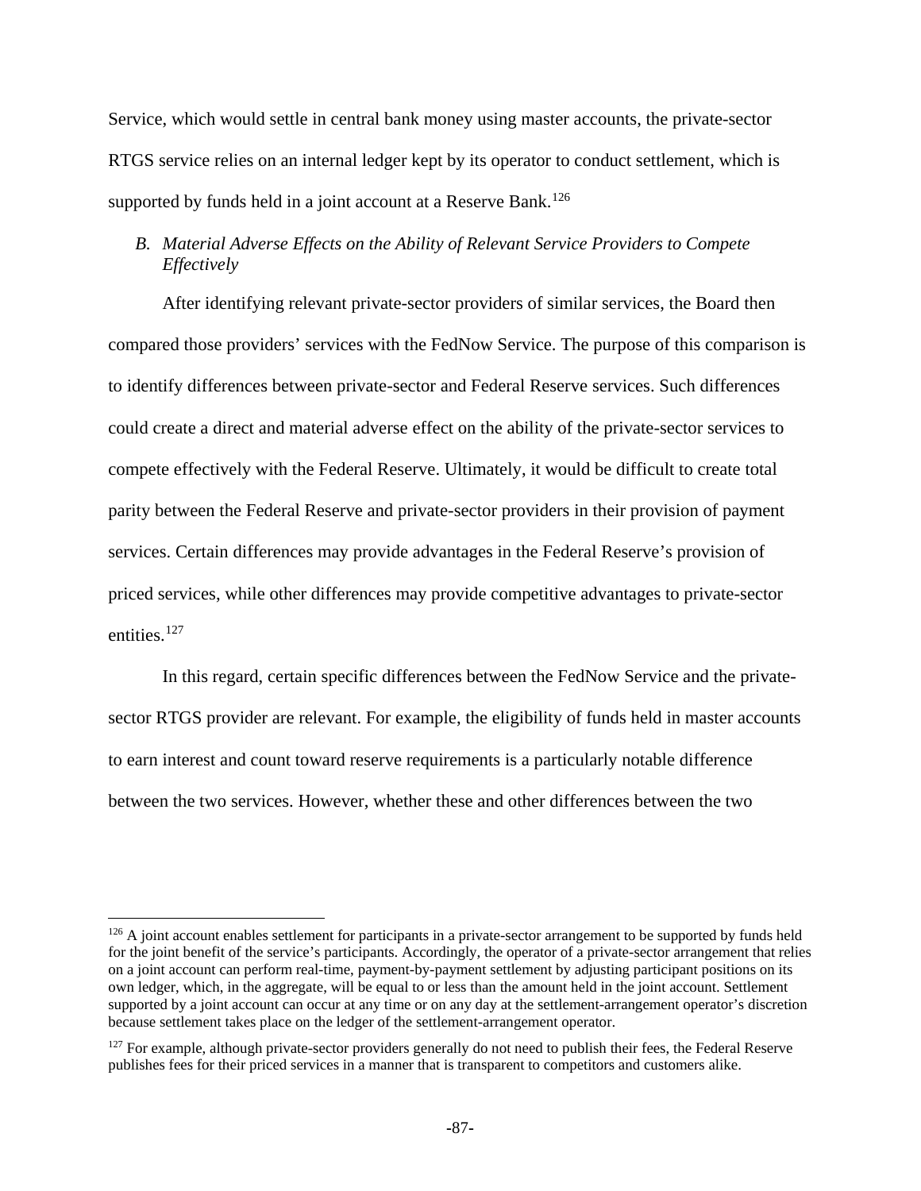Service, which would settle in central bank money using master accounts, the private-sector RTGS service relies on an internal ledger kept by its operator to conduct settlement, which is supported by funds held in a joint account at a Reserve Bank.[126]

### *B. Material Adverse Effects on the Ability of Relevant Service Providers to Compete Effectively*

After identifying relevant private-sector providers of similar services, the Board then compared those providers' services with the FedNow Service. The purpose of this comparison is to identify differences between private-sector and Federal Reserve services. Such differences could create a direct and material adverse effect on the ability of the private-sector services to compete effectively with the Federal Reserve. Ultimately, it would be difficult to create total parity between the Federal Reserve and private-sector providers in their provision of payment services. Certain differences may provide advantages in the Federal Reserve's provision of priced services, while other differences may provide competitive advantages to private-sector entities.[127]

In this regard, certain specific differences between the FedNow Service and the private-sector RTGS provider are relevant. For example, the eligibility of funds held in master accounts to earn interest and count toward reserve requirements is a particularly notable difference between the two services. However, whether these and other differences between the two

---

[126] A joint account enables settlement for participants in a private-sector arrangement to be supported by funds held for the joint benefit of the service's participants. Accordingly, the operator of a private-sector arrangement that relies on a joint account can perform real-time, payment-by-payment settlement by adjusting participant positions on its own ledger, which, in the aggregate, will be equal to or less than the amount held in the joint account. Settlement supported by a joint account can occur at any time or on any day at the settlement-arrangement operator's discretion because settlement takes place on the ledger of the settlement-arrangement operator.

[127] For example, although private-sector providers generally do not need to publish their fees, the Federal Reserve publishes fees for their priced services in a manner that is transparent to competitors and customers alike.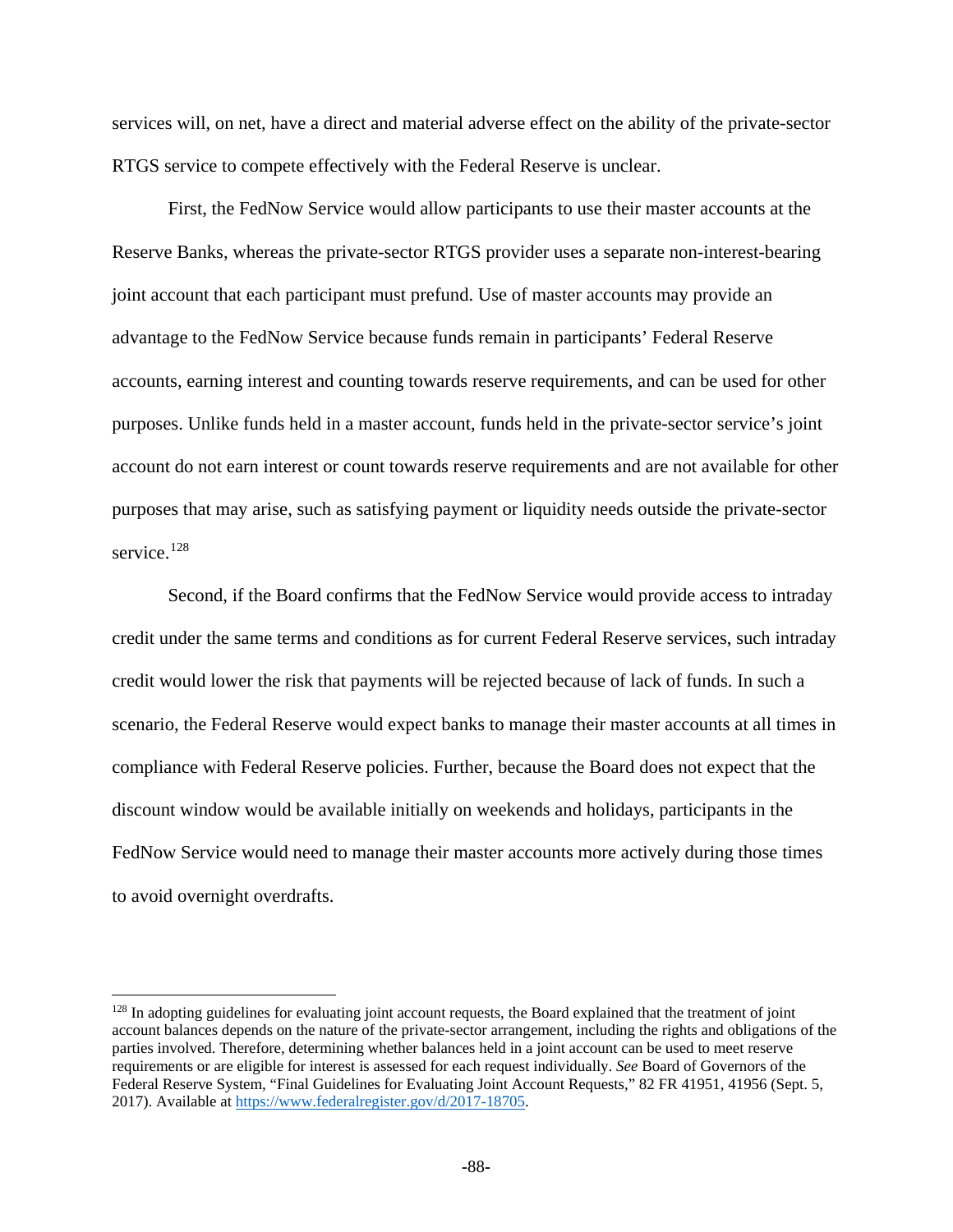services will, on net, have a direct and material adverse effect on the ability of the private-sector RTGS service to compete effectively with the Federal Reserve is unclear.

First, the FedNow Service would allow participants to use their master accounts at the Reserve Banks, whereas the private-sector RTGS provider uses a separate non-interest-bearing joint account that each participant must prefund. Use of master accounts may provide an advantage to the FedNow Service because funds remain in participants' Federal Reserve accounts, earning interest and counting towards reserve requirements, and can be used for other purposes. Unlike funds held in a master account, funds held in the private-sector service's joint account do not earn interest or count towards reserve requirements and are not available for other purposes that may arise, such as satisfying payment or liquidity needs outside the private-sector service.[128]

Second, if the Board confirms that the FedNow Service would provide access to intraday credit under the same terms and conditions as for current Federal Reserve services, such intraday credit would lower the risk that payments will be rejected because of lack of funds. In such a scenario, the Federal Reserve would expect banks to manage their master accounts at all times in compliance with Federal Reserve policies. Further, because the Board does not expect that the discount window would be available initially on weekends and holidays, participants in the FedNow Service would need to manage their master accounts more actively during those times to avoid overnight overdrafts.

---

[128] In adopting guidelines for evaluating joint account requests, the Board explained that the treatment of joint account balances depends on the nature of the private-sector arrangement, including the rights and obligations of the parties involved. Therefore, determining whether balances held in a joint account can be used to meet reserve requirements or are eligible for interest is assessed for each request individually. *See* Board of Governors of the Federal Reserve System, "Final Guidelines for Evaluating Joint Account Requests," 82 FR 41951, 41956 (Sept. 5, 2017). Available at https://www.federalregister.gov/d/2017-18705.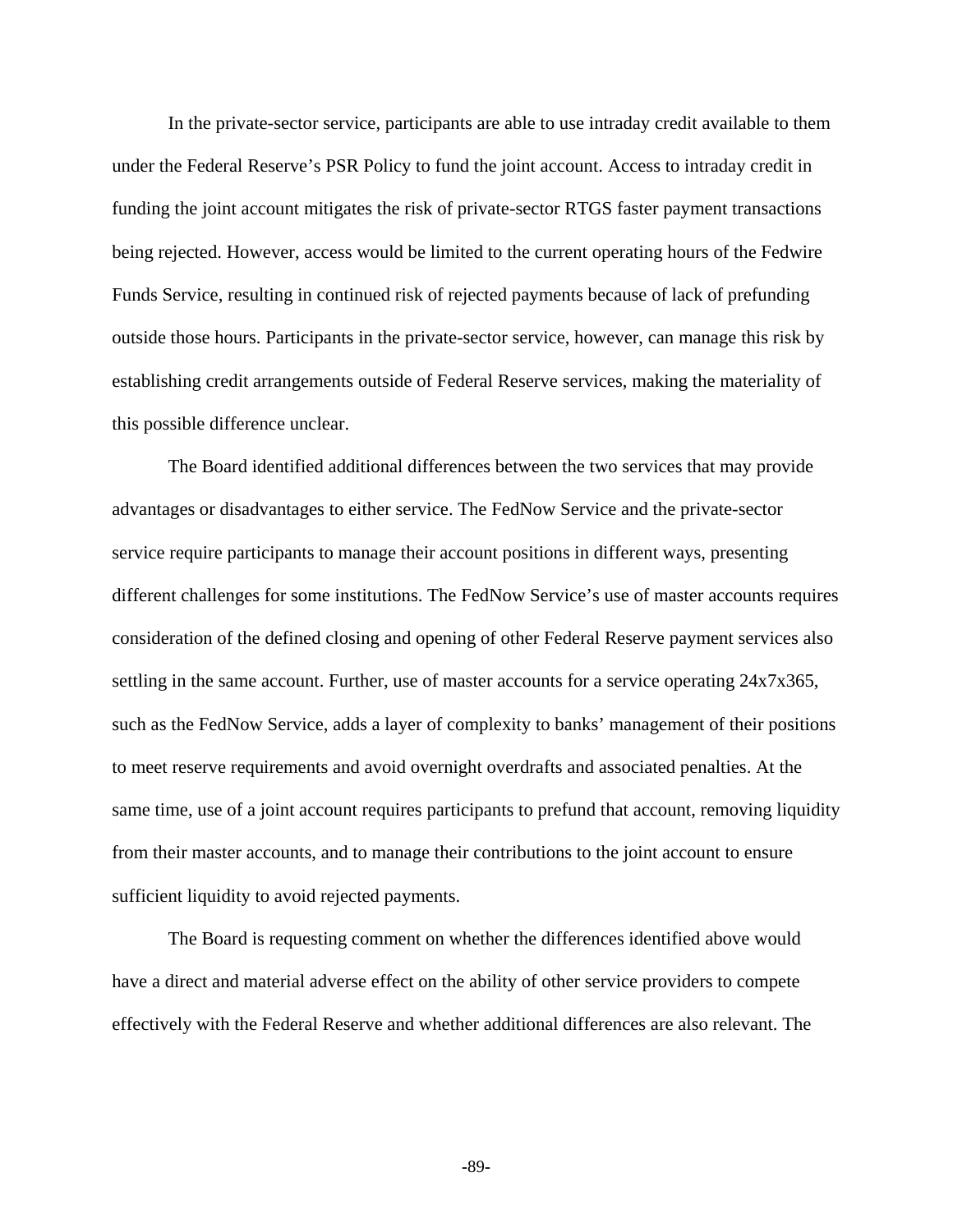In the private-sector service, participants are able to use intraday credit available to them under the Federal Reserve's PSR Policy to fund the joint account. Access to intraday credit in funding the joint account mitigates the risk of private-sector RTGS faster payment transactions being rejected. However, access would be limited to the current operating hours of the Fedwire Funds Service, resulting in continued risk of rejected payments because of lack of prefunding outside those hours. Participants in the private-sector service, however, can manage this risk by establishing credit arrangements outside of Federal Reserve services, making the materiality of this possible difference unclear.

The Board identified additional differences between the two services that may provide advantages or disadvantages to either service. The FedNow Service and the private-sector service require participants to manage their account positions in different ways, presenting different challenges for some institutions. The FedNow Service's use of master accounts requires consideration of the defined closing and opening of other Federal Reserve payment services also settling in the same account. Further, use of master accounts for a service operating 24x7x365, such as the FedNow Service, adds a layer of complexity to banks' management of their positions to meet reserve requirements and avoid overnight overdrafts and associated penalties. At the same time, use of a joint account requires participants to prefund that account, removing liquidity from their master accounts, and to manage their contributions to the joint account to ensure sufficient liquidity to avoid rejected payments.

The Board is requesting comment on whether the differences identified above would have a direct and material adverse effect on the ability of other service providers to compete effectively with the Federal Reserve and whether additional differences are also relevant. The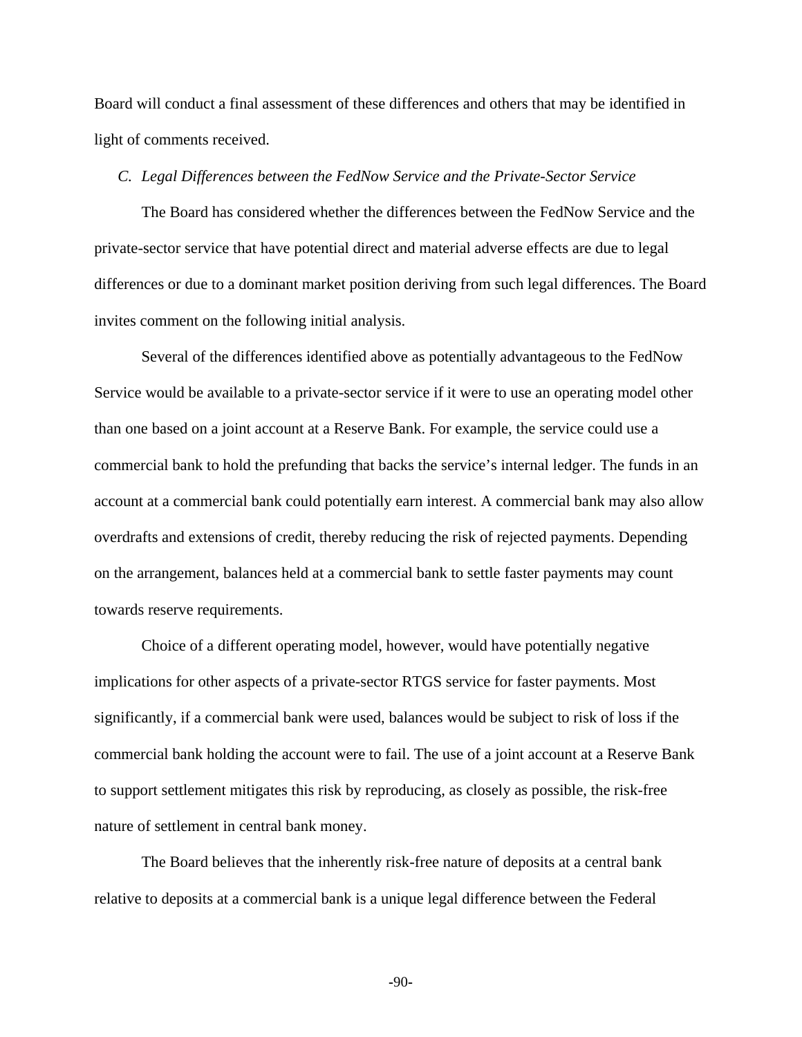Board will conduct a final assessment of these differences and others that may be identified in light of comments received.

*C. Legal Differences between the FedNow Service and the Private-Sector Service*

The Board has considered whether the differences between the FedNow Service and the private-sector service that have potential direct and material adverse effects are due to legal differences or due to a dominant market position deriving from such legal differences. The Board invites comment on the following initial analysis.

Several of the differences identified above as potentially advantageous to the FedNow Service would be available to a private-sector service if it were to use an operating model other than one based on a joint account at a Reserve Bank. For example, the service could use a commercial bank to hold the prefunding that backs the service's internal ledger. The funds in an account at a commercial bank could potentially earn interest. A commercial bank may also allow overdrafts and extensions of credit, thereby reducing the risk of rejected payments. Depending on the arrangement, balances held at a commercial bank to settle faster payments may count towards reserve requirements.

Choice of a different operating model, however, would have potentially negative implications for other aspects of a private-sector RTGS service for faster payments. Most significantly, if a commercial bank were used, balances would be subject to risk of loss if the commercial bank holding the account were to fail. The use of a joint account at a Reserve Bank to support settlement mitigates this risk by reproducing, as closely as possible, the risk-free nature of settlement in central bank money.

The Board believes that the inherently risk-free nature of deposits at a central bank relative to deposits at a commercial bank is a unique legal difference between the Federal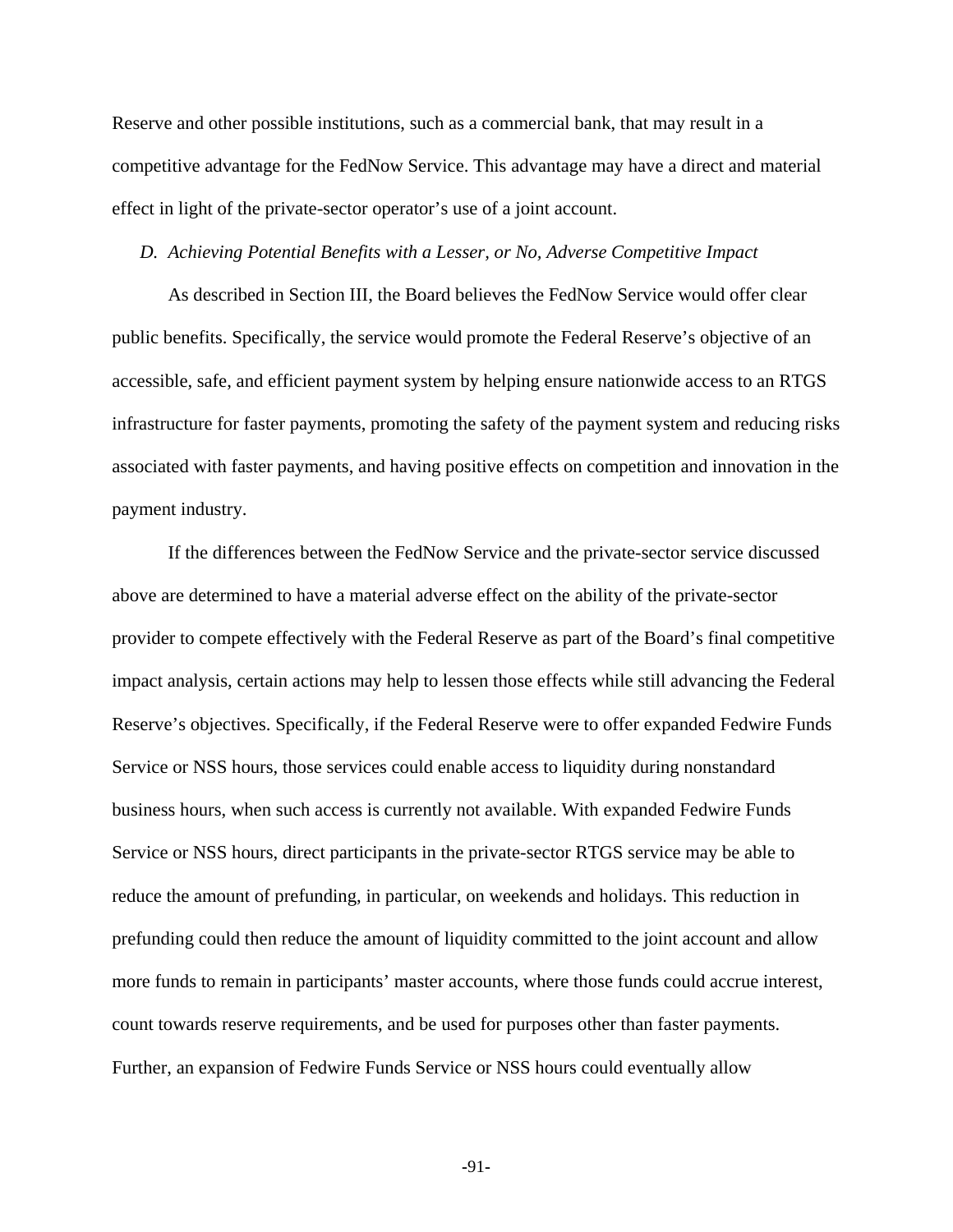Reserve and other possible institutions, such as a commercial bank, that may result in a competitive advantage for the FedNow Service. This advantage may have a direct and material effect in light of the private-sector operator's use of a joint account.

### *D. Achieving Potential Benefits with a Lesser, or No, Adverse Competitive Impact*

As described in Section III, the Board believes the FedNow Service would offer clear public benefits. Specifically, the service would promote the Federal Reserve's objective of an accessible, safe, and efficient payment system by helping ensure nationwide access to an RTGS infrastructure for faster payments, promoting the safety of the payment system and reducing risks associated with faster payments, and having positive effects on competition and innovation in the payment industry.

If the differences between the FedNow Service and the private-sector service discussed above are determined to have a material adverse effect on the ability of the private-sector provider to compete effectively with the Federal Reserve as part of the Board's final competitive impact analysis, certain actions may help to lessen those effects while still advancing the Federal Reserve's objectives. Specifically, if the Federal Reserve were to offer expanded Fedwire Funds Service or NSS hours, those services could enable access to liquidity during nonstandard business hours, when such access is currently not available. With expanded Fedwire Funds Service or NSS hours, direct participants in the private-sector RTGS service may be able to reduce the amount of prefunding, in particular, on weekends and holidays. This reduction in prefunding could then reduce the amount of liquidity committed to the joint account and allow more funds to remain in participants' master accounts, where those funds could accrue interest, count towards reserve requirements, and be used for purposes other than faster payments. Further, an expansion of Fedwire Funds Service or NSS hours could eventually allow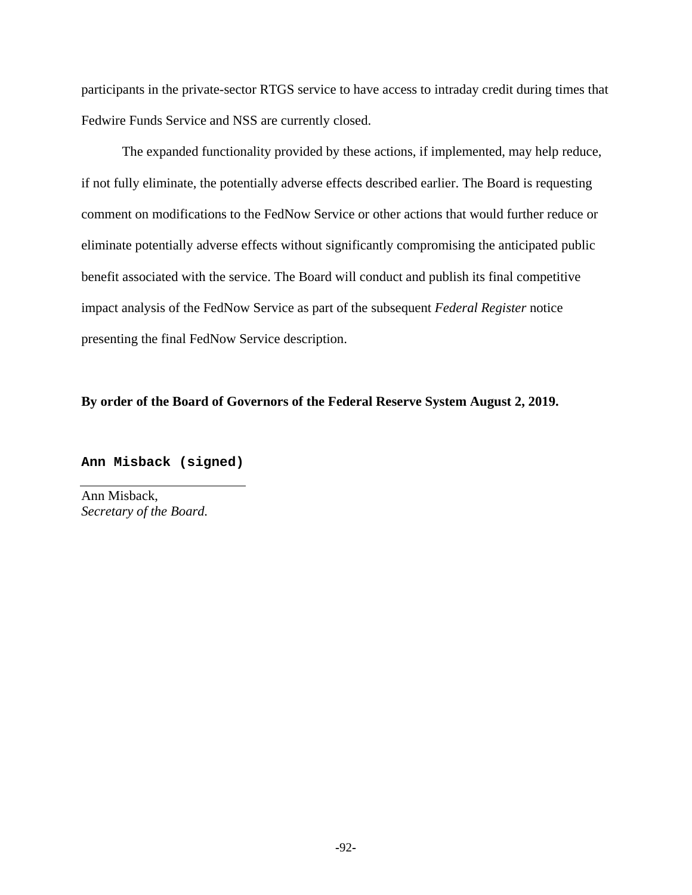participants in the private-sector RTGS service to have access to intraday credit during times that Fedwire Funds Service and NSS are currently closed.

The expanded functionality provided by these actions, if implemented, may help reduce, if not fully eliminate, the potentially adverse effects described earlier. The Board is requesting comment on modifications to the FedNow Service or other actions that would further reduce or eliminate potentially adverse effects without significantly compromising the anticipated public benefit associated with the service. The Board will conduct and publish its final competitive impact analysis of the FedNow Service as part of the subsequent *Federal Register* notice presenting the final FedNow Service description.

**By order of the Board of Governors of the Federal Reserve System August 2, 2019.**

**Ann Misback (signed)**

Ann Misback,
*Secretary of the Board.*